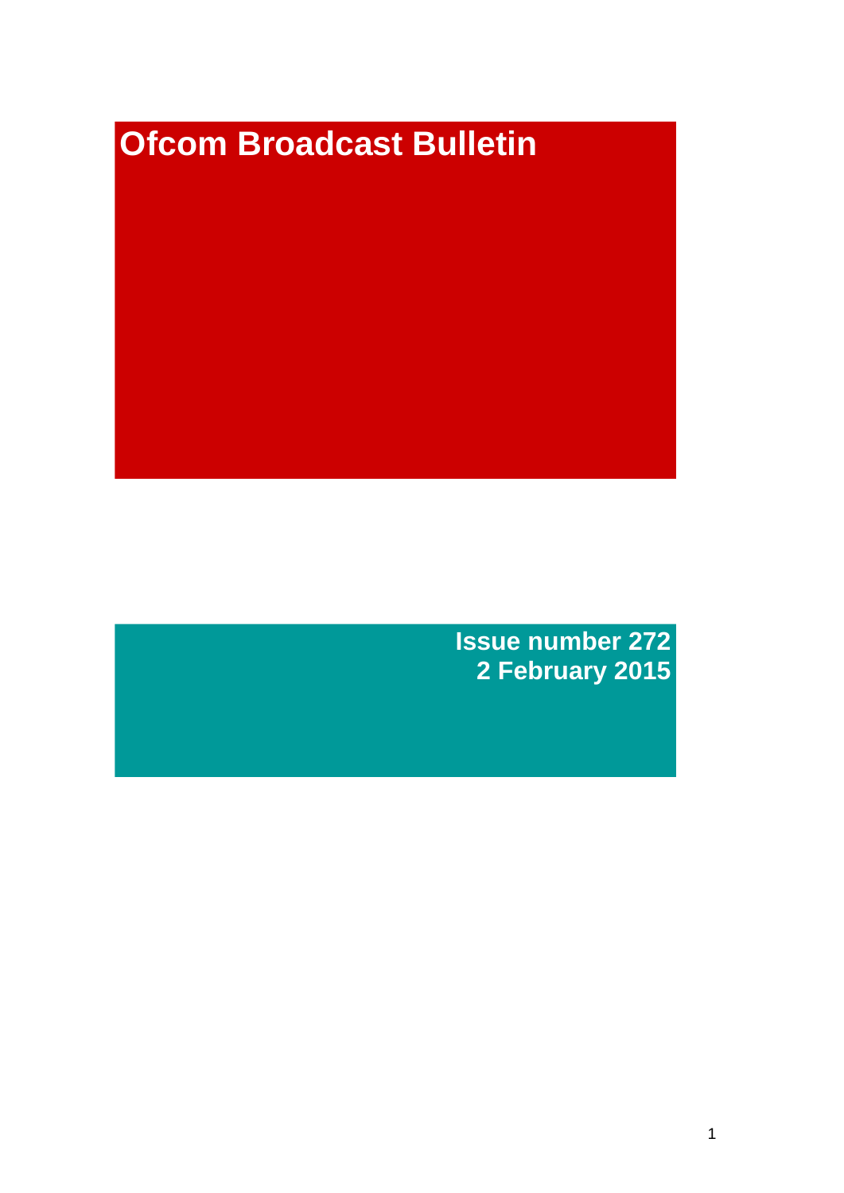# Ofcom Broadcast Bulletin

**Issue number 272**
**2 February 2015**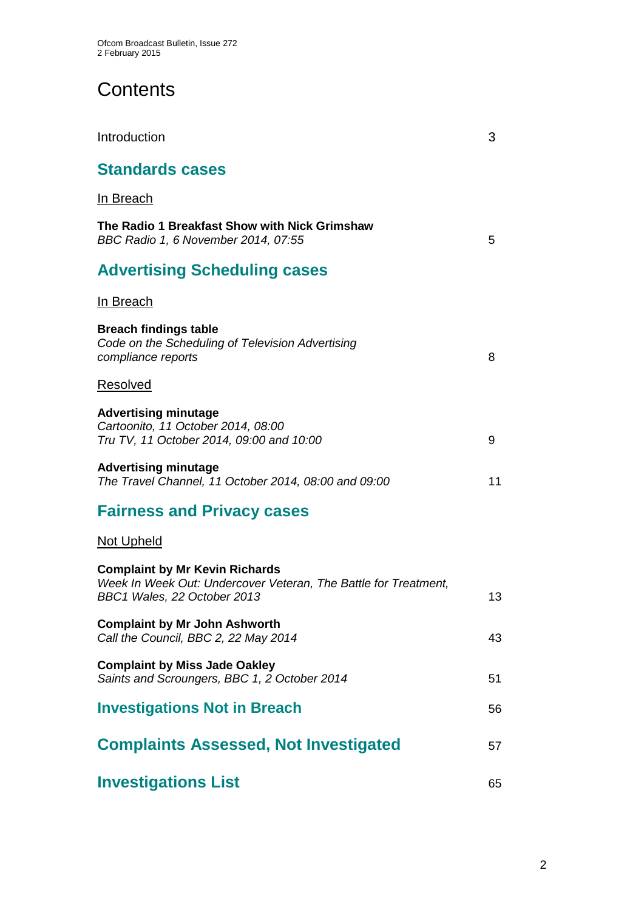# Contents

| | |
|---|---|
| Introduction | 3 |

## Standards cases

In Breach

| | |
|---|---|
| **The Radio 1 Breakfast Show with Nick Grimshaw**<br>*BBC Radio 1, 6 November 2014, 07:55* | 5 |

## Advertising Scheduling cases

In Breach

| | |
|---|---|
| **Breach findings table**<br>*Code on the Scheduling of Television Advertising compliance reports* | 8 |

Resolved

| | |
|---|---|
| **Advertising minutage**<br>*Cartoonito, 11 October 2014, 08:00*<br>*Tru TV, 11 October 2014, 09:00 and 10:00* | 9 |
| **Advertising minutage**<br>*The Travel Channel, 11 October 2014, 08:00 and 09:00* | 11 |

## Fairness and Privacy cases

Not Upheld

| | |
|---|---|
| **Complaint by Mr Kevin Richards**<br>*Week In Week Out: Undercover Veteran, The Battle for Treatment, BBC1 Wales, 22 October 2013* | 13 |
| **Complaint by Mr John Ashworth**<br>*Call the Council, BBC 2, 22 May 2014* | 43 |
| **Complaint by Miss Jade Oakley**<br>*Saints and Scroungers, BBC 1, 2 October 2014* | 51 |

## Investigations Not in Breach — 56

## Complaints Assessed, Not Investigated — 57

## Investigations List — 65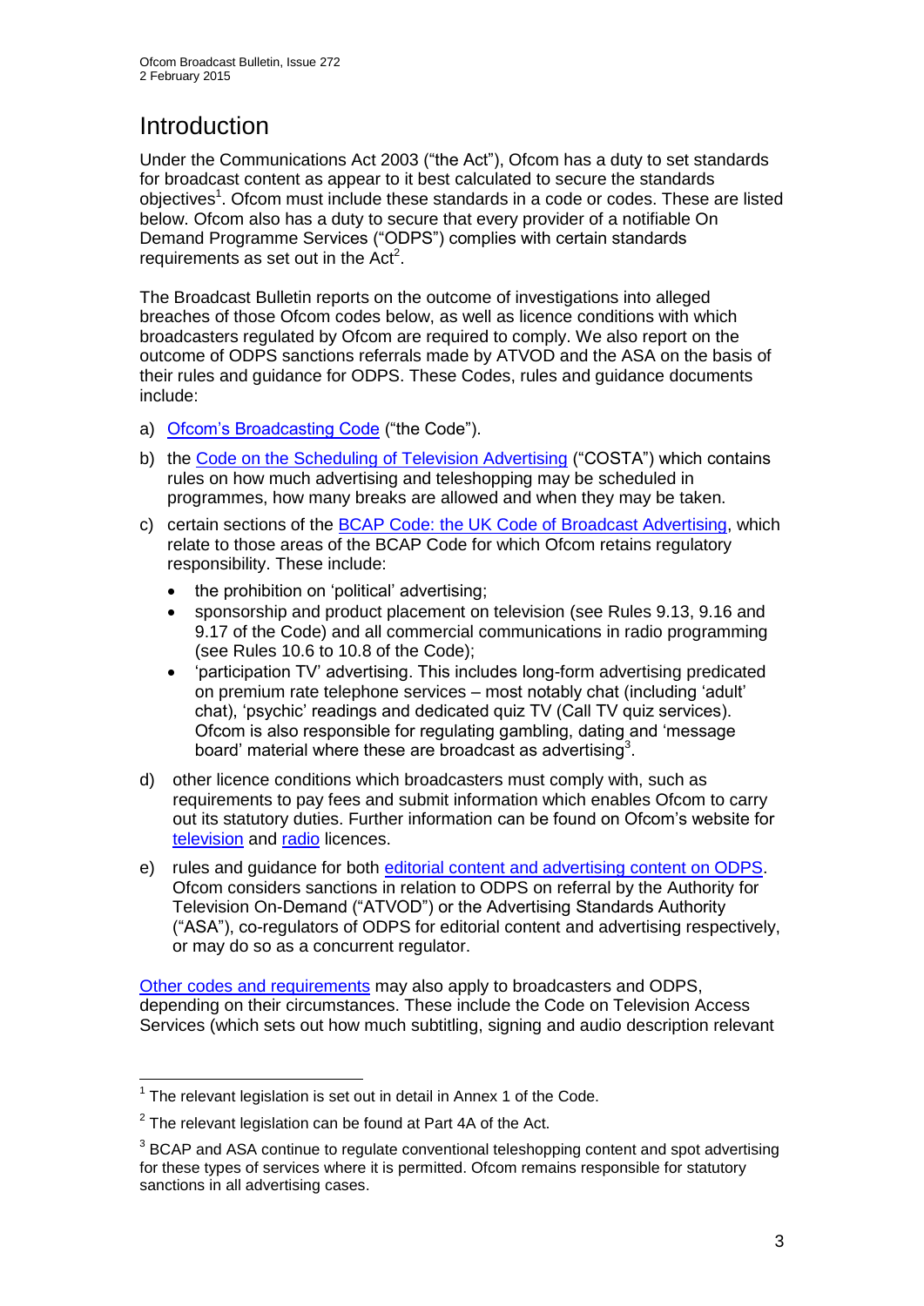# Introduction

Under the Communications Act 2003 ("the Act"), Ofcom has a duty to set standards for broadcast content as appear to it best calculated to secure the standards objectives[1]. Ofcom must include these standards in a code or codes. These are listed below. Ofcom also has a duty to secure that every provider of a notifiable On Demand Programme Services ("ODPS") complies with certain standards requirements as set out in the Act[2].

The Broadcast Bulletin reports on the outcome of investigations into alleged breaches of those Ofcom codes below, as well as licence conditions with which broadcasters regulated by Ofcom are required to comply. We also report on the outcome of ODPS sanctions referrals made by ATVOD and the ASA on the basis of their rules and guidance for ODPS. These Codes, rules and guidance documents include:

a) Ofcom's Broadcasting Code ("the Code").

b) the Code on the Scheduling of Television Advertising ("COSTA") which contains rules on how much advertising and teleshopping may be scheduled in programmes, how many breaks are allowed and when they may be taken.

c) certain sections of the BCAP Code: the UK Code of Broadcast Advertising, which relate to those areas of the BCAP Code for which Ofcom retains regulatory responsibility. These include:
   - the prohibition on 'political' advertising;
   - sponsorship and product placement on television (see Rules 9.13, 9.16 and 9.17 of the Code) and all commercial communications in radio programming (see Rules 10.6 to 10.8 of the Code);
   - 'participation TV' advertising. This includes long-form advertising predicated on premium rate telephone services – most notably chat (including 'adult' chat), 'psychic' readings and dedicated quiz TV (Call TV quiz services). Ofcom is also responsible for regulating gambling, dating and 'message board' material where these are broadcast as advertising[3].

d) other licence conditions which broadcasters must comply with, such as requirements to pay fees and submit information which enables Ofcom to carry out its statutory duties. Further information can be found on Ofcom's website for television and radio licences.

e) rules and guidance for both editorial content and advertising content on ODPS. Ofcom considers sanctions in relation to ODPS on referral by the Authority for Television On-Demand ("ATVOD") or the Advertising Standards Authority ("ASA"), co-regulators of ODPS for editorial content and advertising respectively, or may do so as a concurrent regulator.

Other codes and requirements may also apply to broadcasters and ODPS, depending on their circumstances. These include the Code on Television Access Services (which sets out how much subtitling, signing and audio description relevant

---

[1] The relevant legislation is set out in detail in Annex 1 of the Code.

[2] The relevant legislation can be found at Part 4A of the Act.

[3] BCAP and ASA continue to regulate conventional teleshopping content and spot advertising for these types of services where it is permitted. Ofcom remains responsible for statutory sanctions in all advertising cases.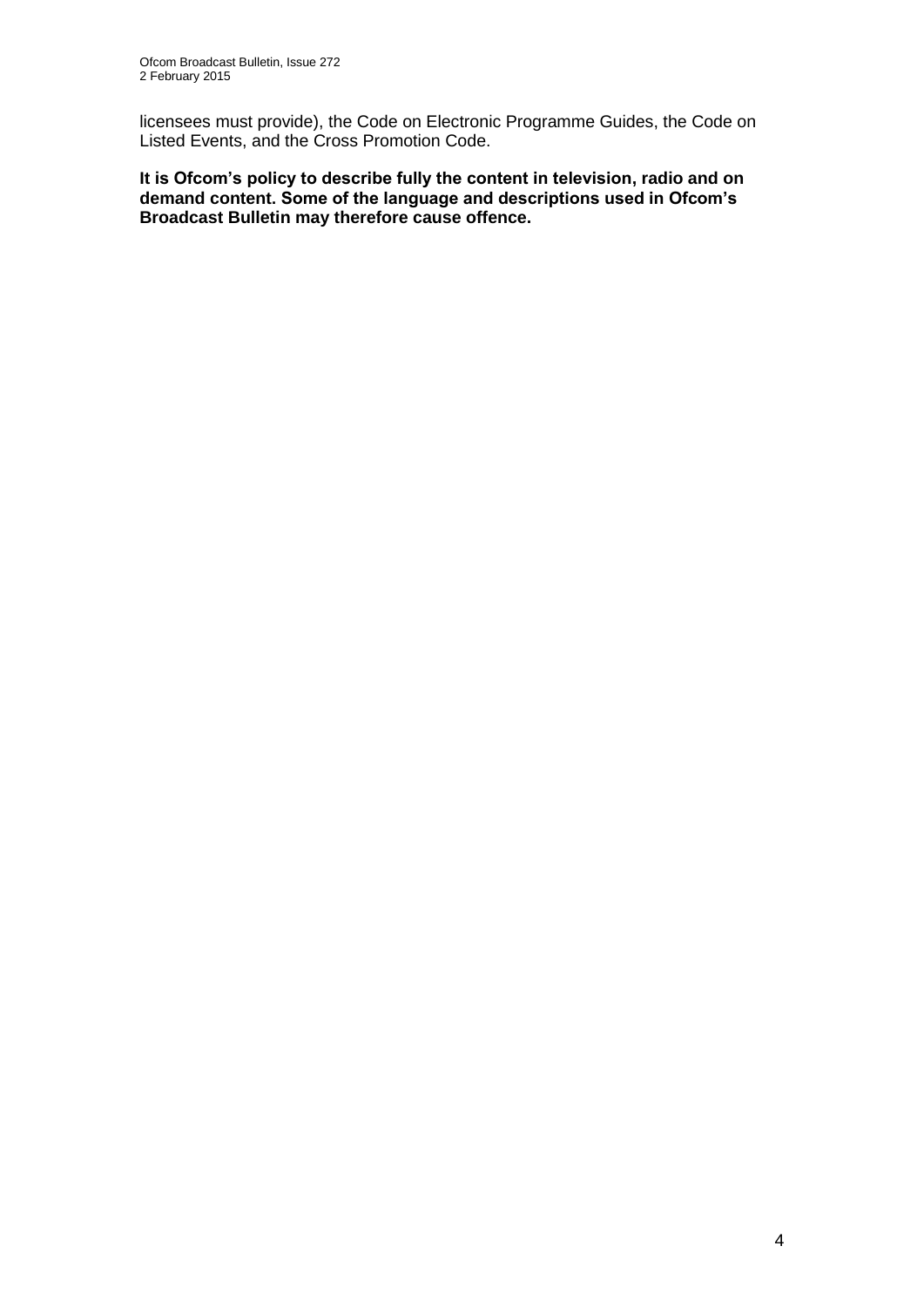licensees must provide), the Code on Electronic Programme Guides, the Code on Listed Events, and the Cross Promotion Code.

**It is Ofcom's policy to describe fully the content in television, radio and on demand content. Some of the language and descriptions used in Ofcom's Broadcast Bulletin may therefore cause offence.**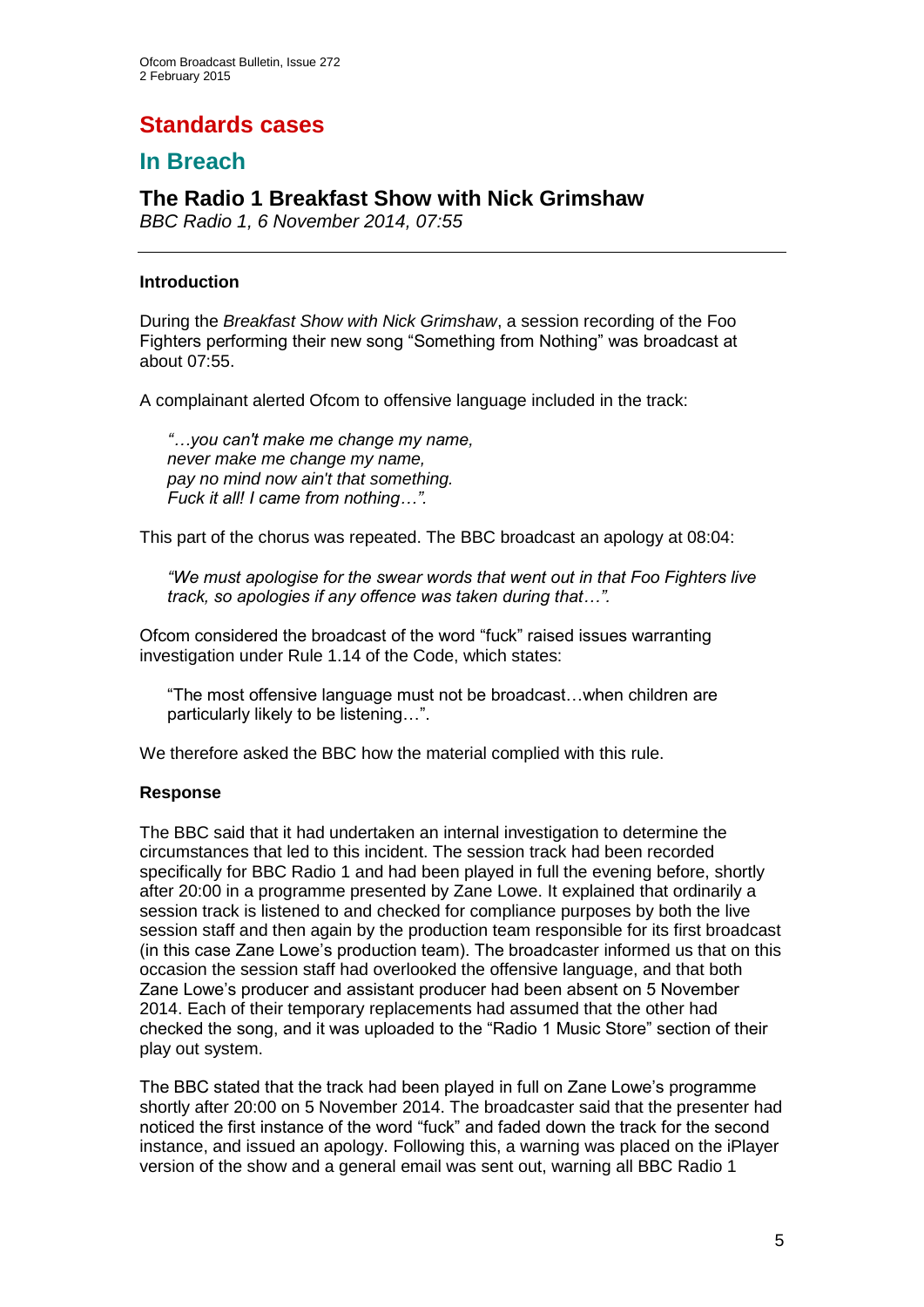# Standards cases

## In Breach

### The Radio 1 Breakfast Show with Nick Grimshaw

*BBC Radio 1, 6 November 2014, 07:55*

---

#### Introduction

During the *Breakfast Show with Nick Grimshaw*, a session recording of the Foo Fighters performing their new song "Something from Nothing" was broadcast at about 07:55.

A complainant alerted Ofcom to offensive language included in the track:

> *"…you can't make me change my name,*
> *never make me change my name,*
> *pay no mind now ain't that something.*
> *Fuck it all! I came from nothing…".*

This part of the chorus was repeated. The BBC broadcast an apology at 08:04:

> *"We must apologise for the swear words that went out in that Foo Fighters live track, so apologies if any offence was taken during that…".*

Ofcom considered the broadcast of the word "fuck" raised issues warranting investigation under Rule 1.14 of the Code, which states:

> "The most offensive language must not be broadcast…when children are particularly likely to be listening…".

We therefore asked the BBC how the material complied with this rule.

#### Response

The BBC said that it had undertaken an internal investigation to determine the circumstances that led to this incident. The session track had been recorded specifically for BBC Radio 1 and had been played in full the evening before, shortly after 20:00 in a programme presented by Zane Lowe. It explained that ordinarily a session track is listened to and checked for compliance purposes by both the live session staff and then again by the production team responsible for its first broadcast (in this case Zane Lowe's production team). The broadcaster informed us that on this occasion the session staff had overlooked the offensive language, and that both Zane Lowe's producer and assistant producer had been absent on 5 November 2014. Each of their temporary replacements had assumed that the other had checked the song, and it was uploaded to the "Radio 1 Music Store" section of their play out system.

The BBC stated that the track had been played in full on Zane Lowe's programme shortly after 20:00 on 5 November 2014. The broadcaster said that the presenter had noticed the first instance of the word "fuck" and faded down the track for the second instance, and issued an apology. Following this, a warning was placed on the iPlayer version of the show and a general email was sent out, warning all BBC Radio 1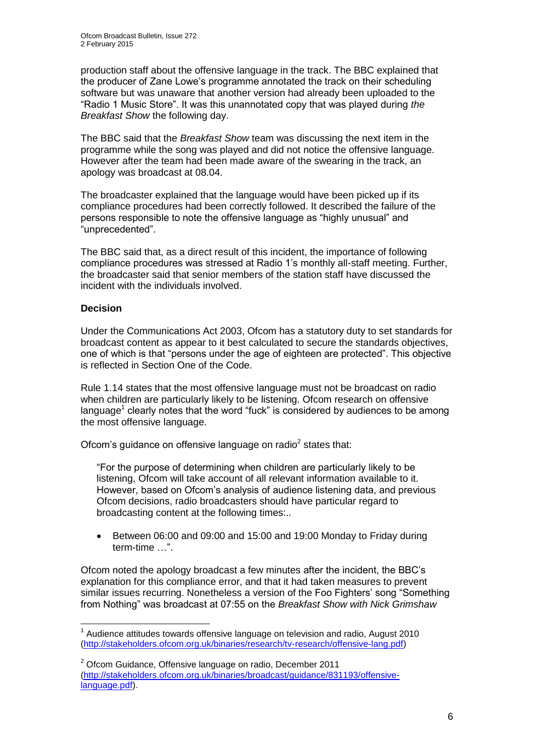production staff about the offensive language in the track. The BBC explained that the producer of Zane Lowe's programme annotated the track on their scheduling software but was unaware that another version had already been uploaded to the "Radio 1 Music Store". It was this unannotated copy that was played during *the Breakfast Show* the following day.

The BBC said that the *Breakfast Show* team was discussing the next item in the programme while the song was played and did not notice the offensive language. However after the team had been made aware of the swearing in the track, an apology was broadcast at 08.04.

The broadcaster explained that the language would have been picked up if its compliance procedures had been correctly followed. It described the failure of the persons responsible to note the offensive language as "highly unusual" and "unprecedented".

The BBC said that, as a direct result of this incident, the importance of following compliance procedures was stressed at Radio 1's monthly all-staff meeting. Further, the broadcaster said that senior members of the station staff have discussed the incident with the individuals involved.

**Decision**

Under the Communications Act 2003, Ofcom has a statutory duty to set standards for broadcast content as appear to it best calculated to secure the standards objectives, one of which is that "persons under the age of eighteen are protected". This objective is reflected in Section One of the Code.

Rule 1.14 states that the most offensive language must not be broadcast on radio when children are particularly likely to be listening. Ofcom research on offensive language[1] clearly notes that the word "fuck" is considered by audiences to be among the most offensive language.

Ofcom's guidance on offensive language on radio[2] states that:

> "For the purpose of determining when children are particularly likely to be listening, Ofcom will take account of all relevant information available to it. However, based on Ofcom's analysis of audience listening data, and previous Ofcom decisions, radio broadcasters should have particular regard to broadcasting content at the following times:..
>
> - Between 06:00 and 09:00 and 15:00 and 19:00 Monday to Friday during term-time …".

Ofcom noted the apology broadcast a few minutes after the incident, the BBC's explanation for this compliance error, and that it had taken measures to prevent similar issues recurring. Nonetheless a version of the Foo Fighters' song "Something from Nothing" was broadcast at 07:55 on the *Breakfast Show with Nick Grimshaw*

---

[1] Audience attitudes towards offensive language on television and radio, August 2010 (http://stakeholders.ofcom.org.uk/binaries/research/tv-research/offensive-lang.pdf)

[2] Ofcom Guidance, Offensive language on radio, December 2011 (http://stakeholders.ofcom.org.uk/binaries/broadcast/guidance/831193/offensive-language.pdf).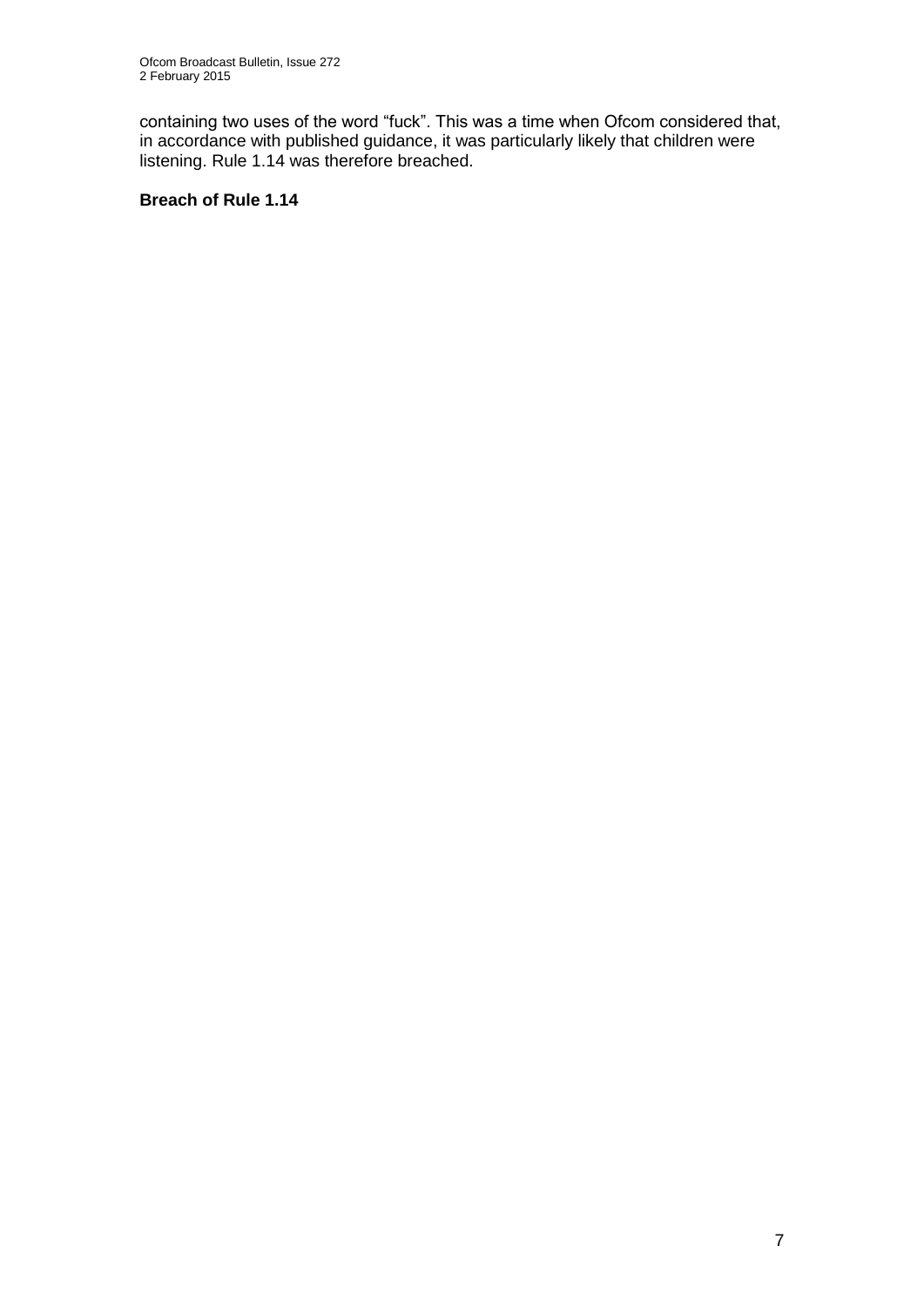containing two uses of the word “fuck”. This was a time when Ofcom considered that, in accordance with published guidance, it was particularly likely that children were listening. Rule 1.14 was therefore breached.

**Breach of Rule 1.14**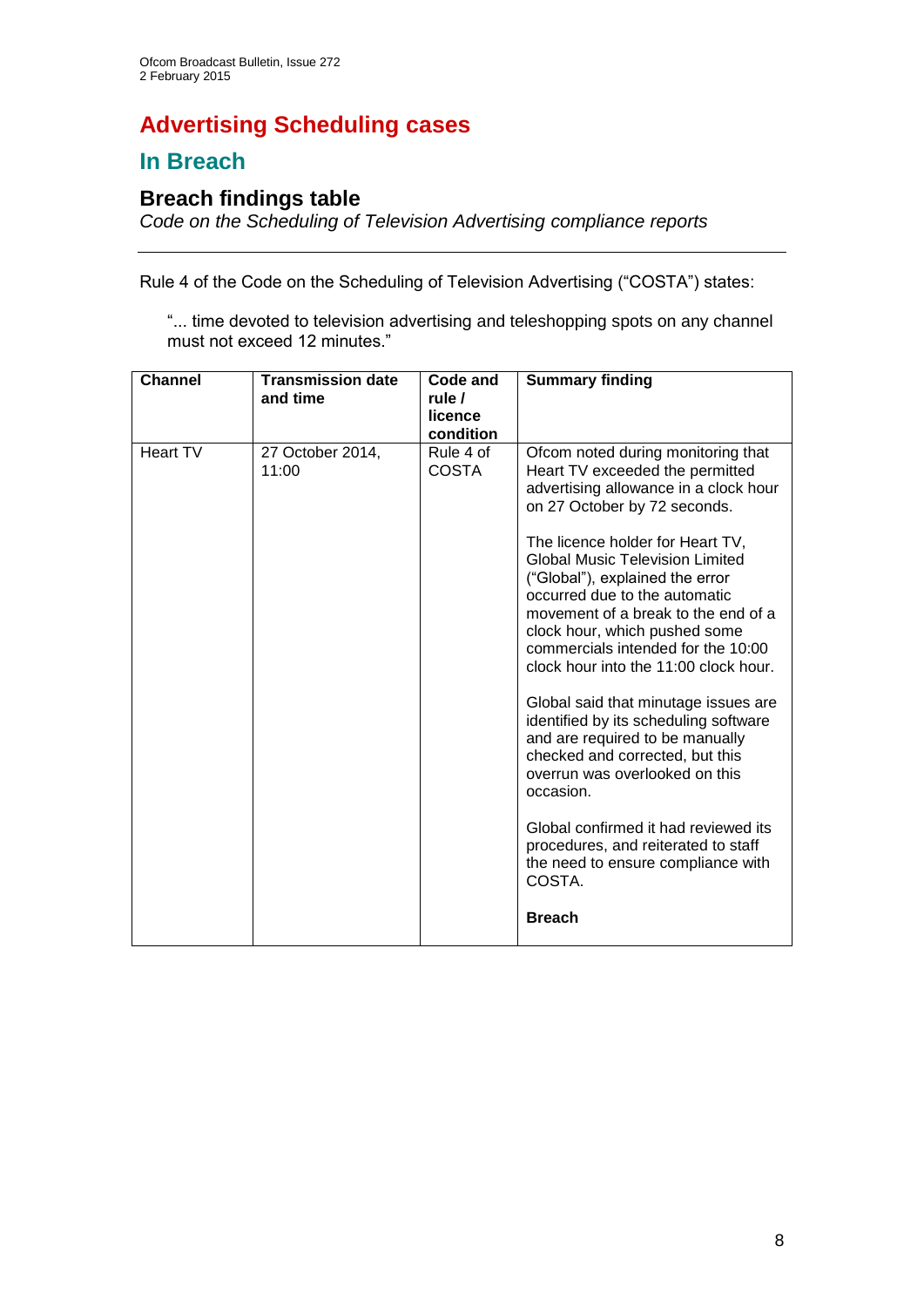# Advertising Scheduling cases

## In Breach

### Breach findings table

*Code on the Scheduling of Television Advertising compliance reports*

---

Rule 4 of the Code on the Scheduling of Television Advertising ("COSTA") states:

> "... time devoted to television advertising and teleshopping spots on any channel must not exceed 12 minutes."

| Channel | Transmission date and time | Code and rule / licence condition | Summary finding |
|---|---|---|---|
| Heart TV | 27 October 2014, 11:00 | Rule 4 of COSTA | Ofcom noted during monitoring that Heart TV exceeded the permitted advertising allowance in a clock hour on 27 October by 72 seconds.<br><br>The licence holder for Heart TV, Global Music Television Limited ("Global"), explained the error occurred due to the automatic movement of a break to the end of a clock hour, which pushed some commercials intended for the 10:00 clock hour into the 11:00 clock hour.<br><br>Global said that minutage issues are identified by its scheduling software and are required to be manually checked and corrected, but this overrun was overlooked on this occasion.<br><br>Global confirmed it had reviewed its procedures, and reiterated to staff the need to ensure compliance with COSTA.<br><br>**Breach** |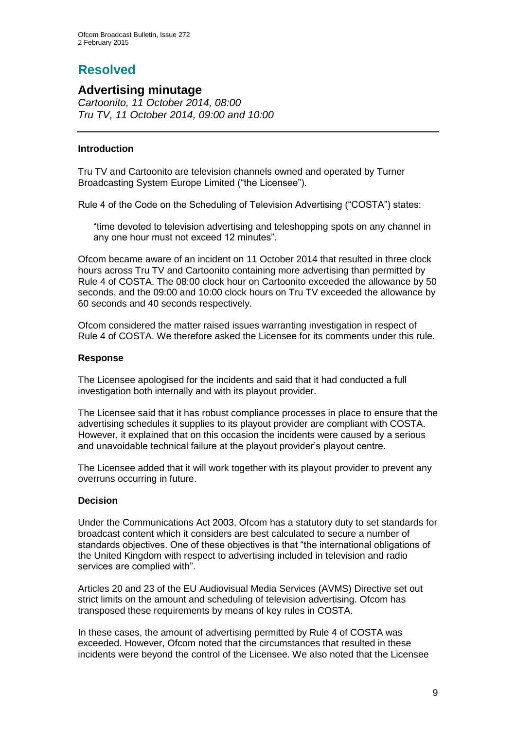# Resolved

## Advertising minutage

*Cartoonito, 11 October 2014, 08:00*
*Tru TV, 11 October 2014, 09:00 and 10:00*

---

### Introduction

Tru TV and Cartoonito are television channels owned and operated by Turner Broadcasting System Europe Limited ("the Licensee").

Rule 4 of the Code on the Scheduling of Television Advertising ("COSTA") states:

> "time devoted to television advertising and teleshopping spots on any channel in any one hour must not exceed 12 minutes".

Ofcom became aware of an incident on 11 October 2014 that resulted in three clock hours across Tru TV and Cartoonito containing more advertising than permitted by Rule 4 of COSTA. The 08:00 clock hour on Cartoonito exceeded the allowance by 50 seconds, and the 09:00 and 10:00 clock hours on Tru TV exceeded the allowance by 60 seconds and 40 seconds respectively.

Ofcom considered the matter raised issues warranting investigation in respect of Rule 4 of COSTA. We therefore asked the Licensee for its comments under this rule.

### Response

The Licensee apologised for the incidents and said that it had conducted a full investigation both internally and with its playout provider.

The Licensee said that it has robust compliance processes in place to ensure that the advertising schedules it supplies to its playout provider are compliant with COSTA. However, it explained that on this occasion the incidents were caused by a serious and unavoidable technical failure at the playout provider's playout centre.

The Licensee added that it will work together with its playout provider to prevent any overruns occurring in future.

### Decision

Under the Communications Act 2003, Ofcom has a statutory duty to set standards for broadcast content which it considers are best calculated to secure a number of standards objectives. One of these objectives is that "the international obligations of the United Kingdom with respect to advertising included in television and radio services are complied with".

Articles 20 and 23 of the EU Audiovisual Media Services (AVMS) Directive set out strict limits on the amount and scheduling of television advertising. Ofcom has transposed these requirements by means of key rules in COSTA.

In these cases, the amount of advertising permitted by Rule 4 of COSTA was exceeded. However, Ofcom noted that the circumstances that resulted in these incidents were beyond the control of the Licensee. We also noted that the Licensee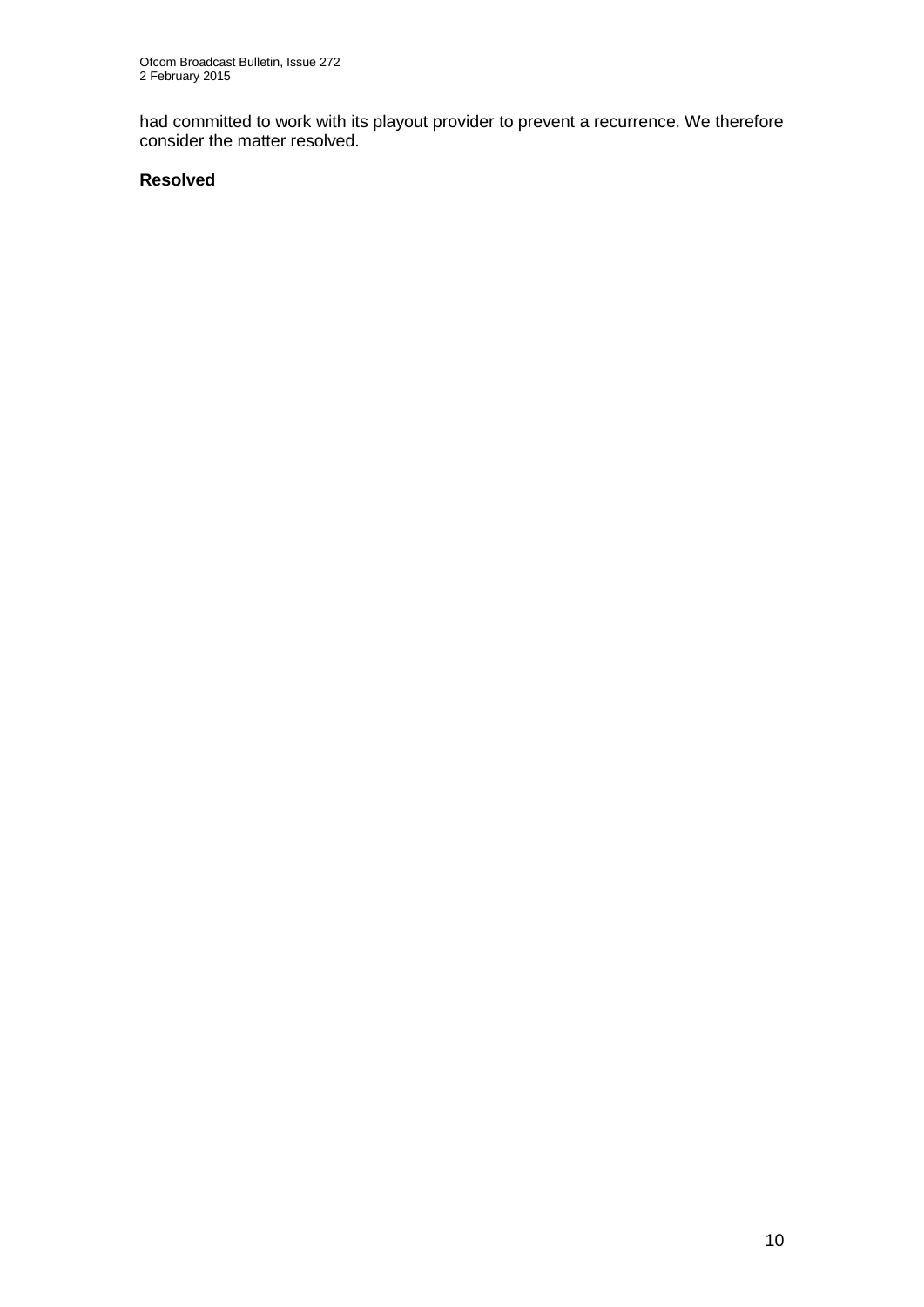had committed to work with its playout provider to prevent a recurrence. We therefore consider the matter resolved.

**Resolved**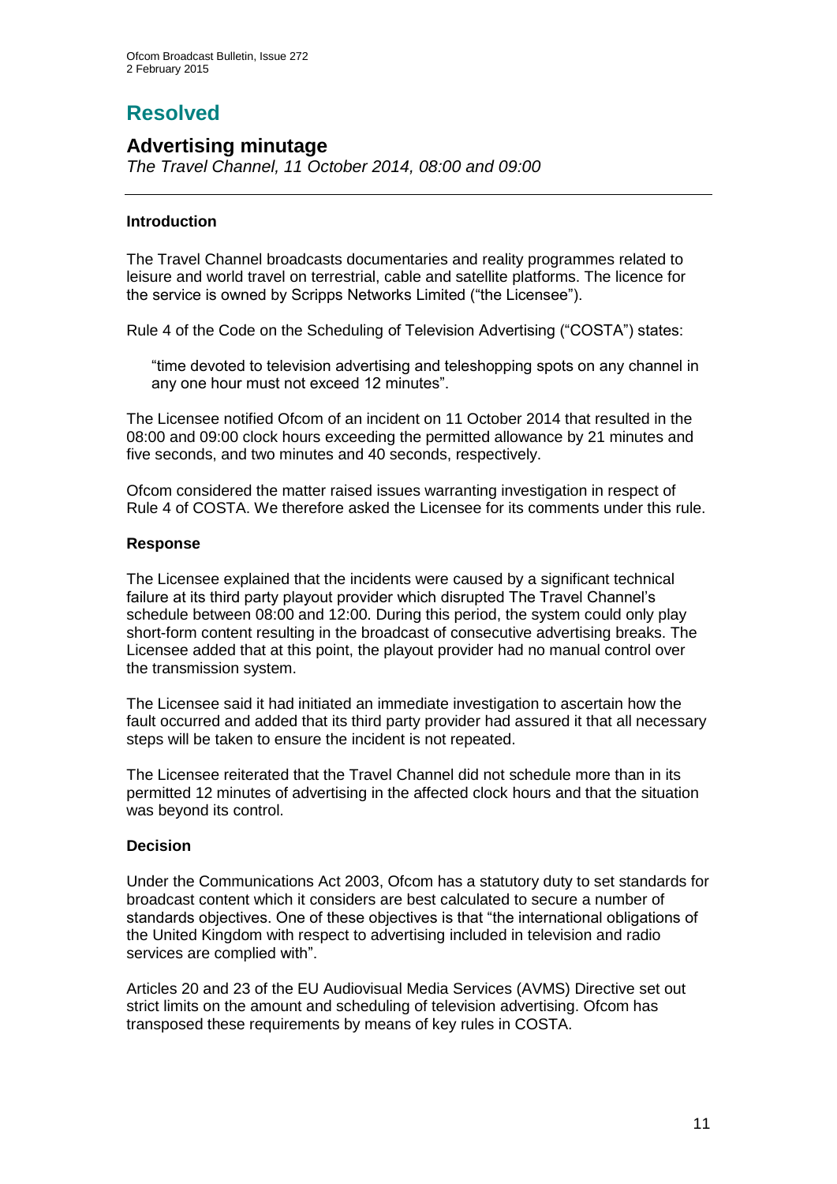# Resolved

## Advertising minutage

*The Travel Channel, 11 October 2014, 08:00 and 09:00*

---

### Introduction

The Travel Channel broadcasts documentaries and reality programmes related to leisure and world travel on terrestrial, cable and satellite platforms. The licence for the service is owned by Scripps Networks Limited ("the Licensee").

Rule 4 of the Code on the Scheduling of Television Advertising ("COSTA") states:

> "time devoted to television advertising and teleshopping spots on any channel in any one hour must not exceed 12 minutes".

The Licensee notified Ofcom of an incident on 11 October 2014 that resulted in the 08:00 and 09:00 clock hours exceeding the permitted allowance by 21 minutes and five seconds, and two minutes and 40 seconds, respectively.

Ofcom considered the matter raised issues warranting investigation in respect of Rule 4 of COSTA. We therefore asked the Licensee for its comments under this rule.

### Response

The Licensee explained that the incidents were caused by a significant technical failure at its third party playout provider which disrupted The Travel Channel's schedule between 08:00 and 12:00. During this period, the system could only play short-form content resulting in the broadcast of consecutive advertising breaks. The Licensee added that at this point, the playout provider had no manual control over the transmission system.

The Licensee said it had initiated an immediate investigation to ascertain how the fault occurred and added that its third party provider had assured it that all necessary steps will be taken to ensure the incident is not repeated.

The Licensee reiterated that the Travel Channel did not schedule more than in its permitted 12 minutes of advertising in the affected clock hours and that the situation was beyond its control.

### Decision

Under the Communications Act 2003, Ofcom has a statutory duty to set standards for broadcast content which it considers are best calculated to secure a number of standards objectives. One of these objectives is that "the international obligations of the United Kingdom with respect to advertising included in television and radio services are complied with".

Articles 20 and 23 of the EU Audiovisual Media Services (AVMS) Directive set out strict limits on the amount and scheduling of television advertising. Ofcom has transposed these requirements by means of key rules in COSTA.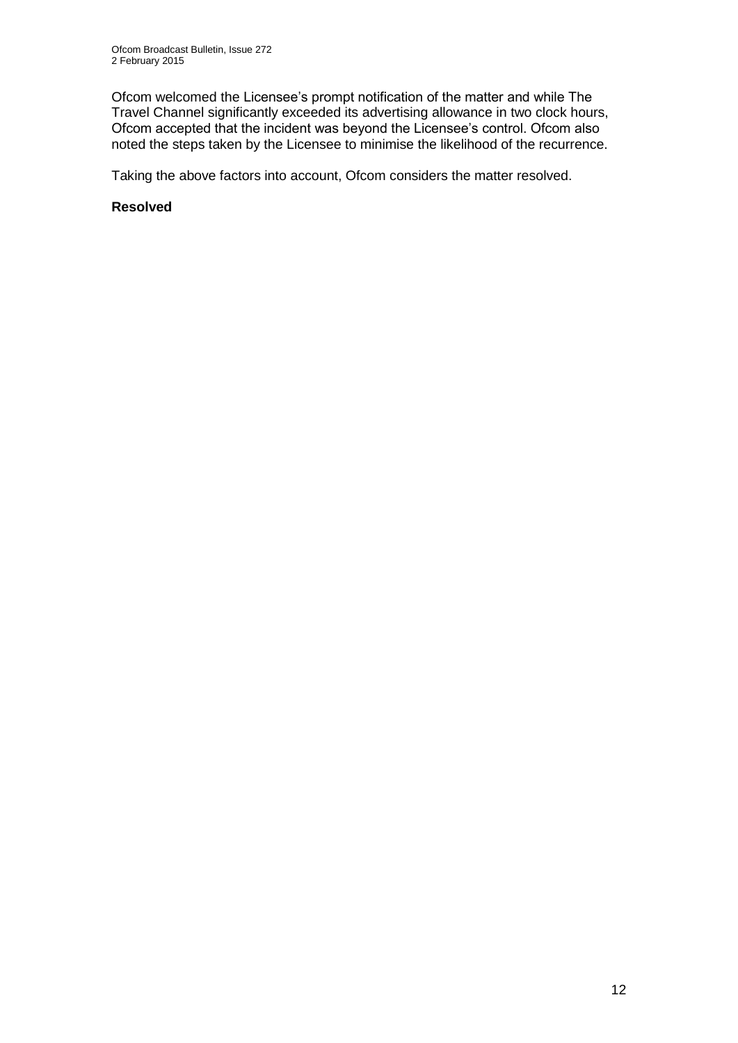Ofcom welcomed the Licensee's prompt notification of the matter and while The Travel Channel significantly exceeded its advertising allowance in two clock hours, Ofcom accepted that the incident was beyond the Licensee's control. Ofcom also noted the steps taken by the Licensee to minimise the likelihood of the recurrence.

Taking the above factors into account, Ofcom considers the matter resolved.

**Resolved**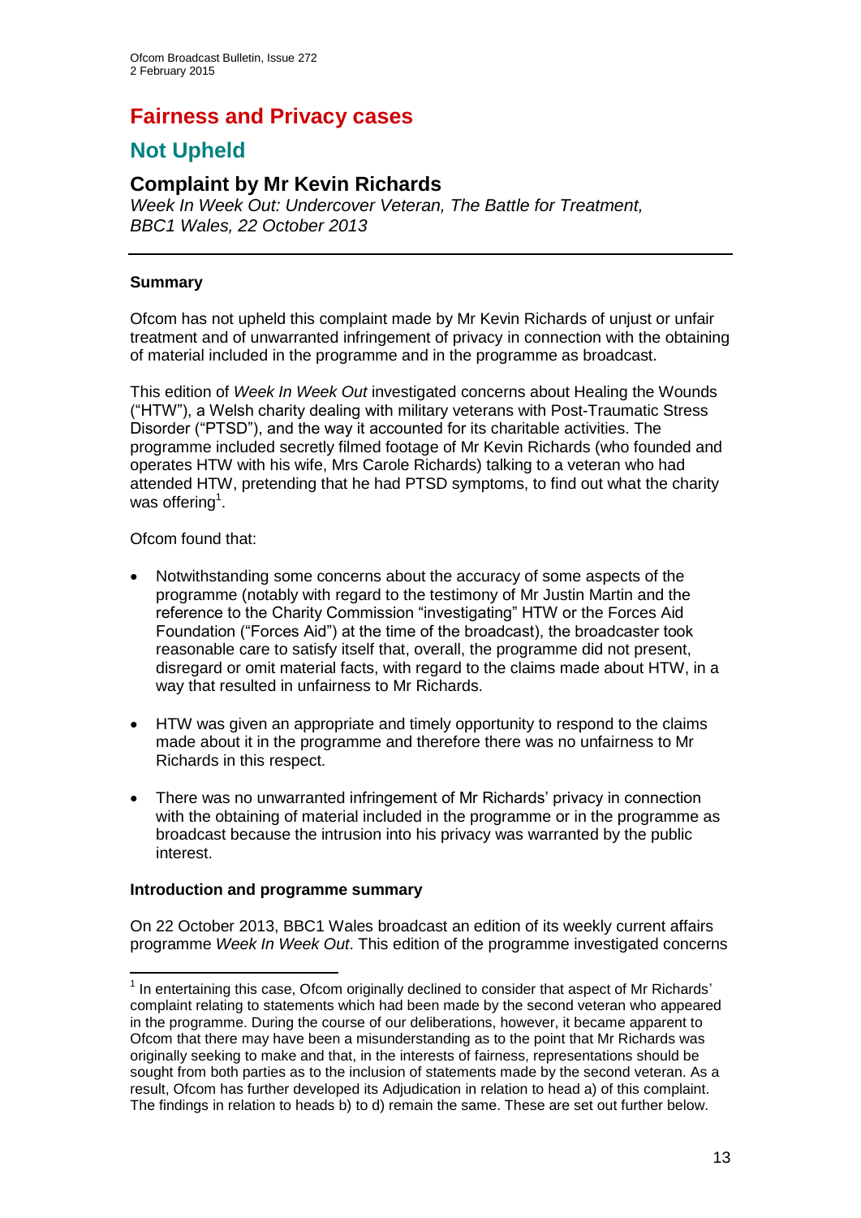# Fairness and Privacy cases

## Not Upheld

### Complaint by Mr Kevin Richards

*Week In Week Out: Undercover Veteran, The Battle for Treatment, BBC1 Wales, 22 October 2013*

---

**Summary**

Ofcom has not upheld this complaint made by Mr Kevin Richards of unjust or unfair treatment and of unwarranted infringement of privacy in connection with the obtaining of material included in the programme and in the programme as broadcast.

This edition of *Week In Week Out* investigated concerns about Healing the Wounds ("HTW"), a Welsh charity dealing with military veterans with Post-Traumatic Stress Disorder ("PTSD"), and the way it accounted for its charitable activities. The programme included secretly filmed footage of Mr Kevin Richards (who founded and operates HTW with his wife, Mrs Carole Richards) talking to a veteran who had attended HTW, pretending that he had PTSD symptoms, to find out what the charity was offering[1].

Ofcom found that:

- Notwithstanding some concerns about the accuracy of some aspects of the programme (notably with regard to the testimony of Mr Justin Martin and the reference to the Charity Commission "investigating" HTW or the Forces Aid Foundation ("Forces Aid") at the time of the broadcast), the broadcaster took reasonable care to satisfy itself that, overall, the programme did not present, disregard or omit material facts, with regard to the claims made about HTW, in a way that resulted in unfairness to Mr Richards.
- HTW was given an appropriate and timely opportunity to respond to the claims made about it in the programme and therefore there was no unfairness to Mr Richards in this respect.
- There was no unwarranted infringement of Mr Richards' privacy in connection with the obtaining of material included in the programme or in the programme as broadcast because the intrusion into his privacy was warranted by the public interest.

**Introduction and programme summary**

On 22 October 2013, BBC1 Wales broadcast an edition of its weekly current affairs programme *Week In Week Out*. This edition of the programme investigated concerns

---

[1] In entertaining this case, Ofcom originally declined to consider that aspect of Mr Richards' complaint relating to statements which had been made by the second veteran who appeared in the programme. During the course of our deliberations, however, it became apparent to Ofcom that there may have been a misunderstanding as to the point that Mr Richards was originally seeking to make and that, in the interests of fairness, representations should be sought from both parties as to the inclusion of statements made by the second veteran. As a result, Ofcom has further developed its Adjudication in relation to head a) of this complaint. The findings in relation to heads b) to d) remain the same. These are set out further below.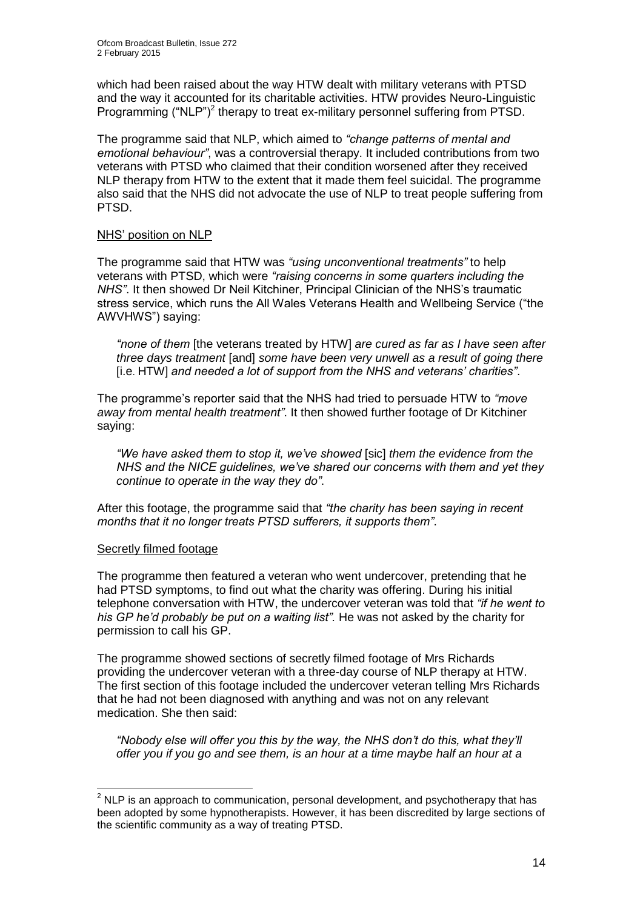which had been raised about the way HTW dealt with military veterans with PTSD and the way it accounted for its charitable activities. HTW provides Neuro-Linguistic Programming ("NLP")[2] therapy to treat ex-military personnel suffering from PTSD.

The programme said that NLP, which aimed to *"change patterns of mental and emotional behaviour"*, was a controversial therapy. It included contributions from two veterans with PTSD who claimed that their condition worsened after they received NLP therapy from HTW to the extent that it made them feel suicidal. The programme also said that the NHS did not advocate the use of NLP to treat people suffering from PTSD.

<u>NHS' position on NLP</u>

The programme said that HTW was *"using unconventional treatments"* to help veterans with PTSD, which were *"raising concerns in some quarters including the NHS"*. It then showed Dr Neil Kitchiner, Principal Clinician of the NHS's traumatic stress service, which runs the All Wales Veterans Health and Wellbeing Service ("the AWVHWS") saying:

> *"none of them* [the veterans treated by HTW] *are cured as far as I have seen after three days treatment* [and] *some have been very unwell as a result of going there* [i.e. HTW] *and needed a lot of support from the NHS and veterans' charities"*.

The programme's reporter said that the NHS had tried to persuade HTW to *"move away from mental health treatment"*. It then showed further footage of Dr Kitchiner saying:

> *"We have asked them to stop it, we've showed* [sic] *them the evidence from the NHS and the NICE guidelines, we've shared our concerns with them and yet they continue to operate in the way they do"*.

After this footage, the programme said that *"the charity has been saying in recent months that it no longer treats PTSD sufferers, it supports them"*.

<u>Secretly filmed footage</u>

The programme then featured a veteran who went undercover, pretending that he had PTSD symptoms, to find out what the charity was offering. During his initial telephone conversation with HTW, the undercover veteran was told that *"if he went to his GP he'd probably be put on a waiting list".* He was not asked by the charity for permission to call his GP.

The programme showed sections of secretly filmed footage of Mrs Richards providing the undercover veteran with a three-day course of NLP therapy at HTW. The first section of this footage included the undercover veteran telling Mrs Richards that he had not been diagnosed with anything and was not on any relevant medication. She then said:

> *"Nobody else will offer you this by the way, the NHS don't do this, what they'll offer you if you go and see them, is an hour at a time maybe half an hour at a*

[2] NLP is an approach to communication, personal development, and psychotherapy that has been adopted by some hypnotherapists. However, it has been discredited by large sections of the scientific community as a way of treating PTSD.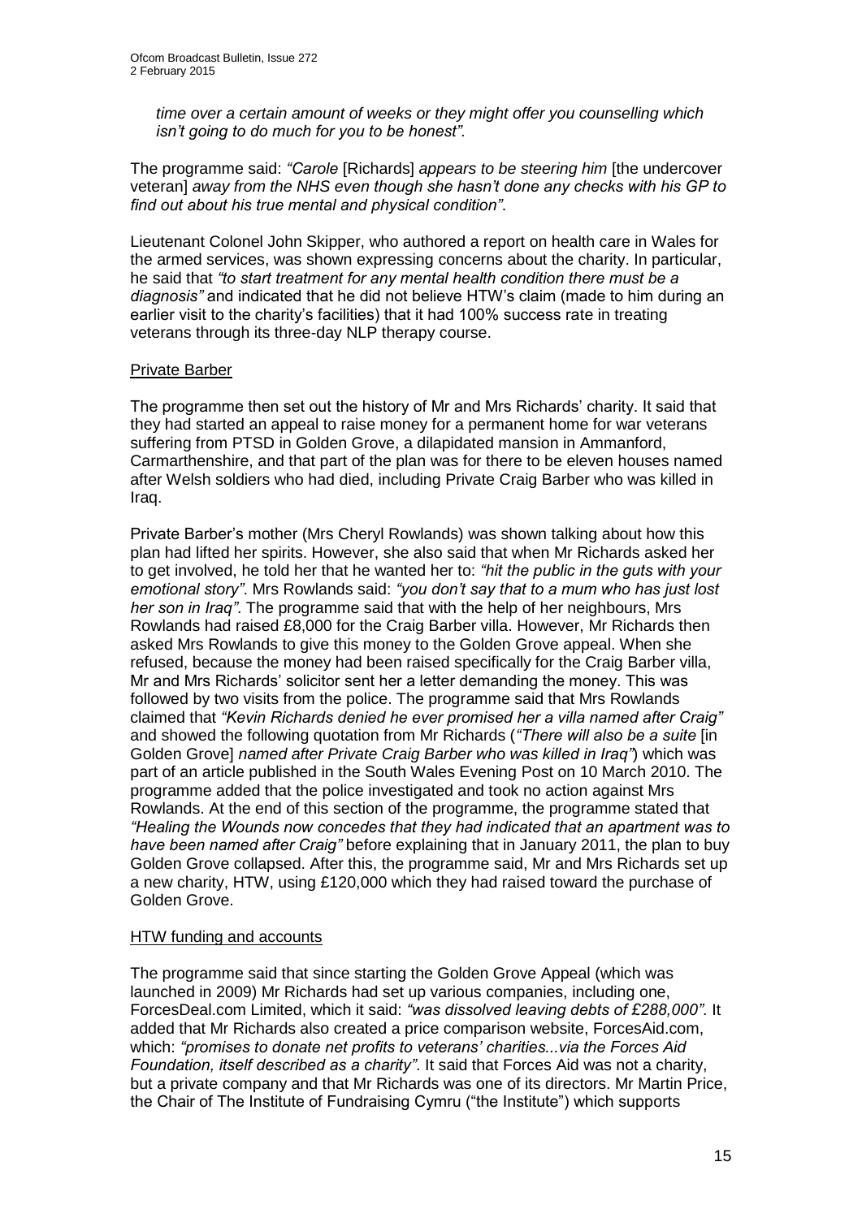*time over a certain amount of weeks or they might offer you counselling which isn't going to do much for you to be honest".*

The programme said: *"Carole* [Richards] *appears to be steering him* [the undercover veteran] *away from the NHS even though she hasn't done any checks with his GP to find out about his true mental and physical condition"*.

Lieutenant Colonel John Skipper, who authored a report on health care in Wales for the armed services, was shown expressing concerns about the charity. In particular, he said that *"to start treatment for any mental health condition there must be a diagnosis"* and indicated that he did not believe HTW's claim (made to him during an earlier visit to the charity's facilities) that it had 100% success rate in treating veterans through its three-day NLP therapy course.

Private Barber

The programme then set out the history of Mr and Mrs Richards' charity. It said that they had started an appeal to raise money for a permanent home for war veterans suffering from PTSD in Golden Grove, a dilapidated mansion in Ammanford, Carmarthenshire, and that part of the plan was for there to be eleven houses named after Welsh soldiers who had died, including Private Craig Barber who was killed in Iraq.

Private Barber's mother (Mrs Cheryl Rowlands) was shown talking about how this plan had lifted her spirits. However, she also said that when Mr Richards asked her to get involved, he told her that he wanted her to: *"hit the public in the guts with your emotional story"*. Mrs Rowlands said: *"you don't say that to a mum who has just lost her son in Iraq"*. The programme said that with the help of her neighbours, Mrs Rowlands had raised £8,000 for the Craig Barber villa. However, Mr Richards then asked Mrs Rowlands to give this money to the Golden Grove appeal. When she refused, because the money had been raised specifically for the Craig Barber villa, Mr and Mrs Richards' solicitor sent her a letter demanding the money. This was followed by two visits from the police. The programme said that Mrs Rowlands claimed that *"Kevin Richards denied he ever promised her a villa named after Craig"* and showed the following quotation from Mr Richards (*"There will also be a suite* [in Golden Grove] *named after Private Craig Barber who was killed in Iraq"*) which was part of an article published in the South Wales Evening Post on 10 March 2010. The programme added that the police investigated and took no action against Mrs Rowlands. At the end of this section of the programme, the programme stated that *"Healing the Wounds now concedes that they had indicated that an apartment was to have been named after Craig"* before explaining that in January 2011, the plan to buy Golden Grove collapsed. After this, the programme said, Mr and Mrs Richards set up a new charity, HTW, using £120,000 which they had raised toward the purchase of Golden Grove.

HTW funding and accounts

The programme said that since starting the Golden Grove Appeal (which was launched in 2009) Mr Richards had set up various companies, including one, ForcesDeal.com Limited, which it said: *"was dissolved leaving debts of £288,000"*. It added that Mr Richards also created a price comparison website, ForcesAid.com, which: *"promises to donate net profits to veterans' charities...via the Forces Aid Foundation, itself described as a charity"*. It said that Forces Aid was not a charity, but a private company and that Mr Richards was one of its directors. Mr Martin Price, the Chair of The Institute of Fundraising Cymru ("the Institute") which supports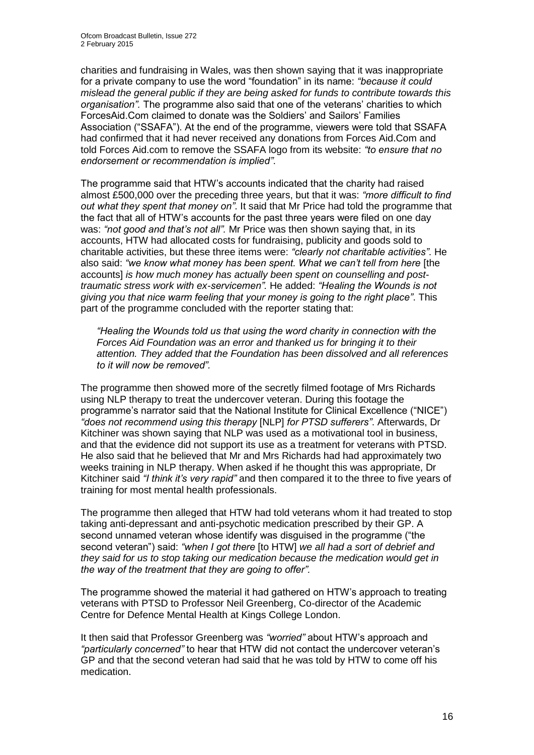charities and fundraising in Wales, was then shown saying that it was inappropriate for a private company to use the word "foundation" in its name: *"because it could mislead the general public if they are being asked for funds to contribute towards this organisation".* The programme also said that one of the veterans' charities to which ForcesAid.Com claimed to donate was the Soldiers' and Sailors' Families Association ("SSAFA"). At the end of the programme, viewers were told that SSAFA had confirmed that it had never received any donations from Forces Aid.Com and told Forces Aid.com to remove the SSAFA logo from its website: *"to ensure that no endorsement or recommendation is implied".*

The programme said that HTW's accounts indicated that the charity had raised almost £500,000 over the preceding three years, but that it was: *"more difficult to find out what they spent that money on".* It said that Mr Price had told the programme that the fact that all of HTW's accounts for the past three years were filed on one day was: *"not good and that's not all".* Mr Price was then shown saying that, in its accounts, HTW had allocated costs for fundraising, publicity and goods sold to charitable activities, but these three items were: *"clearly not charitable activities".* He also said: *"we know what money has been spent. What we can't tell from here* [the accounts] *is how much money has actually been spent on counselling and post-traumatic stress work with ex-servicemen".* He added: *"Healing the Wounds is not giving you that nice warm feeling that your money is going to the right place".* This part of the programme concluded with the reporter stating that:

> *"Healing the Wounds told us that using the word charity in connection with the Forces Aid Foundation was an error and thanked us for bringing it to their attention. They added that the Foundation has been dissolved and all references to it will now be removed".*

The programme then showed more of the secretly filmed footage of Mrs Richards using NLP therapy to treat the undercover veteran. During this footage the programme's narrator said that the National Institute for Clinical Excellence ("NICE") *"does not recommend using this therapy* [NLP] *for PTSD sufferers".* Afterwards, Dr Kitchiner was shown saying that NLP was used as a motivational tool in business, and that the evidence did not support its use as a treatment for veterans with PTSD. He also said that he believed that Mr and Mrs Richards had had approximately two weeks training in NLP therapy. When asked if he thought this was appropriate, Dr Kitchiner said *"I think it's very rapid"* and then compared it to the three to five years of training for most mental health professionals.

The programme then alleged that HTW had told veterans whom it had treated to stop taking anti-depressant and anti-psychotic medication prescribed by their GP. A second unnamed veteran whose identify was disguised in the programme ("the second veteran") said: *"when I got there* [to HTW] *we all had a sort of debrief and they said for us to stop taking our medication because the medication would get in the way of the treatment that they are going to offer".*

The programme showed the material it had gathered on HTW's approach to treating veterans with PTSD to Professor Neil Greenberg, Co-director of the Academic Centre for Defence Mental Health at Kings College London.

It then said that Professor Greenberg was *"worried"* about HTW's approach and *"particularly concerned"* to hear that HTW did not contact the undercover veteran's GP and that the second veteran had said that he was told by HTW to come off his medication.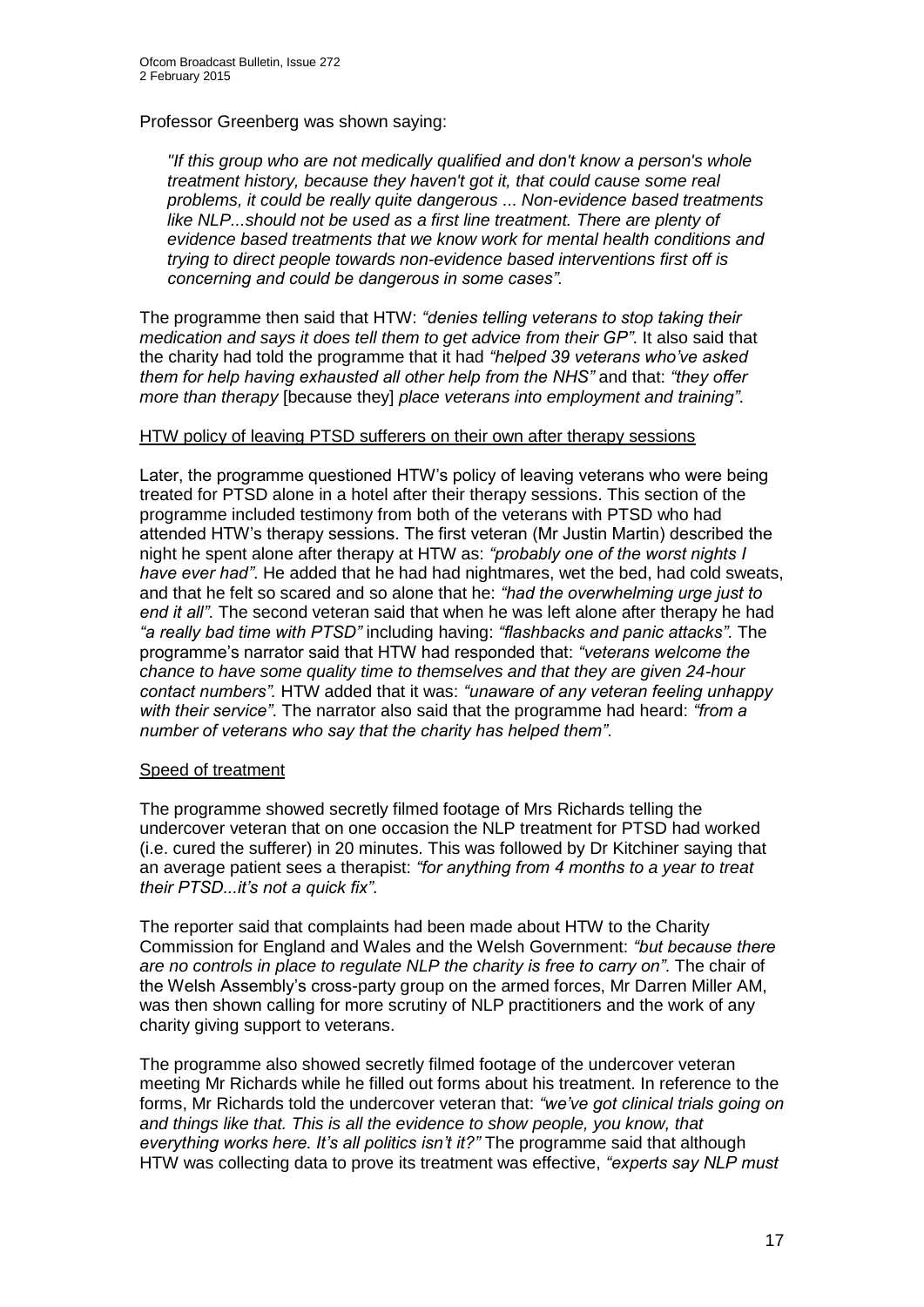Professor Greenberg was shown saying:

> *"If this group who are not medically qualified and don't know a person's whole treatment history, because they haven't got it, that could cause some real problems, it could be really quite dangerous ... Non-evidence based treatments like NLP...should not be used as a first line treatment. There are plenty of evidence based treatments that we know work for mental health conditions and trying to direct people towards non-evidence based interventions first off is concerning and could be dangerous in some cases"*.

The programme then said that HTW: *"denies telling veterans to stop taking their medication and says it does tell them to get advice from their GP"*. It also said that the charity had told the programme that it had *"helped 39 veterans who've asked them for help having exhausted all other help from the NHS"* and that: *"they offer more than therapy* [because they] *place veterans into employment and training"*.

HTW policy of leaving PTSD sufferers on their own after therapy sessions

Later, the programme questioned HTW's policy of leaving veterans who were being treated for PTSD alone in a hotel after their therapy sessions. This section of the programme included testimony from both of the veterans with PTSD who had attended HTW's therapy sessions. The first veteran (Mr Justin Martin) described the night he spent alone after therapy at HTW as: *"probably one of the worst nights I have ever had"*. He added that he had had nightmares, wet the bed, had cold sweats, and that he felt so scared and so alone that he: *"had the overwhelming urge just to end it all"*. The second veteran said that when he was left alone after therapy he had *"a really bad time with PTSD"* including having: *"flashbacks and panic attacks"*. The programme's narrator said that HTW had responded that: *"veterans welcome the chance to have some quality time to themselves and that they are given 24-hour contact numbers"*. HTW added that it was: *"unaware of any veteran feeling unhappy with their service"*. The narrator also said that the programme had heard: *"from a number of veterans who say that the charity has helped them"*.

Speed of treatment

The programme showed secretly filmed footage of Mrs Richards telling the undercover veteran that on one occasion the NLP treatment for PTSD had worked (i.e. cured the sufferer) in 20 minutes. This was followed by Dr Kitchiner saying that an average patient sees a therapist: *"for anything from 4 months to a year to treat their PTSD...it's not a quick fix"*.

The reporter said that complaints had been made about HTW to the Charity Commission for England and Wales and the Welsh Government: *"but because there are no controls in place to regulate NLP the charity is free to carry on"*. The chair of the Welsh Assembly's cross-party group on the armed forces, Mr Darren Miller AM, was then shown calling for more scrutiny of NLP practitioners and the work of any charity giving support to veterans.

The programme also showed secretly filmed footage of the undercover veteran meeting Mr Richards while he filled out forms about his treatment. In reference to the forms, Mr Richards told the undercover veteran that: *"we've got clinical trials going on and things like that. This is all the evidence to show people, you know, that everything works here. It's all politics isn't it?"* The programme said that although HTW was collecting data to prove its treatment was effective, *"experts say NLP must*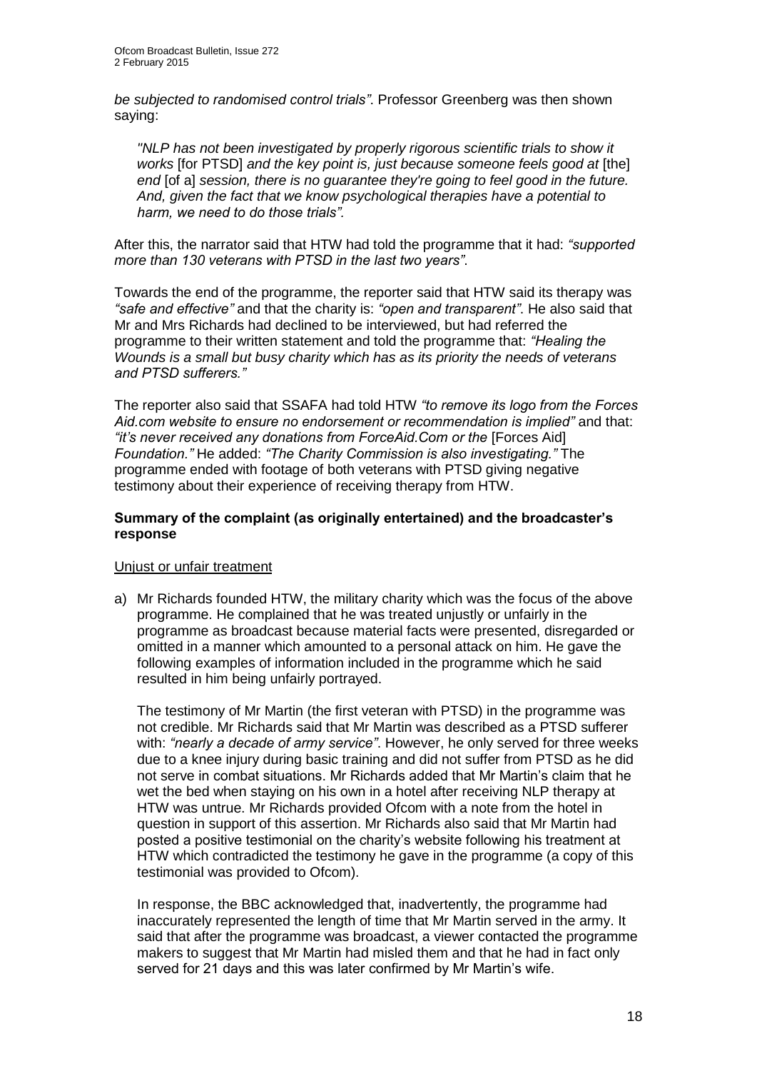*be subjected to randomised control trials"*. Professor Greenberg was then shown saying:

> *"NLP has not been investigated by properly rigorous scientific trials to show it works* [for PTSD] *and the key point is, just because someone feels good at* [the] *end* [of a] *session, there is no guarantee they're going to feel good in the future. And, given the fact that we know psychological therapies have a potential to harm, we need to do those trials".*

After this, the narrator said that HTW had told the programme that it had: *"supported more than 130 veterans with PTSD in the last two years"*.

Towards the end of the programme, the reporter said that HTW said its therapy was *"safe and effective"* and that the charity is: *"open and transparent"*. He also said that Mr and Mrs Richards had declined to be interviewed, but had referred the programme to their written statement and told the programme that: *"Healing the Wounds is a small but busy charity which has as its priority the needs of veterans and PTSD sufferers."*

The reporter also said that SSAFA had told HTW *"to remove its logo from the Forces Aid.com website to ensure no endorsement or recommendation is implied"* and that: *"it's never received any donations from ForceAid.Com or the* [Forces Aid] *Foundation."* He added: *"The Charity Commission is also investigating."* The programme ended with footage of both veterans with PTSD giving negative testimony about their experience of receiving therapy from HTW.

**Summary of the complaint (as originally entertained) and the broadcaster's response**

Unjust or unfair treatment

a) Mr Richards founded HTW, the military charity which was the focus of the above programme. He complained that he was treated unjustly or unfairly in the programme as broadcast because material facts were presented, disregarded or omitted in a manner which amounted to a personal attack on him. He gave the following examples of information included in the programme which he said resulted in him being unfairly portrayed.

   The testimony of Mr Martin (the first veteran with PTSD) in the programme was not credible. Mr Richards said that Mr Martin was described as a PTSD sufferer with: *"nearly a decade of army service"*. However, he only served for three weeks due to a knee injury during basic training and did not suffer from PTSD as he did not serve in combat situations. Mr Richards added that Mr Martin's claim that he wet the bed when staying on his own in a hotel after receiving NLP therapy at HTW was untrue. Mr Richards provided Ofcom with a note from the hotel in question in support of this assertion. Mr Richards also said that Mr Martin had posted a positive testimonial on the charity's website following his treatment at HTW which contradicted the testimony he gave in the programme (a copy of this testimonial was provided to Ofcom).

   In response, the BBC acknowledged that, inadvertently, the programme had inaccurately represented the length of time that Mr Martin served in the army. It said that after the programme was broadcast, a viewer contacted the programme makers to suggest that Mr Martin had misled them and that he had in fact only served for 21 days and this was later confirmed by Mr Martin's wife.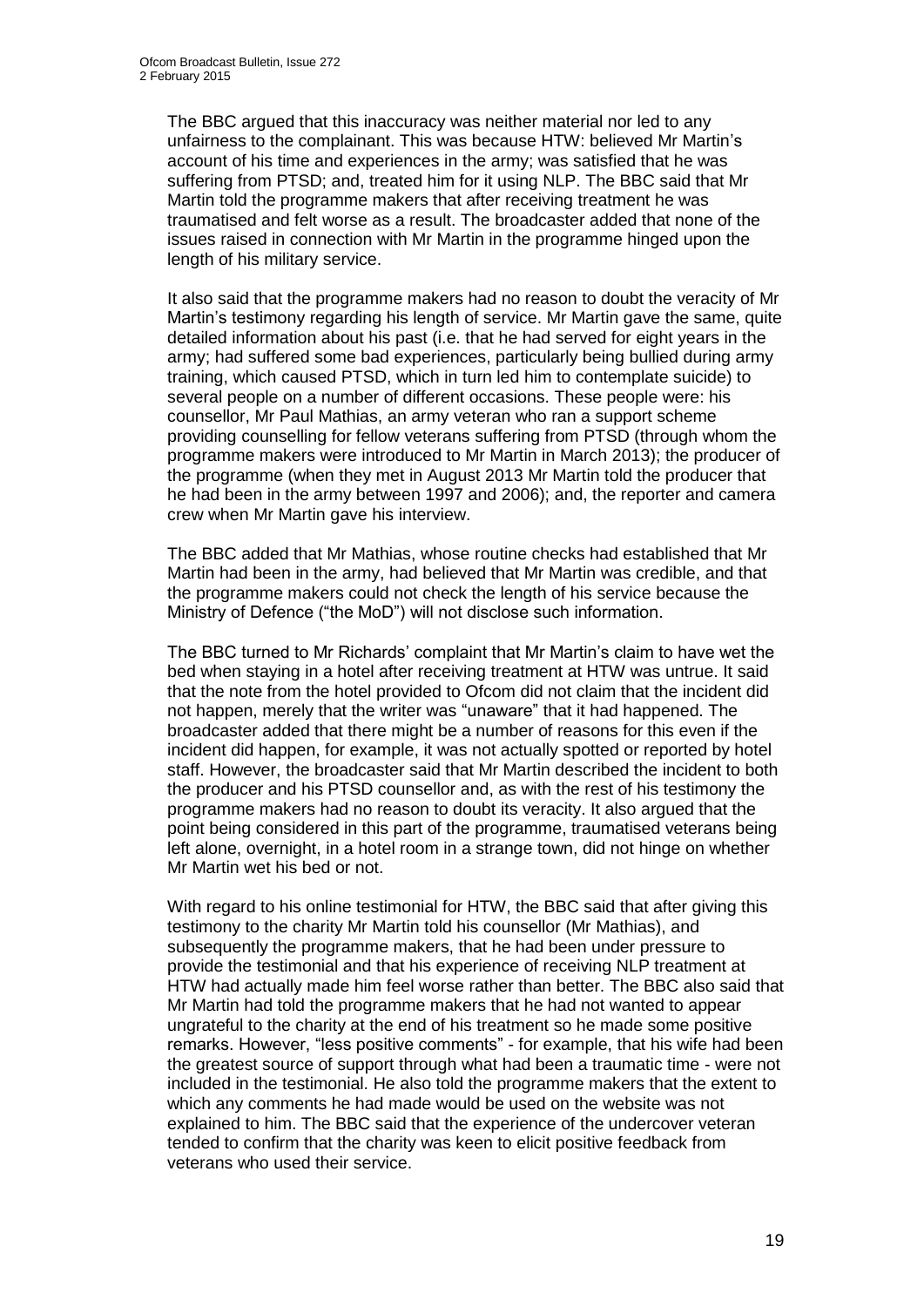The BBC argued that this inaccuracy was neither material nor led to any unfairness to the complainant. This was because HTW: believed Mr Martin's account of his time and experiences in the army; was satisfied that he was suffering from PTSD; and, treated him for it using NLP. The BBC said that Mr Martin told the programme makers that after receiving treatment he was traumatised and felt worse as a result. The broadcaster added that none of the issues raised in connection with Mr Martin in the programme hinged upon the length of his military service.

It also said that the programme makers had no reason to doubt the veracity of Mr Martin's testimony regarding his length of service. Mr Martin gave the same, quite detailed information about his past (i.e. that he had served for eight years in the army; had suffered some bad experiences, particularly being bullied during army training, which caused PTSD, which in turn led him to contemplate suicide) to several people on a number of different occasions. These people were: his counsellor, Mr Paul Mathias, an army veteran who ran a support scheme providing counselling for fellow veterans suffering from PTSD (through whom the programme makers were introduced to Mr Martin in March 2013); the producer of the programme (when they met in August 2013 Mr Martin told the producer that he had been in the army between 1997 and 2006); and, the reporter and camera crew when Mr Martin gave his interview.

The BBC added that Mr Mathias, whose routine checks had established that Mr Martin had been in the army, had believed that Mr Martin was credible, and that the programme makers could not check the length of his service because the Ministry of Defence ("the MoD") will not disclose such information.

The BBC turned to Mr Richards' complaint that Mr Martin's claim to have wet the bed when staying in a hotel after receiving treatment at HTW was untrue. It said that the note from the hotel provided to Ofcom did not claim that the incident did not happen, merely that the writer was "unaware" that it had happened. The broadcaster added that there might be a number of reasons for this even if the incident did happen, for example, it was not actually spotted or reported by hotel staff. However, the broadcaster said that Mr Martin described the incident to both the producer and his PTSD counsellor and, as with the rest of his testimony the programme makers had no reason to doubt its veracity. It also argued that the point being considered in this part of the programme, traumatised veterans being left alone, overnight, in a hotel room in a strange town, did not hinge on whether Mr Martin wet his bed or not.

With regard to his online testimonial for HTW, the BBC said that after giving this testimony to the charity Mr Martin told his counsellor (Mr Mathias), and subsequently the programme makers, that he had been under pressure to provide the testimonial and that his experience of receiving NLP treatment at HTW had actually made him feel worse rather than better. The BBC also said that Mr Martin had told the programme makers that he had not wanted to appear ungrateful to the charity at the end of his treatment so he made some positive remarks. However, "less positive comments" - for example, that his wife had been the greatest source of support through what had been a traumatic time - were not included in the testimonial. He also told the programme makers that the extent to which any comments he had made would be used on the website was not explained to him. The BBC said that the experience of the undercover veteran tended to confirm that the charity was keen to elicit positive feedback from veterans who used their service.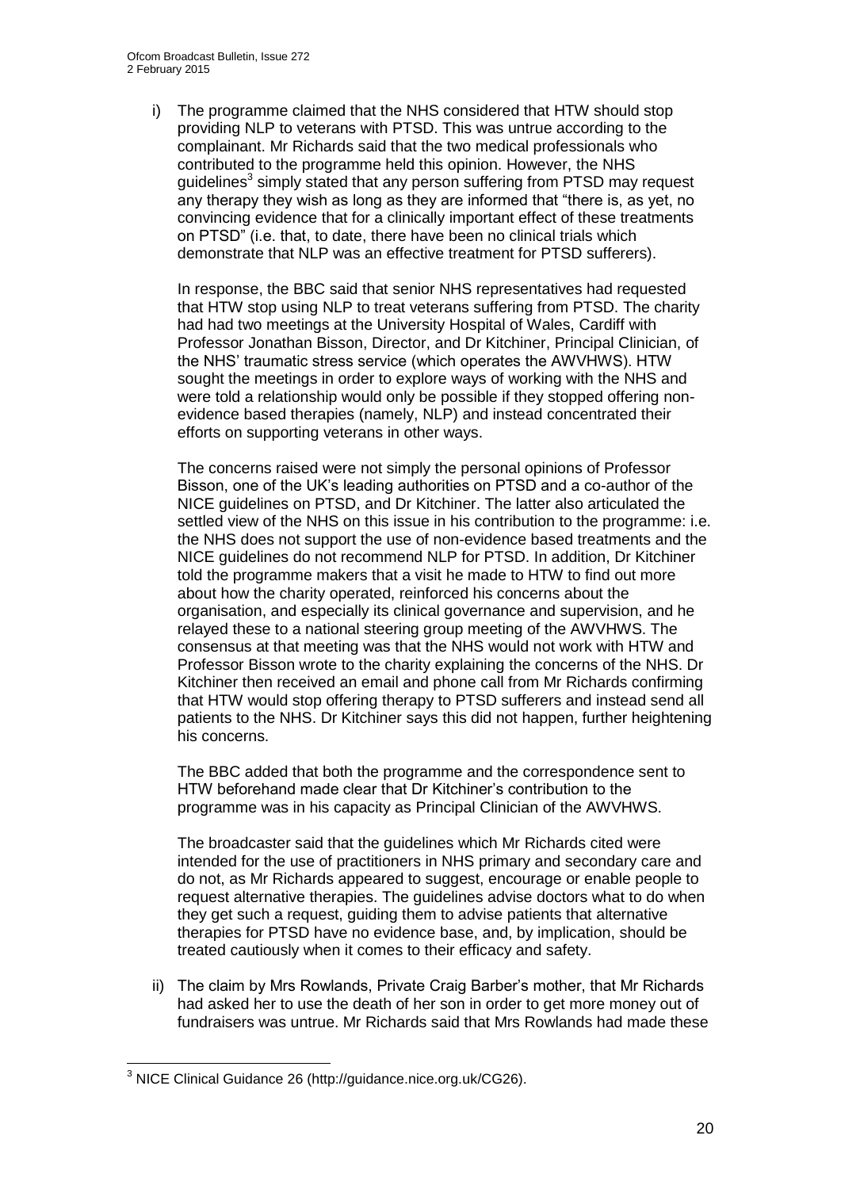i) The programme claimed that the NHS considered that HTW should stop providing NLP to veterans with PTSD. This was untrue according to the complainant. Mr Richards said that the two medical professionals who contributed to the programme held this opinion. However, the NHS guidelines[3] simply stated that any person suffering from PTSD may request any therapy they wish as long as they are informed that "there is, as yet, no convincing evidence that for a clinically important effect of these treatments on PTSD" (i.e. that, to date, there have been no clinical trials which demonstrate that NLP was an effective treatment for PTSD sufferers).

   In response, the BBC said that senior NHS representatives had requested that HTW stop using NLP to treat veterans suffering from PTSD. The charity had had two meetings at the University Hospital of Wales, Cardiff with Professor Jonathan Bisson, Director, and Dr Kitchiner, Principal Clinician, of the NHS' traumatic stress service (which operates the AWVHWS). HTW sought the meetings in order to explore ways of working with the NHS and were told a relationship would only be possible if they stopped offering non-evidence based therapies (namely, NLP) and instead concentrated their efforts on supporting veterans in other ways.

   The concerns raised were not simply the personal opinions of Professor Bisson, one of the UK's leading authorities on PTSD and a co-author of the NICE guidelines on PTSD, and Dr Kitchiner. The latter also articulated the settled view of the NHS on this issue in his contribution to the programme: i.e. the NHS does not support the use of non-evidence based treatments and the NICE guidelines do not recommend NLP for PTSD. In addition, Dr Kitchiner told the programme makers that a visit he made to HTW to find out more about how the charity operated, reinforced his concerns about the organisation, and especially its clinical governance and supervision, and he relayed these to a national steering group meeting of the AWVHWS. The consensus at that meeting was that the NHS would not work with HTW and Professor Bisson wrote to the charity explaining the concerns of the NHS. Dr Kitchiner then received an email and phone call from Mr Richards confirming that HTW would stop offering therapy to PTSD sufferers and instead send all patients to the NHS. Dr Kitchiner says this did not happen, further heightening his concerns.

   The BBC added that both the programme and the correspondence sent to HTW beforehand made clear that Dr Kitchiner's contribution to the programme was in his capacity as Principal Clinician of the AWVHWS.

   The broadcaster said that the guidelines which Mr Richards cited were intended for the use of practitioners in NHS primary and secondary care and do not, as Mr Richards appeared to suggest, encourage or enable people to request alternative therapies. The guidelines advise doctors what to do when they get such a request, guiding them to advise patients that alternative therapies for PTSD have no evidence base, and, by implication, should be treated cautiously when it comes to their efficacy and safety.

ii) The claim by Mrs Rowlands, Private Craig Barber's mother, that Mr Richards had asked her to use the death of her son in order to get more money out of fundraisers was untrue. Mr Richards said that Mrs Rowlands had made these

---

[3] NICE Clinical Guidance 26 (http://guidance.nice.org.uk/CG26).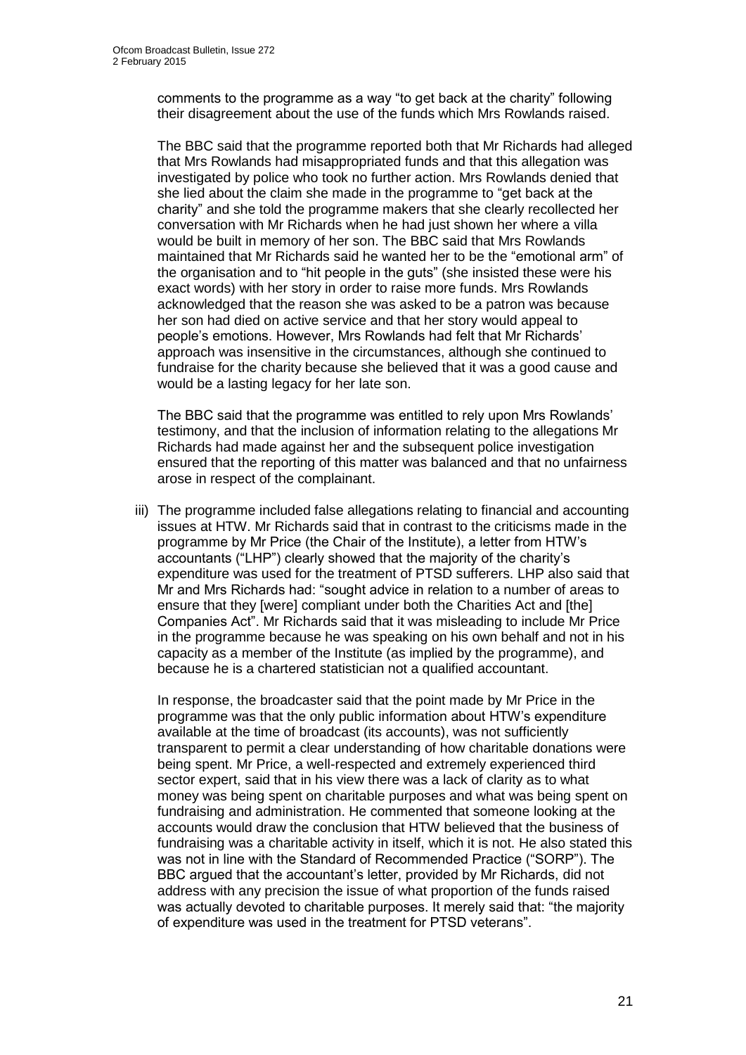comments to the programme as a way "to get back at the charity" following their disagreement about the use of the funds which Mrs Rowlands raised.

The BBC said that the programme reported both that Mr Richards had alleged that Mrs Rowlands had misappropriated funds and that this allegation was investigated by police who took no further action. Mrs Rowlands denied that she lied about the claim she made in the programme to "get back at the charity" and she told the programme makers that she clearly recollected her conversation with Mr Richards when he had just shown her where a villa would be built in memory of her son. The BBC said that Mrs Rowlands maintained that Mr Richards said he wanted her to be the "emotional arm" of the organisation and to "hit people in the guts" (she insisted these were his exact words) with her story in order to raise more funds. Mrs Rowlands acknowledged that the reason she was asked to be a patron was because her son had died on active service and that her story would appeal to people's emotions. However, Mrs Rowlands had felt that Mr Richards' approach was insensitive in the circumstances, although she continued to fundraise for the charity because she believed that it was a good cause and would be a lasting legacy for her late son.

The BBC said that the programme was entitled to rely upon Mrs Rowlands' testimony, and that the inclusion of information relating to the allegations Mr Richards had made against her and the subsequent police investigation ensured that the reporting of this matter was balanced and that no unfairness arose in respect of the complainant.

iii) The programme included false allegations relating to financial and accounting issues at HTW. Mr Richards said that in contrast to the criticisms made in the programme by Mr Price (the Chair of the Institute), a letter from HTW's accountants ("LHP") clearly showed that the majority of the charity's expenditure was used for the treatment of PTSD sufferers. LHP also said that Mr and Mrs Richards had: "sought advice in relation to a number of areas to ensure that they [were] compliant under both the Charities Act and [the] Companies Act". Mr Richards said that it was misleading to include Mr Price in the programme because he was speaking on his own behalf and not in his capacity as a member of the Institute (as implied by the programme), and because he is a chartered statistician not a qualified accountant.

In response, the broadcaster said that the point made by Mr Price in the programme was that the only public information about HTW's expenditure available at the time of broadcast (its accounts), was not sufficiently transparent to permit a clear understanding of how charitable donations were being spent. Mr Price, a well-respected and extremely experienced third sector expert, said that in his view there was a lack of clarity as to what money was being spent on charitable purposes and what was being spent on fundraising and administration. He commented that someone looking at the accounts would draw the conclusion that HTW believed that the business of fundraising was a charitable activity in itself, which it is not. He also stated this was not in line with the Standard of Recommended Practice ("SORP"). The BBC argued that the accountant's letter, provided by Mr Richards, did not address with any precision the issue of what proportion of the funds raised was actually devoted to charitable purposes. It merely said that: "the majority of expenditure was used in the treatment for PTSD veterans".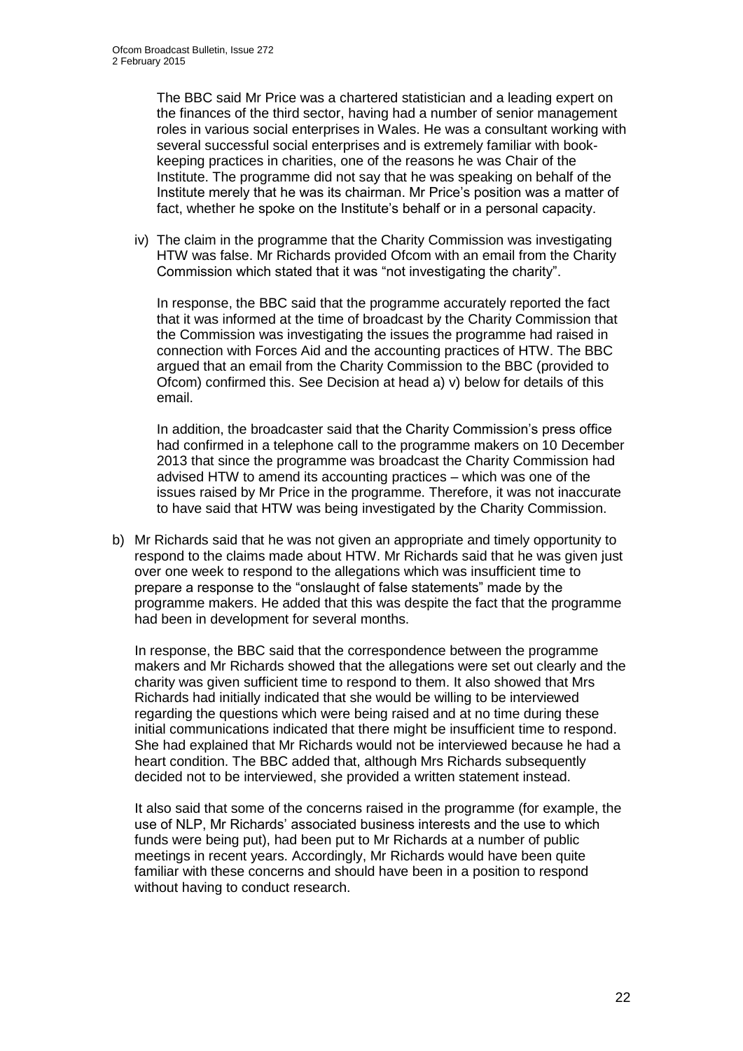The BBC said Mr Price was a chartered statistician and a leading expert on the finances of the third sector, having had a number of senior management roles in various social enterprises in Wales. He was a consultant working with several successful social enterprises and is extremely familiar with book-keeping practices in charities, one of the reasons he was Chair of the Institute. The programme did not say that he was speaking on behalf of the Institute merely that he was its chairman. Mr Price's position was a matter of fact, whether he spoke on the Institute's behalf or in a personal capacity.

iv) The claim in the programme that the Charity Commission was investigating HTW was false. Mr Richards provided Ofcom with an email from the Charity Commission which stated that it was "not investigating the charity".

In response, the BBC said that the programme accurately reported the fact that it was informed at the time of broadcast by the Charity Commission that the Commission was investigating the issues the programme had raised in connection with Forces Aid and the accounting practices of HTW. The BBC argued that an email from the Charity Commission to the BBC (provided to Ofcom) confirmed this. See Decision at head a) v) below for details of this email.

In addition, the broadcaster said that the Charity Commission's press office had confirmed in a telephone call to the programme makers on 10 December 2013 that since the programme was broadcast the Charity Commission had advised HTW to amend its accounting practices – which was one of the issues raised by Mr Price in the programme. Therefore, it was not inaccurate to have said that HTW was being investigated by the Charity Commission.

b) Mr Richards said that he was not given an appropriate and timely opportunity to respond to the claims made about HTW. Mr Richards said that he was given just over one week to respond to the allegations which was insufficient time to prepare a response to the "onslaught of false statements" made by the programme makers. He added that this was despite the fact that the programme had been in development for several months.

In response, the BBC said that the correspondence between the programme makers and Mr Richards showed that the allegations were set out clearly and the charity was given sufficient time to respond to them. It also showed that Mrs Richards had initially indicated that she would be willing to be interviewed regarding the questions which were being raised and at no time during these initial communications indicated that there might be insufficient time to respond. She had explained that Mr Richards would not be interviewed because he had a heart condition. The BBC added that, although Mrs Richards subsequently decided not to be interviewed, she provided a written statement instead.

It also said that some of the concerns raised in the programme (for example, the use of NLP, Mr Richards' associated business interests and the use to which funds were being put), had been put to Mr Richards at a number of public meetings in recent years. Accordingly, Mr Richards would have been quite familiar with these concerns and should have been in a position to respond without having to conduct research.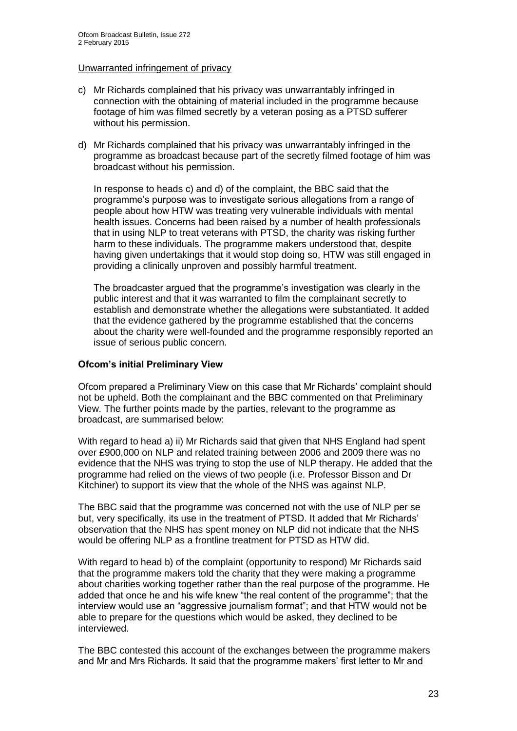Unwarranted infringement of privacy

c) Mr Richards complained that his privacy was unwarrantably infringed in connection with the obtaining of material included in the programme because footage of him was filmed secretly by a veteran posing as a PTSD sufferer without his permission.

d) Mr Richards complained that his privacy was unwarrantably infringed in the programme as broadcast because part of the secretly filmed footage of him was broadcast without his permission.

   In response to heads c) and d) of the complaint, the BBC said that the programme's purpose was to investigate serious allegations from a range of people about how HTW was treating very vulnerable individuals with mental health issues. Concerns had been raised by a number of health professionals that in using NLP to treat veterans with PTSD, the charity was risking further harm to these individuals. The programme makers understood that, despite having given undertakings that it would stop doing so, HTW was still engaged in providing a clinically unproven and possibly harmful treatment.

   The broadcaster argued that the programme's investigation was clearly in the public interest and that it was warranted to film the complainant secretly to establish and demonstrate whether the allegations were substantiated. It added that the evidence gathered by the programme established that the concerns about the charity were well-founded and the programme responsibly reported an issue of serious public concern.

**Ofcom's initial Preliminary View**

Ofcom prepared a Preliminary View on this case that Mr Richards' complaint should not be upheld. Both the complainant and the BBC commented on that Preliminary View. The further points made by the parties, relevant to the programme as broadcast, are summarised below:

With regard to head a) ii) Mr Richards said that given that NHS England had spent over £900,000 on NLP and related training between 2006 and 2009 there was no evidence that the NHS was trying to stop the use of NLP therapy. He added that the programme had relied on the views of two people (i.e. Professor Bisson and Dr Kitchiner) to support its view that the whole of the NHS was against NLP.

The BBC said that the programme was concerned not with the use of NLP per se but, very specifically, its use in the treatment of PTSD. It added that Mr Richards' observation that the NHS has spent money on NLP did not indicate that the NHS would be offering NLP as a frontline treatment for PTSD as HTW did.

With regard to head b) of the complaint (opportunity to respond) Mr Richards said that the programme makers told the charity that they were making a programme about charities working together rather than the real purpose of the programme. He added that once he and his wife knew "the real content of the programme"; that the interview would use an "aggressive journalism format"; and that HTW would not be able to prepare for the questions which would be asked, they declined to be interviewed.

The BBC contested this account of the exchanges between the programme makers and Mr and Mrs Richards. It said that the programme makers' first letter to Mr and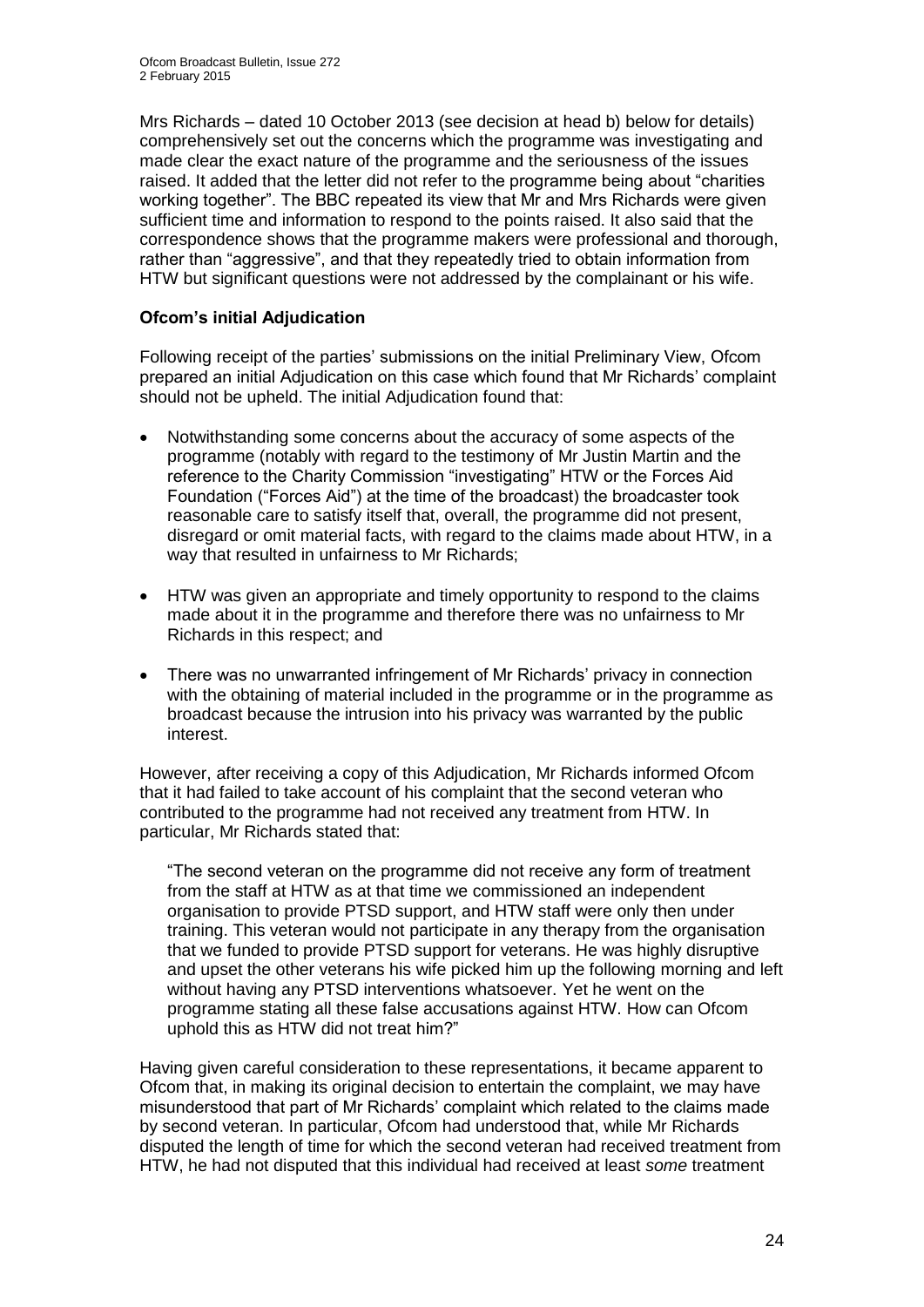Mrs Richards – dated 10 October 2013 (see decision at head b) below for details) comprehensively set out the concerns which the programme was investigating and made clear the exact nature of the programme and the seriousness of the issues raised. It added that the letter did not refer to the programme being about "charities working together". The BBC repeated its view that Mr and Mrs Richards were given sufficient time and information to respond to the points raised. It also said that the correspondence shows that the programme makers were professional and thorough, rather than "aggressive", and that they repeatedly tried to obtain information from HTW but significant questions were not addressed by the complainant or his wife.

**Ofcom's initial Adjudication**

Following receipt of the parties' submissions on the initial Preliminary View, Ofcom prepared an initial Adjudication on this case which found that Mr Richards' complaint should not be upheld. The initial Adjudication found that:

- Notwithstanding some concerns about the accuracy of some aspects of the programme (notably with regard to the testimony of Mr Justin Martin and the reference to the Charity Commission "investigating" HTW or the Forces Aid Foundation ("Forces Aid") at the time of the broadcast) the broadcaster took reasonable care to satisfy itself that, overall, the programme did not present, disregard or omit material facts, with regard to the claims made about HTW, in a way that resulted in unfairness to Mr Richards;
- HTW was given an appropriate and timely opportunity to respond to the claims made about it in the programme and therefore there was no unfairness to Mr Richards in this respect; and
- There was no unwarranted infringement of Mr Richards' privacy in connection with the obtaining of material included in the programme or in the programme as broadcast because the intrusion into his privacy was warranted by the public interest.

However, after receiving a copy of this Adjudication, Mr Richards informed Ofcom that it had failed to take account of his complaint that the second veteran who contributed to the programme had not received any treatment from HTW. In particular, Mr Richards stated that:

> "The second veteran on the programme did not receive any form of treatment from the staff at HTW as at that time we commissioned an independent organisation to provide PTSD support, and HTW staff were only then under training. This veteran would not participate in any therapy from the organisation that we funded to provide PTSD support for veterans. He was highly disruptive and upset the other veterans his wife picked him up the following morning and left without having any PTSD interventions whatsoever. Yet he went on the programme stating all these false accusations against HTW. How can Ofcom uphold this as HTW did not treat him?"

Having given careful consideration to these representations, it became apparent to Ofcom that, in making its original decision to entertain the complaint, we may have misunderstood that part of Mr Richards' complaint which related to the claims made by second veteran. In particular, Ofcom had understood that, while Mr Richards disputed the length of time for which the second veteran had received treatment from HTW, he had not disputed that this individual had received at least *some* treatment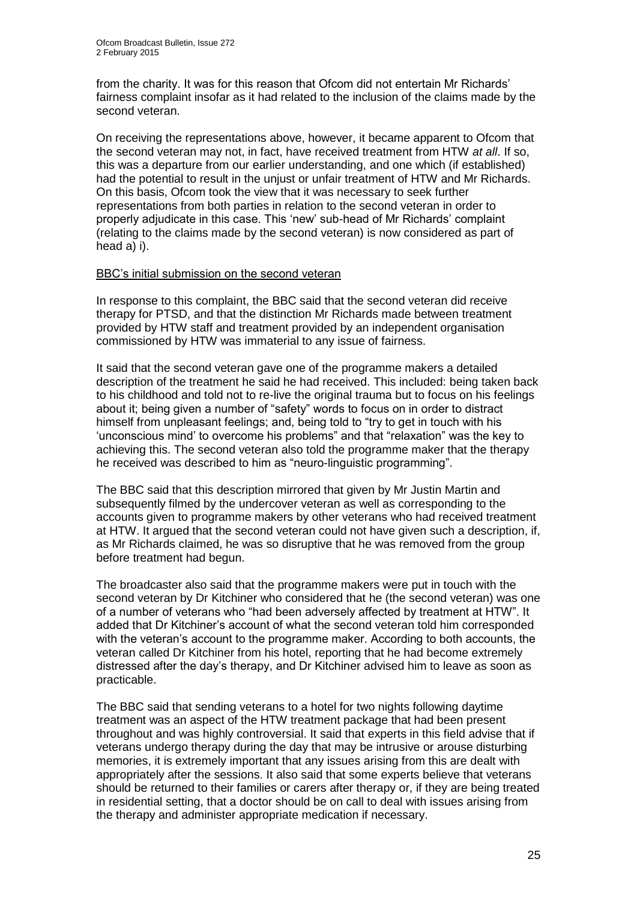from the charity. It was for this reason that Ofcom did not entertain Mr Richards' fairness complaint insofar as it had related to the inclusion of the claims made by the second veteran.

On receiving the representations above, however, it became apparent to Ofcom that the second veteran may not, in fact, have received treatment from HTW *at all*. If so, this was a departure from our earlier understanding, and one which (if established) had the potential to result in the unjust or unfair treatment of HTW and Mr Richards. On this basis, Ofcom took the view that it was necessary to seek further representations from both parties in relation to the second veteran in order to properly adjudicate in this case. This 'new' sub-head of Mr Richards' complaint (relating to the claims made by the second veteran) is now considered as part of head a) i).

<u>BBC's initial submission on the second veteran</u>

In response to this complaint, the BBC said that the second veteran did receive therapy for PTSD, and that the distinction Mr Richards made between treatment provided by HTW staff and treatment provided by an independent organisation commissioned by HTW was immaterial to any issue of fairness.

It said that the second veteran gave one of the programme makers a detailed description of the treatment he said he had received. This included: being taken back to his childhood and told not to re-live the original trauma but to focus on his feelings about it; being given a number of "safety" words to focus on in order to distract himself from unpleasant feelings; and, being told to "try to get in touch with his 'unconscious mind' to overcome his problems" and that "relaxation" was the key to achieving this. The second veteran also told the programme maker that the therapy he received was described to him as "neuro-linguistic programming".

The BBC said that this description mirrored that given by Mr Justin Martin and subsequently filmed by the undercover veteran as well as corresponding to the accounts given to programme makers by other veterans who had received treatment at HTW. It argued that the second veteran could not have given such a description, if, as Mr Richards claimed, he was so disruptive that he was removed from the group before treatment had begun.

The broadcaster also said that the programme makers were put in touch with the second veteran by Dr Kitchiner who considered that he (the second veteran) was one of a number of veterans who "had been adversely affected by treatment at HTW". It added that Dr Kitchiner's account of what the second veteran told him corresponded with the veteran's account to the programme maker. According to both accounts, the veteran called Dr Kitchiner from his hotel, reporting that he had become extremely distressed after the day's therapy, and Dr Kitchiner advised him to leave as soon as practicable.

The BBC said that sending veterans to a hotel for two nights following daytime treatment was an aspect of the HTW treatment package that had been present throughout and was highly controversial. It said that experts in this field advise that if veterans undergo therapy during the day that may be intrusive or arouse disturbing memories, it is extremely important that any issues arising from this are dealt with appropriately after the sessions. It also said that some experts believe that veterans should be returned to their families or carers after therapy or, if they are being treated in residential setting, that a doctor should be on call to deal with issues arising from the therapy and administer appropriate medication if necessary.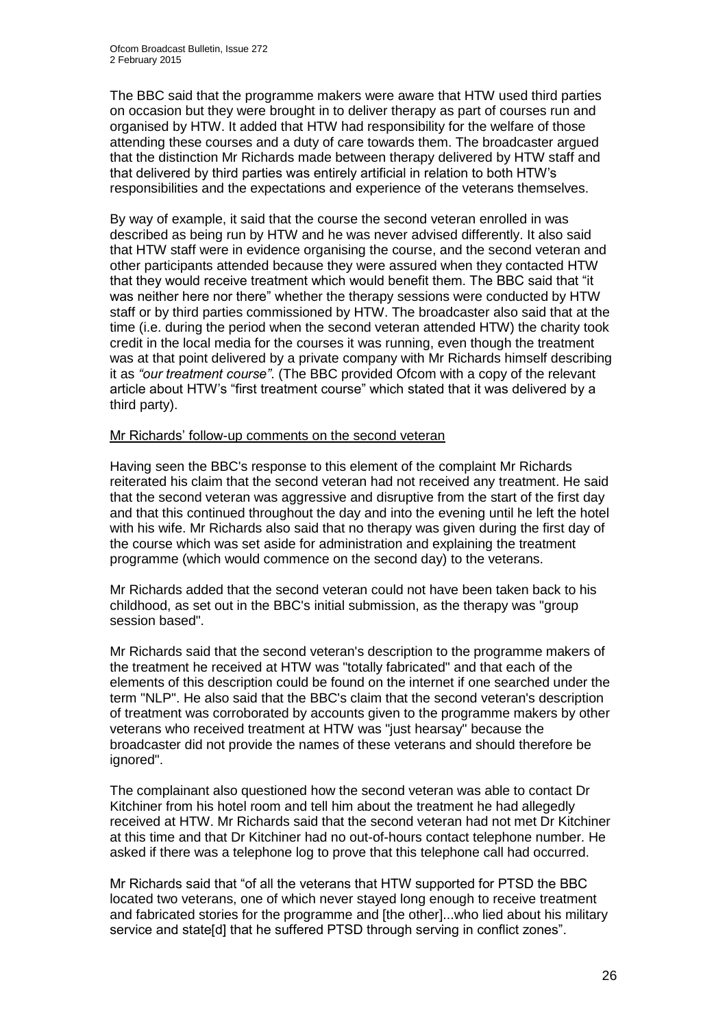The BBC said that the programme makers were aware that HTW used third parties on occasion but they were brought in to deliver therapy as part of courses run and organised by HTW. It added that HTW had responsibility for the welfare of those attending these courses and a duty of care towards them. The broadcaster argued that the distinction Mr Richards made between therapy delivered by HTW staff and that delivered by third parties was entirely artificial in relation to both HTW's responsibilities and the expectations and experience of the veterans themselves.

By way of example, it said that the course the second veteran enrolled in was described as being run by HTW and he was never advised differently. It also said that HTW staff were in evidence organising the course, and the second veteran and other participants attended because they were assured when they contacted HTW that they would receive treatment which would benefit them. The BBC said that "it was neither here nor there" whether the therapy sessions were conducted by HTW staff or by third parties commissioned by HTW. The broadcaster also said that at the time (i.e. during the period when the second veteran attended HTW) the charity took credit in the local media for the courses it was running, even though the treatment was at that point delivered by a private company with Mr Richards himself describing it as *"our treatment course"*. (The BBC provided Ofcom with a copy of the relevant article about HTW's "first treatment course" which stated that it was delivered by a third party).

<u>Mr Richards' follow-up comments on the second veteran</u>

Having seen the BBC's response to this element of the complaint Mr Richards reiterated his claim that the second veteran had not received any treatment. He said that the second veteran was aggressive and disruptive from the start of the first day and that this continued throughout the day and into the evening until he left the hotel with his wife. Mr Richards also said that no therapy was given during the first day of the course which was set aside for administration and explaining the treatment programme (which would commence on the second day) to the veterans.

Mr Richards added that the second veteran could not have been taken back to his childhood, as set out in the BBC's initial submission, as the therapy was "group session based".

Mr Richards said that the second veteran's description to the programme makers of the treatment he received at HTW was "totally fabricated" and that each of the elements of this description could be found on the internet if one searched under the term "NLP". He also said that the BBC's claim that the second veteran's description of treatment was corroborated by accounts given to the programme makers by other veterans who received treatment at HTW was "just hearsay" because the broadcaster did not provide the names of these veterans and should therefore be ignored".

The complainant also questioned how the second veteran was able to contact Dr Kitchiner from his hotel room and tell him about the treatment he had allegedly received at HTW. Mr Richards said that the second veteran had not met Dr Kitchiner at this time and that Dr Kitchiner had no out-of-hours contact telephone number. He asked if there was a telephone log to prove that this telephone call had occurred.

Mr Richards said that "of all the veterans that HTW supported for PTSD the BBC located two veterans, one of which never stayed long enough to receive treatment and fabricated stories for the programme and [the other]...who lied about his military service and state[d] that he suffered PTSD through serving in conflict zones".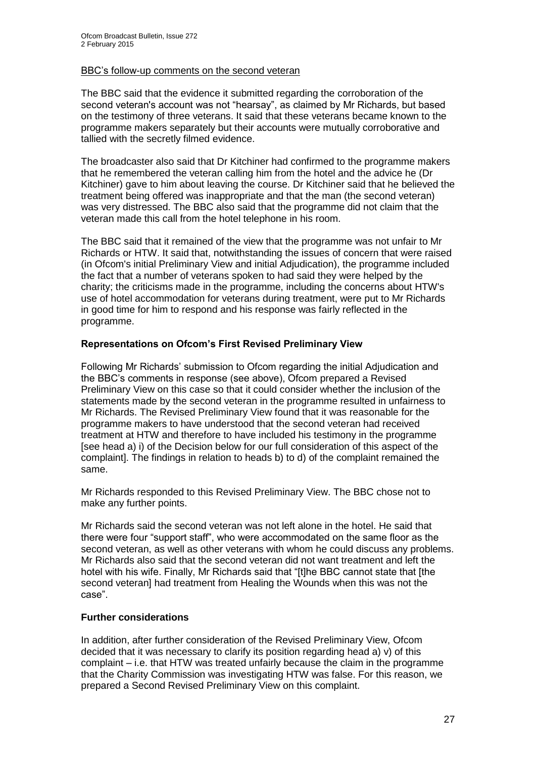BBC's follow-up comments on the second veteran

The BBC said that the evidence it submitted regarding the corroboration of the second veteran's account was not "hearsay", as claimed by Mr Richards, but based on the testimony of three veterans. It said that these veterans became known to the programme makers separately but their accounts were mutually corroborative and tallied with the secretly filmed evidence.

The broadcaster also said that Dr Kitchiner had confirmed to the programme makers that he remembered the veteran calling him from the hotel and the advice he (Dr Kitchiner) gave to him about leaving the course. Dr Kitchiner said that he believed the treatment being offered was inappropriate and that the man (the second veteran) was very distressed. The BBC also said that the programme did not claim that the veteran made this call from the hotel telephone in his room.

The BBC said that it remained of the view that the programme was not unfair to Mr Richards or HTW. It said that, notwithstanding the issues of concern that were raised (in Ofcom's initial Preliminary View and initial Adjudication), the programme included the fact that a number of veterans spoken to had said they were helped by the charity; the criticisms made in the programme, including the concerns about HTW's use of hotel accommodation for veterans during treatment, were put to Mr Richards in good time for him to respond and his response was fairly reflected in the programme.

### Representations on Ofcom's First Revised Preliminary View

Following Mr Richards' submission to Ofcom regarding the initial Adjudication and the BBC's comments in response (see above), Ofcom prepared a Revised Preliminary View on this case so that it could consider whether the inclusion of the statements made by the second veteran in the programme resulted in unfairness to Mr Richards. The Revised Preliminary View found that it was reasonable for the programme makers to have understood that the second veteran had received treatment at HTW and therefore to have included his testimony in the programme [see head a) i) of the Decision below for our full consideration of this aspect of the complaint]. The findings in relation to heads b) to d) of the complaint remained the same.

Mr Richards responded to this Revised Preliminary View. The BBC chose not to make any further points.

Mr Richards said the second veteran was not left alone in the hotel. He said that there were four "support staff", who were accommodated on the same floor as the second veteran, as well as other veterans with whom he could discuss any problems. Mr Richards also said that the second veteran did not want treatment and left the hotel with his wife. Finally, Mr Richards said that "[t]he BBC cannot state that [the second veteran] had treatment from Healing the Wounds when this was not the case".

### Further considerations

In addition, after further consideration of the Revised Preliminary View, Ofcom decided that it was necessary to clarify its position regarding head a) v) of this complaint – i.e. that HTW was treated unfairly because the claim in the programme that the Charity Commission was investigating HTW was false. For this reason, we prepared a Second Revised Preliminary View on this complaint.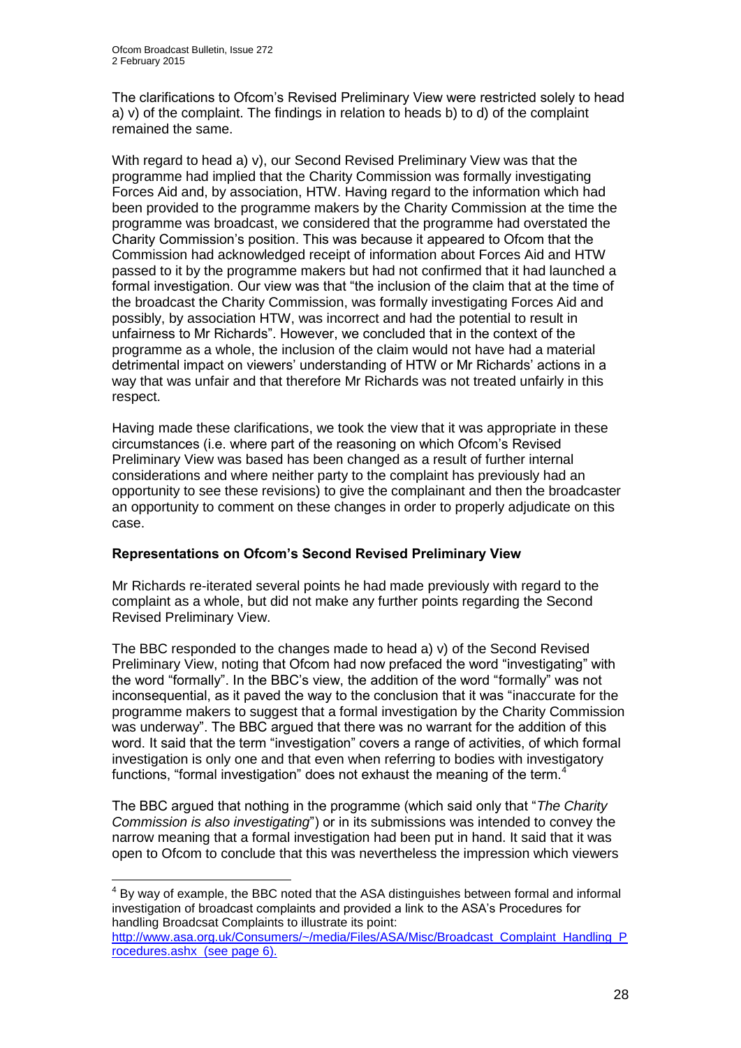The clarifications to Ofcom's Revised Preliminary View were restricted solely to head a) v) of the complaint. The findings in relation to heads b) to d) of the complaint remained the same.

With regard to head a) v), our Second Revised Preliminary View was that the programme had implied that the Charity Commission was formally investigating Forces Aid and, by association, HTW. Having regard to the information which had been provided to the programme makers by the Charity Commission at the time the programme was broadcast, we considered that the programme had overstated the Charity Commission's position. This was because it appeared to Ofcom that the Commission had acknowledged receipt of information about Forces Aid and HTW passed to it by the programme makers but had not confirmed that it had launched a formal investigation. Our view was that "the inclusion of the claim that at the time of the broadcast the Charity Commission, was formally investigating Forces Aid and possibly, by association HTW, was incorrect and had the potential to result in unfairness to Mr Richards". However, we concluded that in the context of the programme as a whole, the inclusion of the claim would not have had a material detrimental impact on viewers' understanding of HTW or Mr Richards' actions in a way that was unfair and that therefore Mr Richards was not treated unfairly in this respect.

Having made these clarifications, we took the view that it was appropriate in these circumstances (i.e. where part of the reasoning on which Ofcom's Revised Preliminary View was based has been changed as a result of further internal considerations and where neither party to the complaint has previously had an opportunity to see these revisions) to give the complainant and then the broadcaster an opportunity to comment on these changes in order to properly adjudicate on this case.

**Representations on Ofcom's Second Revised Preliminary View**

Mr Richards re-iterated several points he had made previously with regard to the complaint as a whole, but did not make any further points regarding the Second Revised Preliminary View.

The BBC responded to the changes made to head a) v) of the Second Revised Preliminary View, noting that Ofcom had now prefaced the word "investigating" with the word "formally". In the BBC's view, the addition of the word "formally" was not inconsequential, as it paved the way to the conclusion that it was "inaccurate for the programme makers to suggest that a formal investigation by the Charity Commission was underway". The BBC argued that there was no warrant for the addition of this word. It said that the term "investigation" covers a range of activities, of which formal investigation is only one and that even when referring to bodies with investigatory functions, "formal investigation" does not exhaust the meaning of the term.[4]

The BBC argued that nothing in the programme (which said only that "*The Charity Commission is also investigating*") or in its submissions was intended to convey the narrow meaning that a formal investigation had been put in hand. It said that it was open to Ofcom to conclude that this was nevertheless the impression which viewers

[4] By way of example, the BBC noted that the ASA distinguishes between formal and informal investigation of broadcast complaints and provided a link to the ASA's Procedures for handling Broadcsat Complaints to illustrate its point: http://www.asa.org.uk/Consumers/~/media/Files/ASA/Misc/Broadcast_Complaint_Handling_Procedures.ashx (see page 6).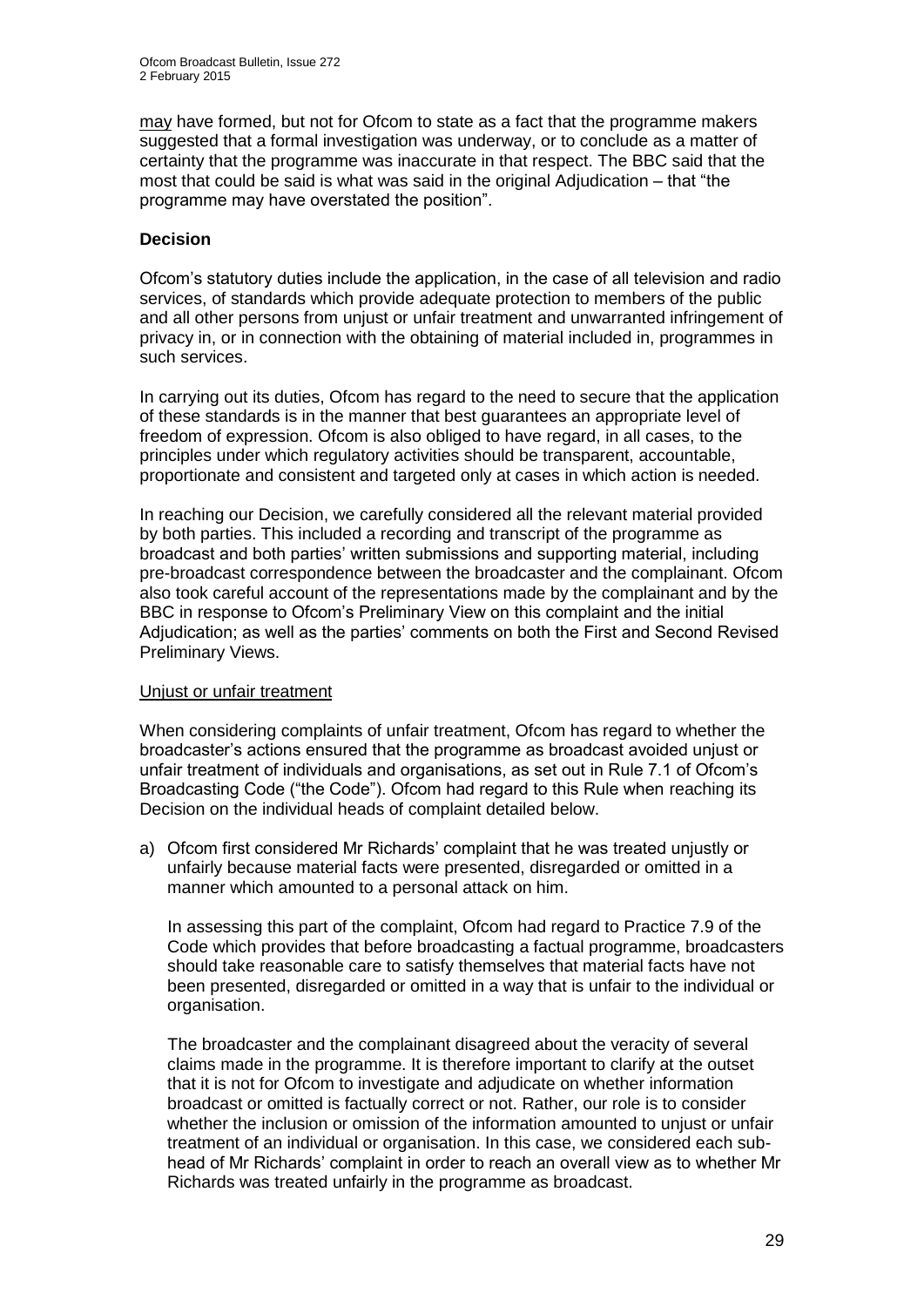may have formed, but not for Ofcom to state as a fact that the programme makers suggested that a formal investigation was underway, or to conclude as a matter of certainty that the programme was inaccurate in that respect. The BBC said that the most that could be said is what was said in the original Adjudication – that "the programme may have overstated the position".

**Decision**

Ofcom's statutory duties include the application, in the case of all television and radio services, of standards which provide adequate protection to members of the public and all other persons from unjust or unfair treatment and unwarranted infringement of privacy in, or in connection with the obtaining of material included in, programmes in such services.

In carrying out its duties, Ofcom has regard to the need to secure that the application of these standards is in the manner that best guarantees an appropriate level of freedom of expression. Ofcom is also obliged to have regard, in all cases, to the principles under which regulatory activities should be transparent, accountable, proportionate and consistent and targeted only at cases in which action is needed.

In reaching our Decision, we carefully considered all the relevant material provided by both parties. This included a recording and transcript of the programme as broadcast and both parties' written submissions and supporting material, including pre-broadcast correspondence between the broadcaster and the complainant. Ofcom also took careful account of the representations made by the complainant and by the BBC in response to Ofcom's Preliminary View on this complaint and the initial Adjudication; as well as the parties' comments on both the First and Second Revised Preliminary Views.

Unjust or unfair treatment

When considering complaints of unfair treatment, Ofcom has regard to whether the broadcaster's actions ensured that the programme as broadcast avoided unjust or unfair treatment of individuals and organisations, as set out in Rule 7.1 of Ofcom's Broadcasting Code ("the Code"). Ofcom had regard to this Rule when reaching its Decision on the individual heads of complaint detailed below.

a) Ofcom first considered Mr Richards' complaint that he was treated unjustly or unfairly because material facts were presented, disregarded or omitted in a manner which amounted to a personal attack on him.

   In assessing this part of the complaint, Ofcom had regard to Practice 7.9 of the Code which provides that before broadcasting a factual programme, broadcasters should take reasonable care to satisfy themselves that material facts have not been presented, disregarded or omitted in a way that is unfair to the individual or organisation.

   The broadcaster and the complainant disagreed about the veracity of several claims made in the programme. It is therefore important to clarify at the outset that it is not for Ofcom to investigate and adjudicate on whether information broadcast or omitted is factually correct or not. Rather, our role is to consider whether the inclusion or omission of the information amounted to unjust or unfair treatment of an individual or organisation. In this case, we considered each sub-head of Mr Richards' complaint in order to reach an overall view as to whether Mr Richards was treated unfairly in the programme as broadcast.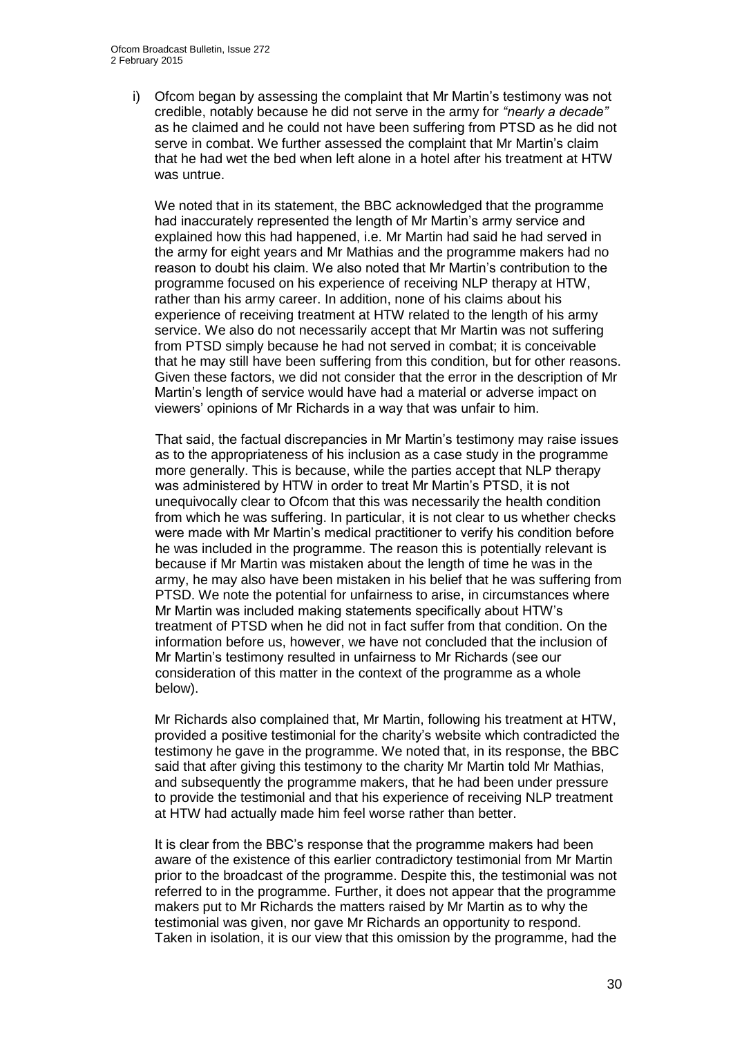i) Ofcom began by assessing the complaint that Mr Martin's testimony was not credible, notably because he did not serve in the army for *"nearly a decade"* as he claimed and he could not have been suffering from PTSD as he did not serve in combat. We further assessed the complaint that Mr Martin's claim that he had wet the bed when left alone in a hotel after his treatment at HTW was untrue.

We noted that in its statement, the BBC acknowledged that the programme had inaccurately represented the length of Mr Martin's army service and explained how this had happened, i.e. Mr Martin had said he had served in the army for eight years and Mr Mathias and the programme makers had no reason to doubt his claim. We also noted that Mr Martin's contribution to the programme focused on his experience of receiving NLP therapy at HTW, rather than his army career. In addition, none of his claims about his experience of receiving treatment at HTW related to the length of his army service. We also do not necessarily accept that Mr Martin was not suffering from PTSD simply because he had not served in combat; it is conceivable that he may still have been suffering from this condition, but for other reasons. Given these factors, we did not consider that the error in the description of Mr Martin's length of service would have had a material or adverse impact on viewers' opinions of Mr Richards in a way that was unfair to him.

That said, the factual discrepancies in Mr Martin's testimony may raise issues as to the appropriateness of his inclusion as a case study in the programme more generally. This is because, while the parties accept that NLP therapy was administered by HTW in order to treat Mr Martin's PTSD, it is not unequivocally clear to Ofcom that this was necessarily the health condition from which he was suffering. In particular, it is not clear to us whether checks were made with Mr Martin's medical practitioner to verify his condition before he was included in the programme. The reason this is potentially relevant is because if Mr Martin was mistaken about the length of time he was in the army, he may also have been mistaken in his belief that he was suffering from PTSD. We note the potential for unfairness to arise, in circumstances where Mr Martin was included making statements specifically about HTW's treatment of PTSD when he did not in fact suffer from that condition. On the information before us, however, we have not concluded that the inclusion of Mr Martin's testimony resulted in unfairness to Mr Richards (see our consideration of this matter in the context of the programme as a whole below).

Mr Richards also complained that, Mr Martin, following his treatment at HTW, provided a positive testimonial for the charity's website which contradicted the testimony he gave in the programme. We noted that, in its response, the BBC said that after giving this testimony to the charity Mr Martin told Mr Mathias, and subsequently the programme makers, that he had been under pressure to provide the testimonial and that his experience of receiving NLP treatment at HTW had actually made him feel worse rather than better.

It is clear from the BBC's response that the programme makers had been aware of the existence of this earlier contradictory testimonial from Mr Martin prior to the broadcast of the programme. Despite this, the testimonial was not referred to in the programme. Further, it does not appear that the programme makers put to Mr Richards the matters raised by Mr Martin as to why the testimonial was given, nor gave Mr Richards an opportunity to respond. Taken in isolation, it is our view that this omission by the programme, had the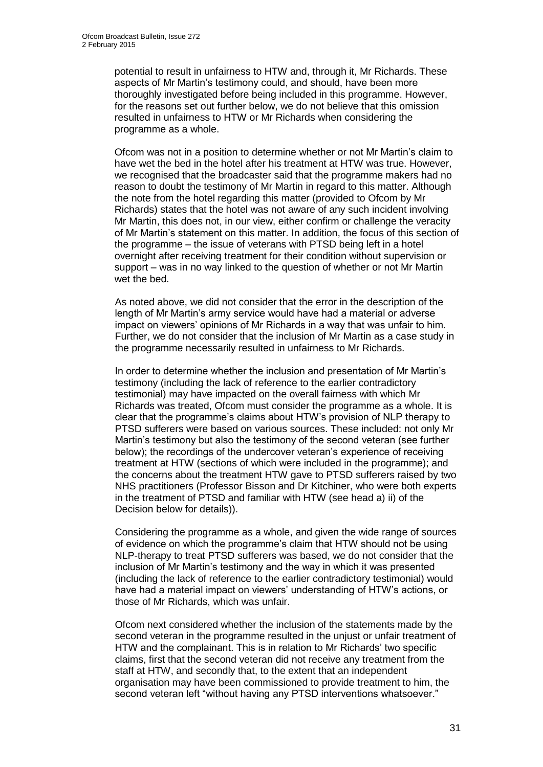potential to result in unfairness to HTW and, through it, Mr Richards. These aspects of Mr Martin's testimony could, and should, have been more thoroughly investigated before being included in this programme. However, for the reasons set out further below, we do not believe that this omission resulted in unfairness to HTW or Mr Richards when considering the programme as a whole.

Ofcom was not in a position to determine whether or not Mr Martin's claim to have wet the bed in the hotel after his treatment at HTW was true. However, we recognised that the broadcaster said that the programme makers had no reason to doubt the testimony of Mr Martin in regard to this matter. Although the note from the hotel regarding this matter (provided to Ofcom by Mr Richards) states that the hotel was not aware of any such incident involving Mr Martin, this does not, in our view, either confirm or challenge the veracity of Mr Martin's statement on this matter. In addition, the focus of this section of the programme – the issue of veterans with PTSD being left in a hotel overnight after receiving treatment for their condition without supervision or support – was in no way linked to the question of whether or not Mr Martin wet the bed.

As noted above, we did not consider that the error in the description of the length of Mr Martin's army service would have had a material or adverse impact on viewers' opinions of Mr Richards in a way that was unfair to him. Further, we do not consider that the inclusion of Mr Martin as a case study in the programme necessarily resulted in unfairness to Mr Richards.

In order to determine whether the inclusion and presentation of Mr Martin's testimony (including the lack of reference to the earlier contradictory testimonial) may have impacted on the overall fairness with which Mr Richards was treated, Ofcom must consider the programme as a whole. It is clear that the programme's claims about HTW's provision of NLP therapy to PTSD sufferers were based on various sources. These included: not only Mr Martin's testimony but also the testimony of the second veteran (see further below); the recordings of the undercover veteran's experience of receiving treatment at HTW (sections of which were included in the programme); and the concerns about the treatment HTW gave to PTSD sufferers raised by two NHS practitioners (Professor Bisson and Dr Kitchiner, who were both experts in the treatment of PTSD and familiar with HTW (see head a) ii) of the Decision below for details)).

Considering the programme as a whole, and given the wide range of sources of evidence on which the programme's claim that HTW should not be using NLP-therapy to treat PTSD sufferers was based, we do not consider that the inclusion of Mr Martin's testimony and the way in which it was presented (including the lack of reference to the earlier contradictory testimonial) would have had a material impact on viewers' understanding of HTW's actions, or those of Mr Richards, which was unfair.

Ofcom next considered whether the inclusion of the statements made by the second veteran in the programme resulted in the unjust or unfair treatment of HTW and the complainant. This is in relation to Mr Richards' two specific claims, first that the second veteran did not receive any treatment from the staff at HTW, and secondly that, to the extent that an independent organisation may have been commissioned to provide treatment to him, the second veteran left "without having any PTSD interventions whatsoever."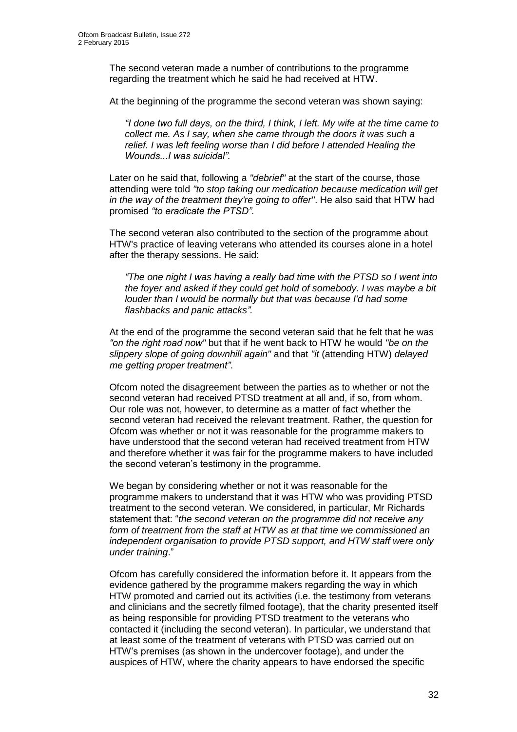The second veteran made a number of contributions to the programme regarding the treatment which he said he had received at HTW.

At the beginning of the programme the second veteran was shown saying:

> *"I done two full days, on the third, I think, I left. My wife at the time came to collect me. As I say, when she came through the doors it was such a relief. I was left feeling worse than I did before I attended Healing the Wounds...I was suicidal".*

Later on he said that, following a *"debrief"* at the start of the course, those attending were told *"to stop taking our medication because medication will get in the way of the treatment they're going to offer"*. He also said that HTW had promised *"to eradicate the PTSD"*.

The second veteran also contributed to the section of the programme about HTW's practice of leaving veterans who attended its courses alone in a hotel after the therapy sessions. He said:

> *"The one night I was having a really bad time with the PTSD so I went into the foyer and asked if they could get hold of somebody. I was maybe a bit louder than I would be normally but that was because I'd had some flashbacks and panic attacks".*

At the end of the programme the second veteran said that he felt that he was *"on the right road now"* but that if he went back to HTW he would *"be on the slippery slope of going downhill again"* and that *"it* (attending HTW) *delayed me getting proper treatment"*.

Ofcom noted the disagreement between the parties as to whether or not the second veteran had received PTSD treatment at all and, if so, from whom. Our role was not, however, to determine as a matter of fact whether the second veteran had received the relevant treatment. Rather, the question for Ofcom was whether or not it was reasonable for the programme makers to have understood that the second veteran had received treatment from HTW and therefore whether it was fair for the programme makers to have included the second veteran's testimony in the programme.

We began by considering whether or not it was reasonable for the programme makers to understand that it was HTW who was providing PTSD treatment to the second veteran. We considered, in particular, Mr Richards statement that: "*the second veteran on the programme did not receive any form of treatment from the staff at HTW as at that time we commissioned an independent organisation to provide PTSD support, and HTW staff were only under training*."

Ofcom has carefully considered the information before it. It appears from the evidence gathered by the programme makers regarding the way in which HTW promoted and carried out its activities (i.e. the testimony from veterans and clinicians and the secretly filmed footage), that the charity presented itself as being responsible for providing PTSD treatment to the veterans who contacted it (including the second veteran). In particular, we understand that at least some of the treatment of veterans with PTSD was carried out on HTW's premises (as shown in the undercover footage), and under the auspices of HTW, where the charity appears to have endorsed the specific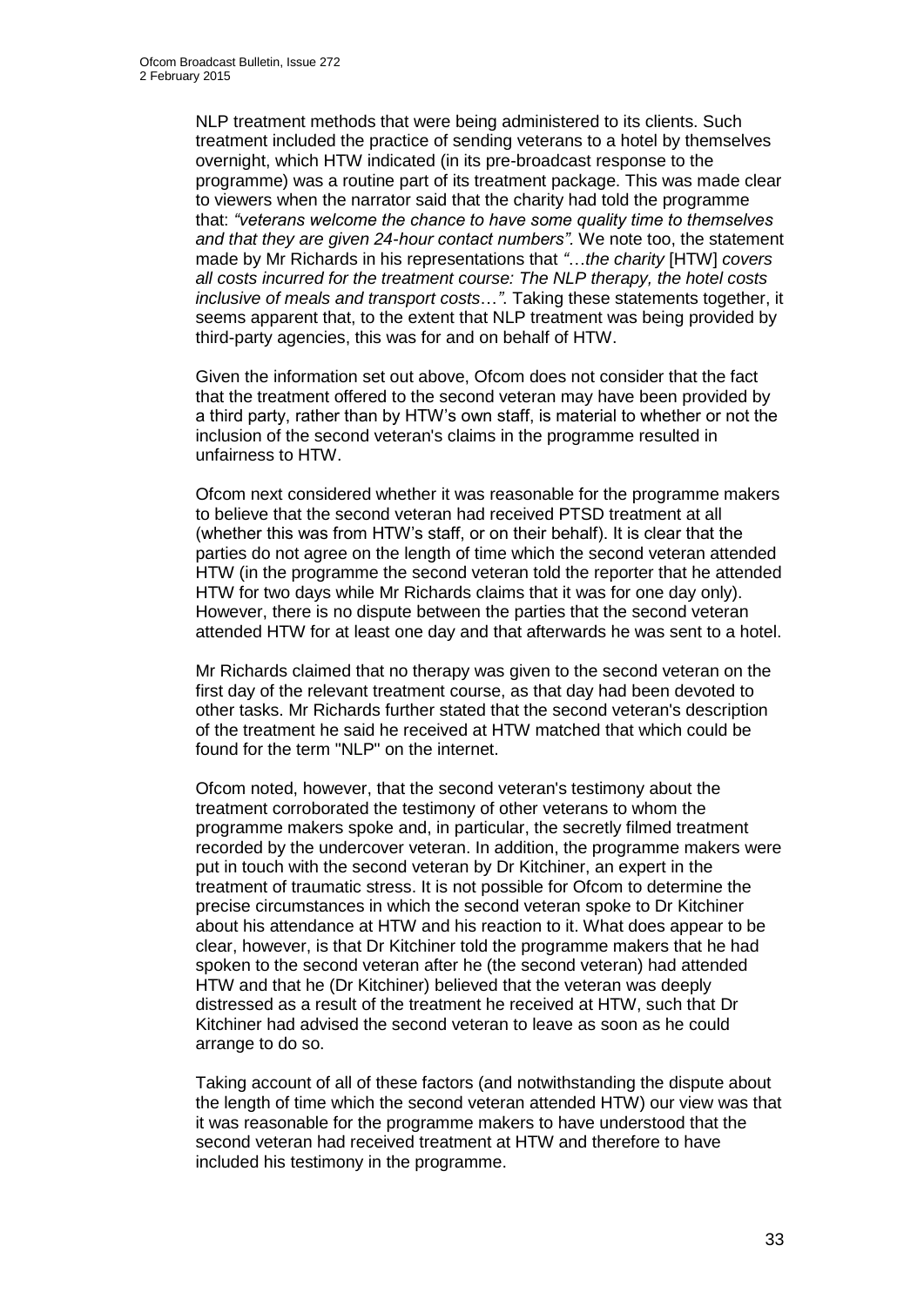NLP treatment methods that were being administered to its clients. Such treatment included the practice of sending veterans to a hotel by themselves overnight, which HTW indicated (in its pre-broadcast response to the programme) was a routine part of its treatment package. This was made clear to viewers when the narrator said that the charity had told the programme that: *"veterans welcome the chance to have some quality time to themselves and that they are given 24-hour contact numbers"*. We note too, the statement made by Mr Richards in his representations that *"…the charity* [HTW] *covers all costs incurred for the treatment course: The NLP therapy, the hotel costs inclusive of meals and transport costs…"*. Taking these statements together, it seems apparent that, to the extent that NLP treatment was being provided by third-party agencies, this was for and on behalf of HTW.

Given the information set out above, Ofcom does not consider that the fact that the treatment offered to the second veteran may have been provided by a third party, rather than by HTW's own staff, is material to whether or not the inclusion of the second veteran's claims in the programme resulted in unfairness to HTW.

Ofcom next considered whether it was reasonable for the programme makers to believe that the second veteran had received PTSD treatment at all (whether this was from HTW's staff, or on their behalf). It is clear that the parties do not agree on the length of time which the second veteran attended HTW (in the programme the second veteran told the reporter that he attended HTW for two days while Mr Richards claims that it was for one day only). However, there is no dispute between the parties that the second veteran attended HTW for at least one day and that afterwards he was sent to a hotel.

Mr Richards claimed that no therapy was given to the second veteran on the first day of the relevant treatment course, as that day had been devoted to other tasks. Mr Richards further stated that the second veteran's description of the treatment he said he received at HTW matched that which could be found for the term "NLP" on the internet.

Ofcom noted, however, that the second veteran's testimony about the treatment corroborated the testimony of other veterans to whom the programme makers spoke and, in particular, the secretly filmed treatment recorded by the undercover veteran. In addition, the programme makers were put in touch with the second veteran by Dr Kitchiner, an expert in the treatment of traumatic stress. It is not possible for Ofcom to determine the precise circumstances in which the second veteran spoke to Dr Kitchiner about his attendance at HTW and his reaction to it. What does appear to be clear, however, is that Dr Kitchiner told the programme makers that he had spoken to the second veteran after he (the second veteran) had attended HTW and that he (Dr Kitchiner) believed that the veteran was deeply distressed as a result of the treatment he received at HTW, such that Dr Kitchiner had advised the second veteran to leave as soon as he could arrange to do so.

Taking account of all of these factors (and notwithstanding the dispute about the length of time which the second veteran attended HTW) our view was that it was reasonable for the programme makers to have understood that the second veteran had received treatment at HTW and therefore to have included his testimony in the programme.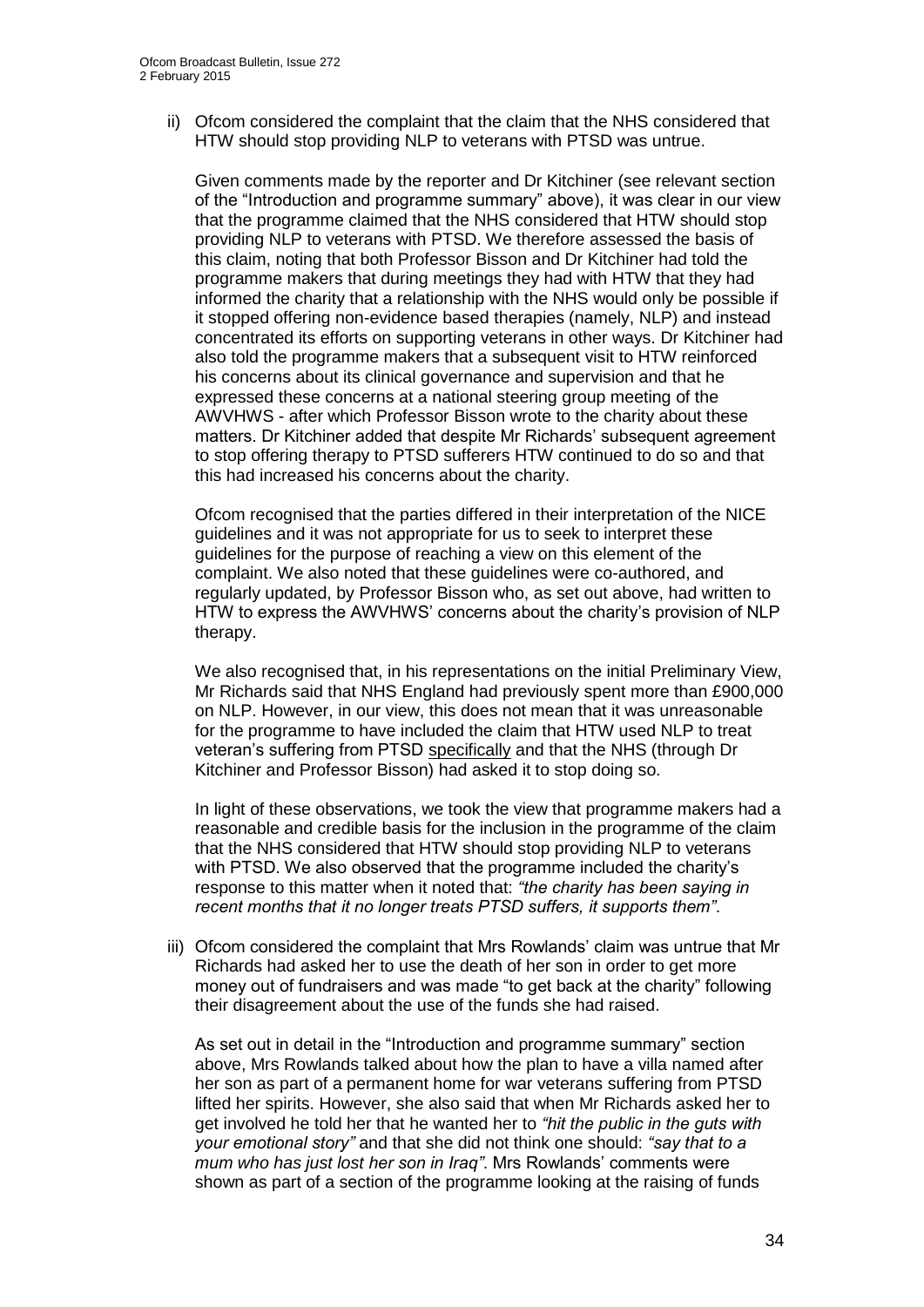ii) Ofcom considered the complaint that the claim that the NHS considered that HTW should stop providing NLP to veterans with PTSD was untrue.

Given comments made by the reporter and Dr Kitchiner (see relevant section of the "Introduction and programme summary" above), it was clear in our view that the programme claimed that the NHS considered that HTW should stop providing NLP to veterans with PTSD. We therefore assessed the basis of this claim, noting that both Professor Bisson and Dr Kitchiner had told the programme makers that during meetings they had with HTW that they had informed the charity that a relationship with the NHS would only be possible if it stopped offering non-evidence based therapies (namely, NLP) and instead concentrated its efforts on supporting veterans in other ways. Dr Kitchiner had also told the programme makers that a subsequent visit to HTW reinforced his concerns about its clinical governance and supervision and that he expressed these concerns at a national steering group meeting of the AWVHWS - after which Professor Bisson wrote to the charity about these matters. Dr Kitchiner added that despite Mr Richards' subsequent agreement to stop offering therapy to PTSD sufferers HTW continued to do so and that this had increased his concerns about the charity.

Ofcom recognised that the parties differed in their interpretation of the NICE guidelines and it was not appropriate for us to seek to interpret these guidelines for the purpose of reaching a view on this element of the complaint. We also noted that these guidelines were co-authored, and regularly updated, by Professor Bisson who, as set out above, had written to HTW to express the AWVHWS' concerns about the charity's provision of NLP therapy.

We also recognised that, in his representations on the initial Preliminary View, Mr Richards said that NHS England had previously spent more than £900,000 on NLP. However, in our view, this does not mean that it was unreasonable for the programme to have included the claim that HTW used NLP to treat veteran's suffering from PTSD specifically and that the NHS (through Dr Kitchiner and Professor Bisson) had asked it to stop doing so.

In light of these observations, we took the view that programme makers had a reasonable and credible basis for the inclusion in the programme of the claim that the NHS considered that HTW should stop providing NLP to veterans with PTSD. We also observed that the programme included the charity's response to this matter when it noted that: *"the charity has been saying in recent months that it no longer treats PTSD suffers, it supports them"*.

iii) Ofcom considered the complaint that Mrs Rowlands' claim was untrue that Mr Richards had asked her to use the death of her son in order to get more money out of fundraisers and was made "to get back at the charity" following their disagreement about the use of the funds she had raised.

As set out in detail in the "Introduction and programme summary" section above, Mrs Rowlands talked about how the plan to have a villa named after her son as part of a permanent home for war veterans suffering from PTSD lifted her spirits. However, she also said that when Mr Richards asked her to get involved he told her that he wanted her to *"hit the public in the guts with your emotional story"* and that she did not think one should: *"say that to a mum who has just lost her son in Iraq"*. Mrs Rowlands' comments were shown as part of a section of the programme looking at the raising of funds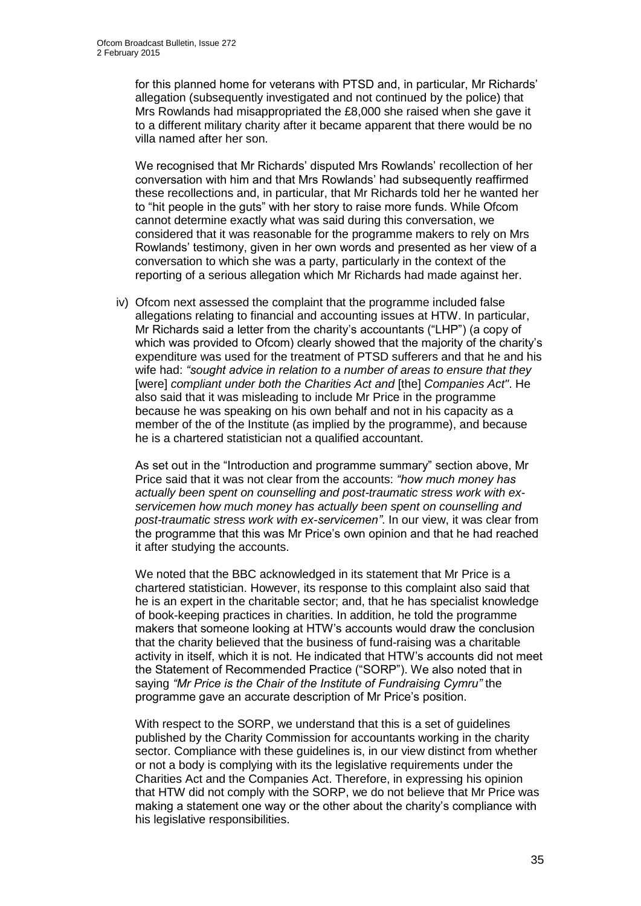for this planned home for veterans with PTSD and, in particular, Mr Richards' allegation (subsequently investigated and not continued by the police) that Mrs Rowlands had misappropriated the £8,000 she raised when she gave it to a different military charity after it became apparent that there would be no villa named after her son.

We recognised that Mr Richards' disputed Mrs Rowlands' recollection of her conversation with him and that Mrs Rowlands' had subsequently reaffirmed these recollections and, in particular, that Mr Richards told her he wanted her to "hit people in the guts" with her story to raise more funds. While Ofcom cannot determine exactly what was said during this conversation, we considered that it was reasonable for the programme makers to rely on Mrs Rowlands' testimony, given in her own words and presented as her view of a conversation to which she was a party, particularly in the context of the reporting of a serious allegation which Mr Richards had made against her.

iv) Ofcom next assessed the complaint that the programme included false allegations relating to financial and accounting issues at HTW. In particular, Mr Richards said a letter from the charity's accountants ("LHP") (a copy of which was provided to Ofcom) clearly showed that the majority of the charity's expenditure was used for the treatment of PTSD sufferers and that he and his wife had: *"sought advice in relation to a number of areas to ensure that they* [were] *compliant under both the Charities Act and* [the] *Companies Act"*. He also said that it was misleading to include Mr Price in the programme because he was speaking on his own behalf and not in his capacity as a member of the of the Institute (as implied by the programme), and because he is a chartered statistician not a qualified accountant.

As set out in the "Introduction and programme summary" section above, Mr Price said that it was not clear from the accounts: *"how much money has actually been spent on counselling and post-traumatic stress work with ex-servicemen how much money has actually been spent on counselling and post-traumatic stress work with ex-servicemen"*. In our view, it was clear from the programme that this was Mr Price's own opinion and that he had reached it after studying the accounts.

We noted that the BBC acknowledged in its statement that Mr Price is a chartered statistician. However, its response to this complaint also said that he is an expert in the charitable sector; and, that he has specialist knowledge of book-keeping practices in charities. In addition, he told the programme makers that someone looking at HTW's accounts would draw the conclusion that the charity believed that the business of fund-raising was a charitable activity in itself, which it is not. He indicated that HTW's accounts did not meet the Statement of Recommended Practice ("SORP"). We also noted that in saying *"Mr Price is the Chair of the Institute of Fundraising Cymru"* the programme gave an accurate description of Mr Price's position.

With respect to the SORP, we understand that this is a set of guidelines published by the Charity Commission for accountants working in the charity sector. Compliance with these guidelines is, in our view distinct from whether or not a body is complying with its the legislative requirements under the Charities Act and the Companies Act. Therefore, in expressing his opinion that HTW did not comply with the SORP, we do not believe that Mr Price was making a statement one way or the other about the charity's compliance with his legislative responsibilities.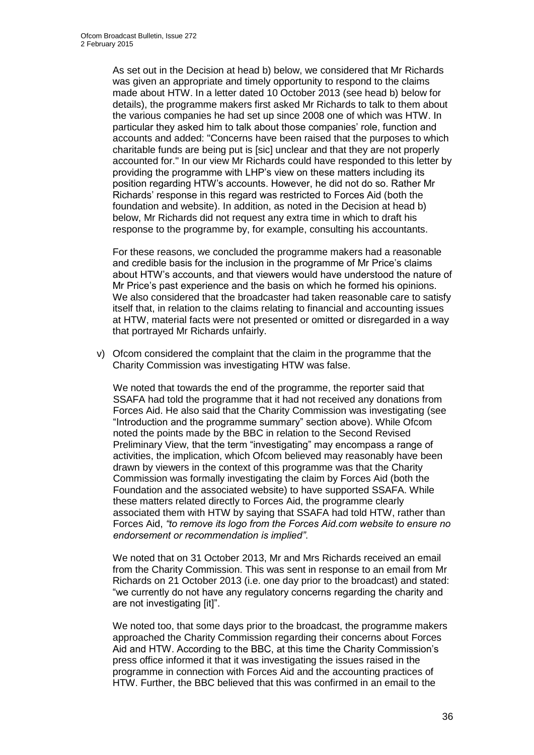As set out in the Decision at head b) below, we considered that Mr Richards was given an appropriate and timely opportunity to respond to the claims made about HTW. In a letter dated 10 October 2013 (see head b) below for details), the programme makers first asked Mr Richards to talk to them about the various companies he had set up since 2008 one of which was HTW. In particular they asked him to talk about those companies' role, function and accounts and added: "Concerns have been raised that the purposes to which charitable funds are being put is [sic] unclear and that they are not properly accounted for." In our view Mr Richards could have responded to this letter by providing the programme with LHP's view on these matters including its position regarding HTW's accounts. However, he did not do so. Rather Mr Richards' response in this regard was restricted to Forces Aid (both the foundation and website). In addition, as noted in the Decision at head b) below, Mr Richards did not request any extra time in which to draft his response to the programme by, for example, consulting his accountants.

For these reasons, we concluded the programme makers had a reasonable and credible basis for the inclusion in the programme of Mr Price's claims about HTW's accounts, and that viewers would have understood the nature of Mr Price's past experience and the basis on which he formed his opinions. We also considered that the broadcaster had taken reasonable care to satisfy itself that, in relation to the claims relating to financial and accounting issues at HTW, material facts were not presented or omitted or disregarded in a way that portrayed Mr Richards unfairly.

v) Ofcom considered the complaint that the claim in the programme that the Charity Commission was investigating HTW was false.

We noted that towards the end of the programme, the reporter said that SSAFA had told the programme that it had not received any donations from Forces Aid. He also said that the Charity Commission was investigating (see "Introduction and the programme summary" section above). While Ofcom noted the points made by the BBC in relation to the Second Revised Preliminary View, that the term "investigating" may encompass a range of activities, the implication, which Ofcom believed may reasonably have been drawn by viewers in the context of this programme was that the Charity Commission was formally investigating the claim by Forces Aid (both the Foundation and the associated website) to have supported SSAFA. While these matters related directly to Forces Aid, the programme clearly associated them with HTW by saying that SSAFA had told HTW, rather than Forces Aid, *"to remove its logo from the Forces Aid.com website to ensure no endorsement or recommendation is implied"*.

We noted that on 31 October 2013, Mr and Mrs Richards received an email from the Charity Commission. This was sent in response to an email from Mr Richards on 21 October 2013 (i.e. one day prior to the broadcast) and stated: "we currently do not have any regulatory concerns regarding the charity and are not investigating [it]".

We noted too, that some days prior to the broadcast, the programme makers approached the Charity Commission regarding their concerns about Forces Aid and HTW. According to the BBC, at this time the Charity Commission's press office informed it that it was investigating the issues raised in the programme in connection with Forces Aid and the accounting practices of HTW. Further, the BBC believed that this was confirmed in an email to the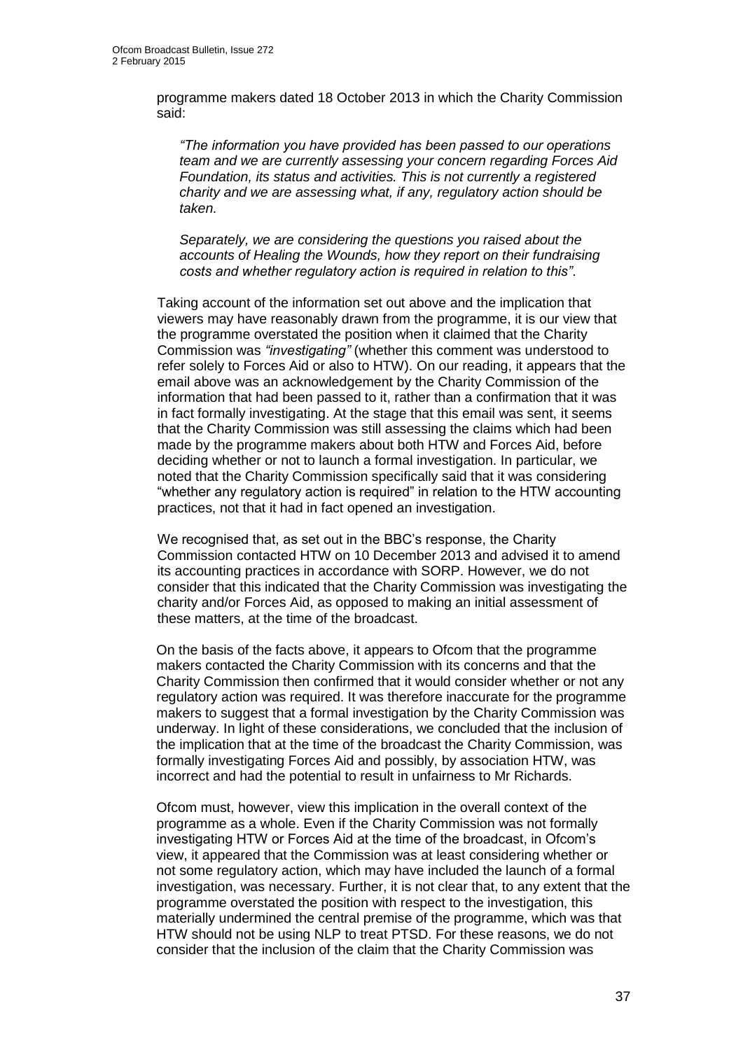programme makers dated 18 October 2013 in which the Charity Commission said:

> *"The information you have provided has been passed to our operations team and we are currently assessing your concern regarding Forces Aid Foundation, its status and activities. This is not currently a registered charity and we are assessing what, if any, regulatory action should be taken.*
>
> *Separately, we are considering the questions you raised about the accounts of Healing the Wounds, how they report on their fundraising costs and whether regulatory action is required in relation to this"*.

Taking account of the information set out above and the implication that viewers may have reasonably drawn from the programme, it is our view that the programme overstated the position when it claimed that the Charity Commission was *"investigating"* (whether this comment was understood to refer solely to Forces Aid or also to HTW). On our reading, it appears that the email above was an acknowledgement by the Charity Commission of the information that had been passed to it, rather than a confirmation that it was in fact formally investigating. At the stage that this email was sent, it seems that the Charity Commission was still assessing the claims which had been made by the programme makers about both HTW and Forces Aid, before deciding whether or not to launch a formal investigation. In particular, we noted that the Charity Commission specifically said that it was considering "whether any regulatory action is required" in relation to the HTW accounting practices, not that it had in fact opened an investigation.

We recognised that, as set out in the BBC's response, the Charity Commission contacted HTW on 10 December 2013 and advised it to amend its accounting practices in accordance with SORP. However, we do not consider that this indicated that the Charity Commission was investigating the charity and/or Forces Aid, as opposed to making an initial assessment of these matters, at the time of the broadcast.

On the basis of the facts above, it appears to Ofcom that the programme makers contacted the Charity Commission with its concerns and that the Charity Commission then confirmed that it would consider whether or not any regulatory action was required. It was therefore inaccurate for the programme makers to suggest that a formal investigation by the Charity Commission was underway. In light of these considerations, we concluded that the inclusion of the implication that at the time of the broadcast the Charity Commission, was formally investigating Forces Aid and possibly, by association HTW, was incorrect and had the potential to result in unfairness to Mr Richards.

Ofcom must, however, view this implication in the overall context of the programme as a whole. Even if the Charity Commission was not formally investigating HTW or Forces Aid at the time of the broadcast, in Ofcom's view, it appeared that the Commission was at least considering whether or not some regulatory action, which may have included the launch of a formal investigation, was necessary. Further, it is not clear that, to any extent that the programme overstated the position with respect to the investigation, this materially undermined the central premise of the programme, which was that HTW should not be using NLP to treat PTSD. For these reasons, we do not consider that the inclusion of the claim that the Charity Commission was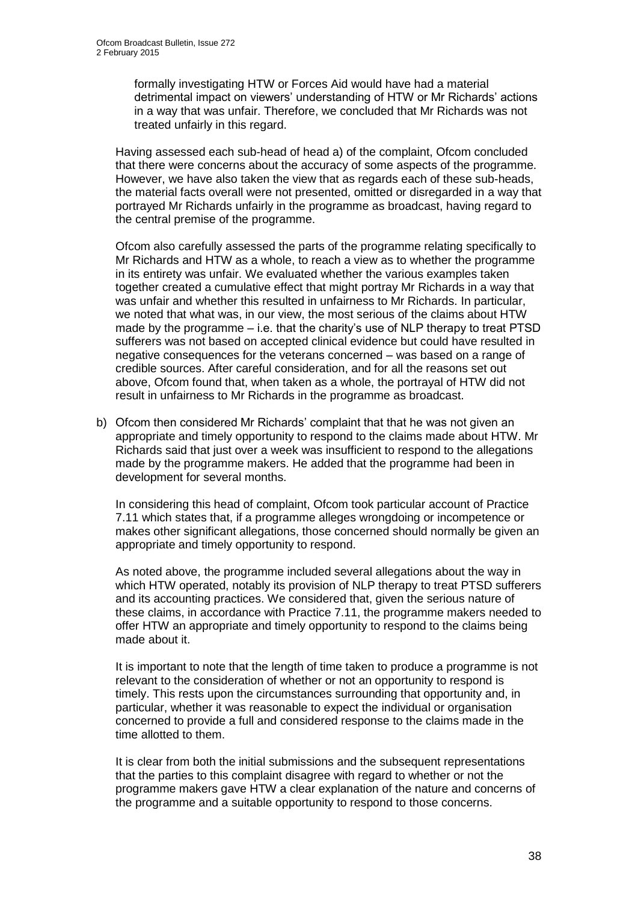formally investigating HTW or Forces Aid would have had a material detrimental impact on viewers' understanding of HTW or Mr Richards' actions in a way that was unfair. Therefore, we concluded that Mr Richards was not treated unfairly in this regard.

Having assessed each sub-head of head a) of the complaint, Ofcom concluded that there were concerns about the accuracy of some aspects of the programme. However, we have also taken the view that as regards each of these sub-heads, the material facts overall were not presented, omitted or disregarded in a way that portrayed Mr Richards unfairly in the programme as broadcast, having regard to the central premise of the programme.

Ofcom also carefully assessed the parts of the programme relating specifically to Mr Richards and HTW as a whole, to reach a view as to whether the programme in its entirety was unfair. We evaluated whether the various examples taken together created a cumulative effect that might portray Mr Richards in a way that was unfair and whether this resulted in unfairness to Mr Richards. In particular, we noted that what was, in our view, the most serious of the claims about HTW made by the programme – i.e. that the charity's use of NLP therapy to treat PTSD sufferers was not based on accepted clinical evidence but could have resulted in negative consequences for the veterans concerned – was based on a range of credible sources. After careful consideration, and for all the reasons set out above, Ofcom found that, when taken as a whole, the portrayal of HTW did not result in unfairness to Mr Richards in the programme as broadcast.

b) Ofcom then considered Mr Richards' complaint that that he was not given an appropriate and timely opportunity to respond to the claims made about HTW. Mr Richards said that just over a week was insufficient to respond to the allegations made by the programme makers. He added that the programme had been in development for several months.

In considering this head of complaint, Ofcom took particular account of Practice 7.11 which states that, if a programme alleges wrongdoing or incompetence or makes other significant allegations, those concerned should normally be given an appropriate and timely opportunity to respond.

As noted above, the programme included several allegations about the way in which HTW operated, notably its provision of NLP therapy to treat PTSD sufferers and its accounting practices. We considered that, given the serious nature of these claims, in accordance with Practice 7.11, the programme makers needed to offer HTW an appropriate and timely opportunity to respond to the claims being made about it.

It is important to note that the length of time taken to produce a programme is not relevant to the consideration of whether or not an opportunity to respond is timely. This rests upon the circumstances surrounding that opportunity and, in particular, whether it was reasonable to expect the individual or organisation concerned to provide a full and considered response to the claims made in the time allotted to them.

It is clear from both the initial submissions and the subsequent representations that the parties to this complaint disagree with regard to whether or not the programme makers gave HTW a clear explanation of the nature and concerns of the programme and a suitable opportunity to respond to those concerns.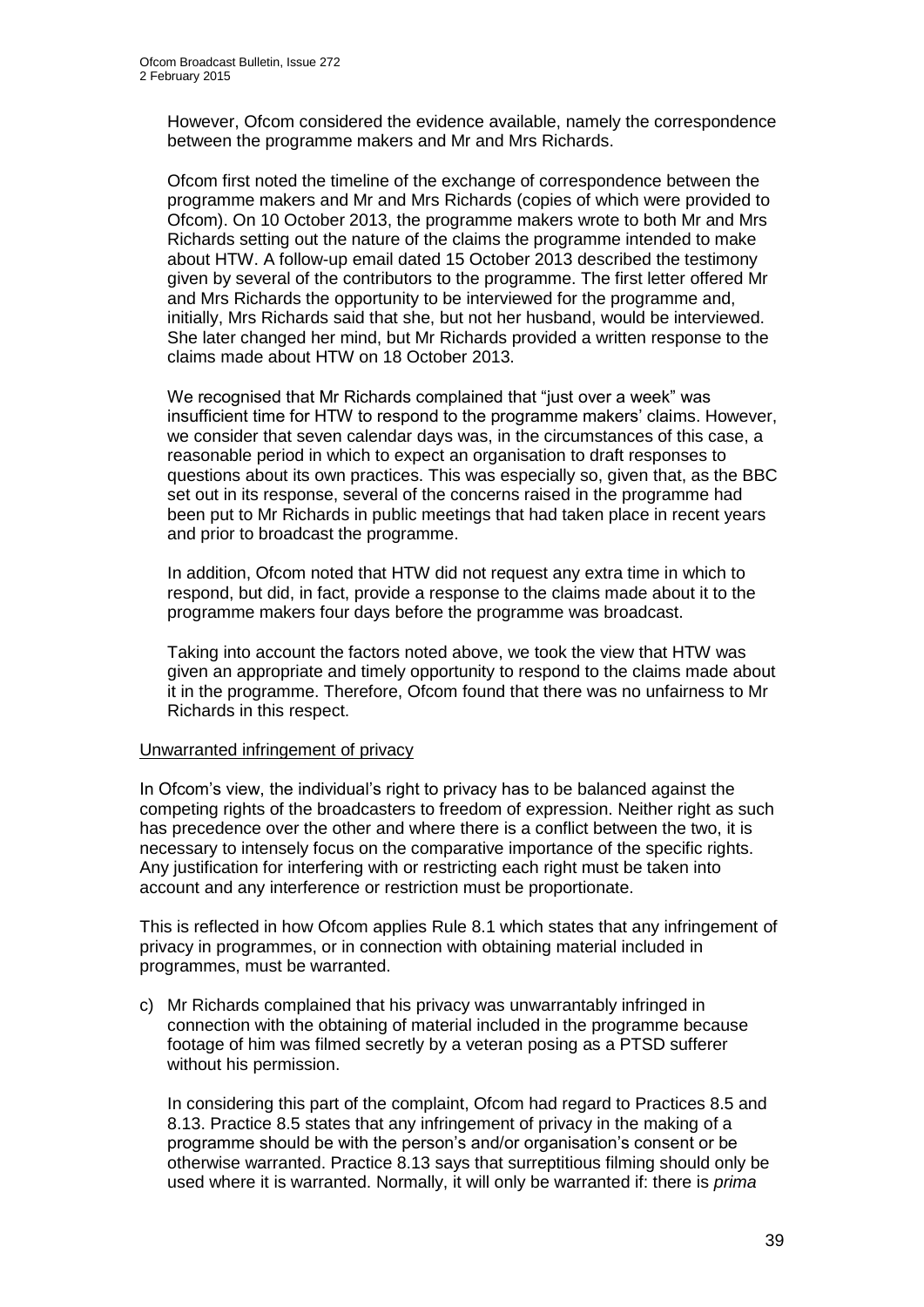However, Ofcom considered the evidence available, namely the correspondence between the programme makers and Mr and Mrs Richards.

Ofcom first noted the timeline of the exchange of correspondence between the programme makers and Mr and Mrs Richards (copies of which were provided to Ofcom). On 10 October 2013, the programme makers wrote to both Mr and Mrs Richards setting out the nature of the claims the programme intended to make about HTW. A follow-up email dated 15 October 2013 described the testimony given by several of the contributors to the programme. The first letter offered Mr and Mrs Richards the opportunity to be interviewed for the programme and, initially, Mrs Richards said that she, but not her husband, would be interviewed. She later changed her mind, but Mr Richards provided a written response to the claims made about HTW on 18 October 2013.

We recognised that Mr Richards complained that "just over a week" was insufficient time for HTW to respond to the programme makers' claims. However, we consider that seven calendar days was, in the circumstances of this case, a reasonable period in which to expect an organisation to draft responses to questions about its own practices. This was especially so, given that, as the BBC set out in its response, several of the concerns raised in the programme had been put to Mr Richards in public meetings that had taken place in recent years and prior to broadcast the programme.

In addition, Ofcom noted that HTW did not request any extra time in which to respond, but did, in fact, provide a response to the claims made about it to the programme makers four days before the programme was broadcast.

Taking into account the factors noted above, we took the view that HTW was given an appropriate and timely opportunity to respond to the claims made about it in the programme. Therefore, Ofcom found that there was no unfairness to Mr Richards in this respect.

<u>Unwarranted infringement of privacy</u>

In Ofcom's view, the individual's right to privacy has to be balanced against the competing rights of the broadcasters to freedom of expression. Neither right as such has precedence over the other and where there is a conflict between the two, it is necessary to intensely focus on the comparative importance of the specific rights. Any justification for interfering with or restricting each right must be taken into account and any interference or restriction must be proportionate.

This is reflected in how Ofcom applies Rule 8.1 which states that any infringement of privacy in programmes, or in connection with obtaining material included in programmes, must be warranted.

c) Mr Richards complained that his privacy was unwarrantably infringed in connection with the obtaining of material included in the programme because footage of him was filmed secretly by a veteran posing as a PTSD sufferer without his permission.

   In considering this part of the complaint, Ofcom had regard to Practices 8.5 and 8.13. Practice 8.5 states that any infringement of privacy in the making of a programme should be with the person's and/or organisation's consent or be otherwise warranted. Practice 8.13 says that surreptitious filming should only be used where it is warranted. Normally, it will only be warranted if: there is *prima*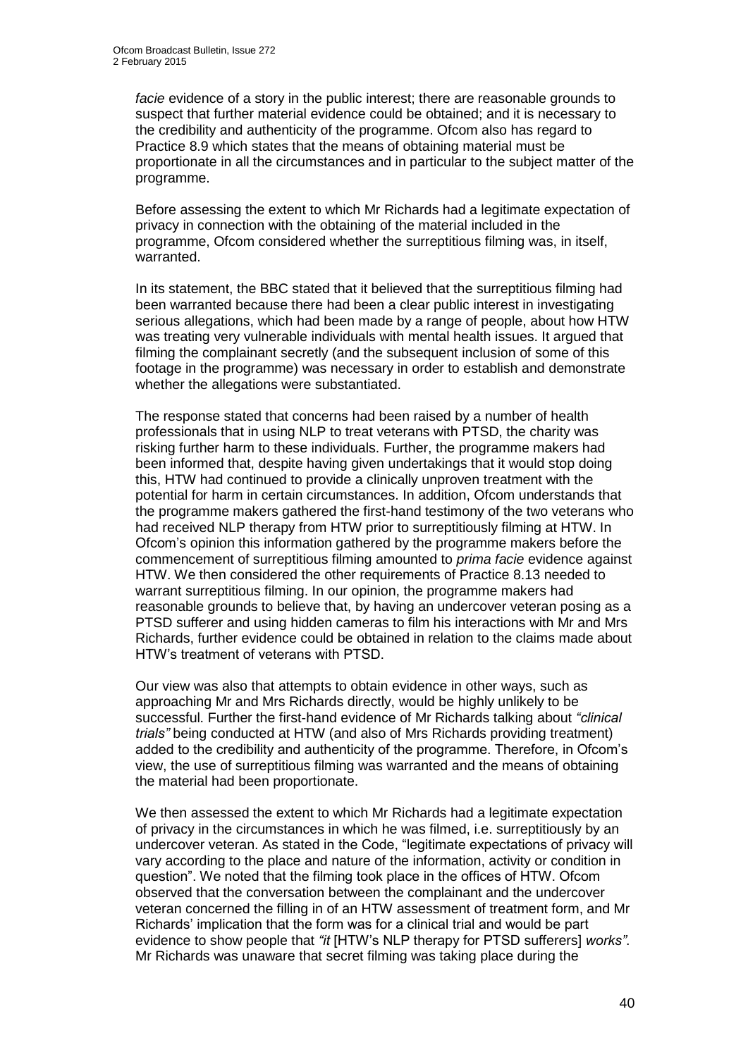*facie* evidence of a story in the public interest; there are reasonable grounds to suspect that further material evidence could be obtained; and it is necessary to the credibility and authenticity of the programme. Ofcom also has regard to Practice 8.9 which states that the means of obtaining material must be proportionate in all the circumstances and in particular to the subject matter of the programme.

Before assessing the extent to which Mr Richards had a legitimate expectation of privacy in connection with the obtaining of the material included in the programme, Ofcom considered whether the surreptitious filming was, in itself, warranted.

In its statement, the BBC stated that it believed that the surreptitious filming had been warranted because there had been a clear public interest in investigating serious allegations, which had been made by a range of people, about how HTW was treating very vulnerable individuals with mental health issues. It argued that filming the complainant secretly (and the subsequent inclusion of some of this footage in the programme) was necessary in order to establish and demonstrate whether the allegations were substantiated.

The response stated that concerns had been raised by a number of health professionals that in using NLP to treat veterans with PTSD, the charity was risking further harm to these individuals. Further, the programme makers had been informed that, despite having given undertakings that it would stop doing this, HTW had continued to provide a clinically unproven treatment with the potential for harm in certain circumstances. In addition, Ofcom understands that the programme makers gathered the first-hand testimony of the two veterans who had received NLP therapy from HTW prior to surreptitiously filming at HTW. In Ofcom's opinion this information gathered by the programme makers before the commencement of surreptitious filming amounted to *prima facie* evidence against HTW. We then considered the other requirements of Practice 8.13 needed to warrant surreptitious filming. In our opinion, the programme makers had reasonable grounds to believe that, by having an undercover veteran posing as a PTSD sufferer and using hidden cameras to film his interactions with Mr and Mrs Richards, further evidence could be obtained in relation to the claims made about HTW's treatment of veterans with PTSD.

Our view was also that attempts to obtain evidence in other ways, such as approaching Mr and Mrs Richards directly, would be highly unlikely to be successful. Further the first-hand evidence of Mr Richards talking about *"clinical trials"* being conducted at HTW (and also of Mrs Richards providing treatment) added to the credibility and authenticity of the programme. Therefore, in Ofcom's view, the use of surreptitious filming was warranted and the means of obtaining the material had been proportionate.

We then assessed the extent to which Mr Richards had a legitimate expectation of privacy in the circumstances in which he was filmed, i.e. surreptitiously by an undercover veteran. As stated in the Code, "legitimate expectations of privacy will vary according to the place and nature of the information, activity or condition in question". We noted that the filming took place in the offices of HTW. Ofcom observed that the conversation between the complainant and the undercover veteran concerned the filling in of an HTW assessment of treatment form, and Mr Richards' implication that the form was for a clinical trial and would be part evidence to show people that *"it* [HTW's NLP therapy for PTSD sufferers] *works"*. Mr Richards was unaware that secret filming was taking place during the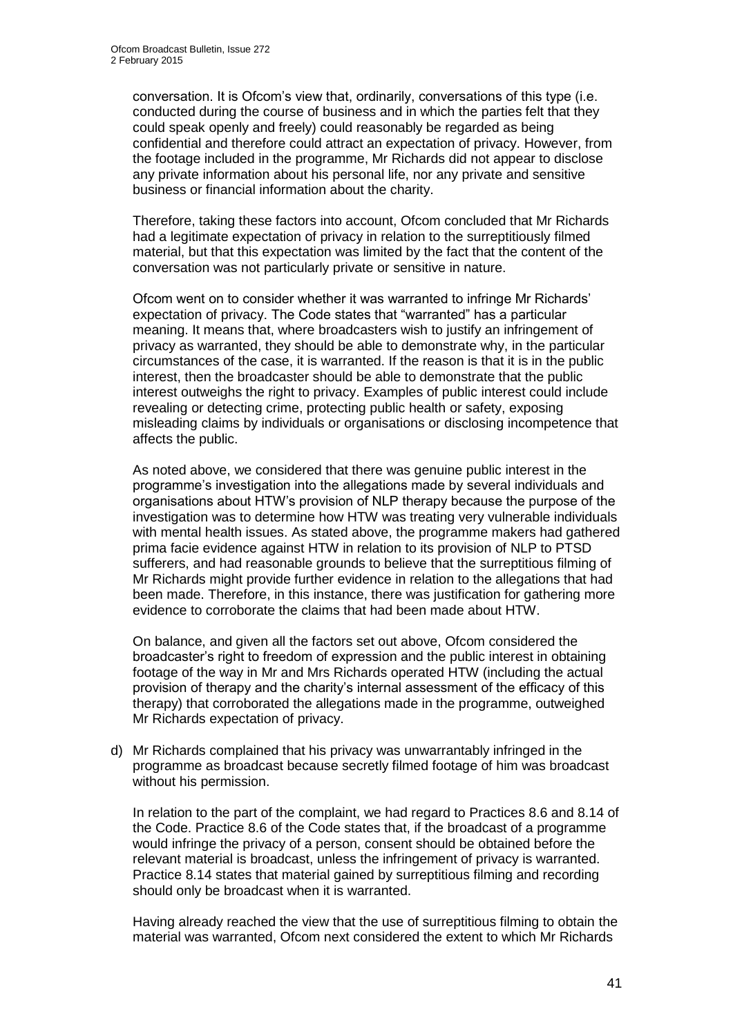conversation. It is Ofcom's view that, ordinarily, conversations of this type (i.e. conducted during the course of business and in which the parties felt that they could speak openly and freely) could reasonably be regarded as being confidential and therefore could attract an expectation of privacy. However, from the footage included in the programme, Mr Richards did not appear to disclose any private information about his personal life, nor any private and sensitive business or financial information about the charity.

Therefore, taking these factors into account, Ofcom concluded that Mr Richards had a legitimate expectation of privacy in relation to the surreptitiously filmed material, but that this expectation was limited by the fact that the content of the conversation was not particularly private or sensitive in nature.

Ofcom went on to consider whether it was warranted to infringe Mr Richards' expectation of privacy. The Code states that "warranted" has a particular meaning. It means that, where broadcasters wish to justify an infringement of privacy as warranted, they should be able to demonstrate why, in the particular circumstances of the case, it is warranted. If the reason is that it is in the public interest, then the broadcaster should be able to demonstrate that the public interest outweighs the right to privacy. Examples of public interest could include revealing or detecting crime, protecting public health or safety, exposing misleading claims by individuals or organisations or disclosing incompetence that affects the public.

As noted above, we considered that there was genuine public interest in the programme's investigation into the allegations made by several individuals and organisations about HTW's provision of NLP therapy because the purpose of the investigation was to determine how HTW was treating very vulnerable individuals with mental health issues. As stated above, the programme makers had gathered prima facie evidence against HTW in relation to its provision of NLP to PTSD sufferers, and had reasonable grounds to believe that the surreptitious filming of Mr Richards might provide further evidence in relation to the allegations that had been made. Therefore, in this instance, there was justification for gathering more evidence to corroborate the claims that had been made about HTW.

On balance, and given all the factors set out above, Ofcom considered the broadcaster's right to freedom of expression and the public interest in obtaining footage of the way in Mr and Mrs Richards operated HTW (including the actual provision of therapy and the charity's internal assessment of the efficacy of this therapy) that corroborated the allegations made in the programme, outweighed Mr Richards expectation of privacy.

d) Mr Richards complained that his privacy was unwarrantably infringed in the programme as broadcast because secretly filmed footage of him was broadcast without his permission.

In relation to the part of the complaint, we had regard to Practices 8.6 and 8.14 of the Code. Practice 8.6 of the Code states that, if the broadcast of a programme would infringe the privacy of a person, consent should be obtained before the relevant material is broadcast, unless the infringement of privacy is warranted. Practice 8.14 states that material gained by surreptitious filming and recording should only be broadcast when it is warranted.

Having already reached the view that the use of surreptitious filming to obtain the material was warranted, Ofcom next considered the extent to which Mr Richards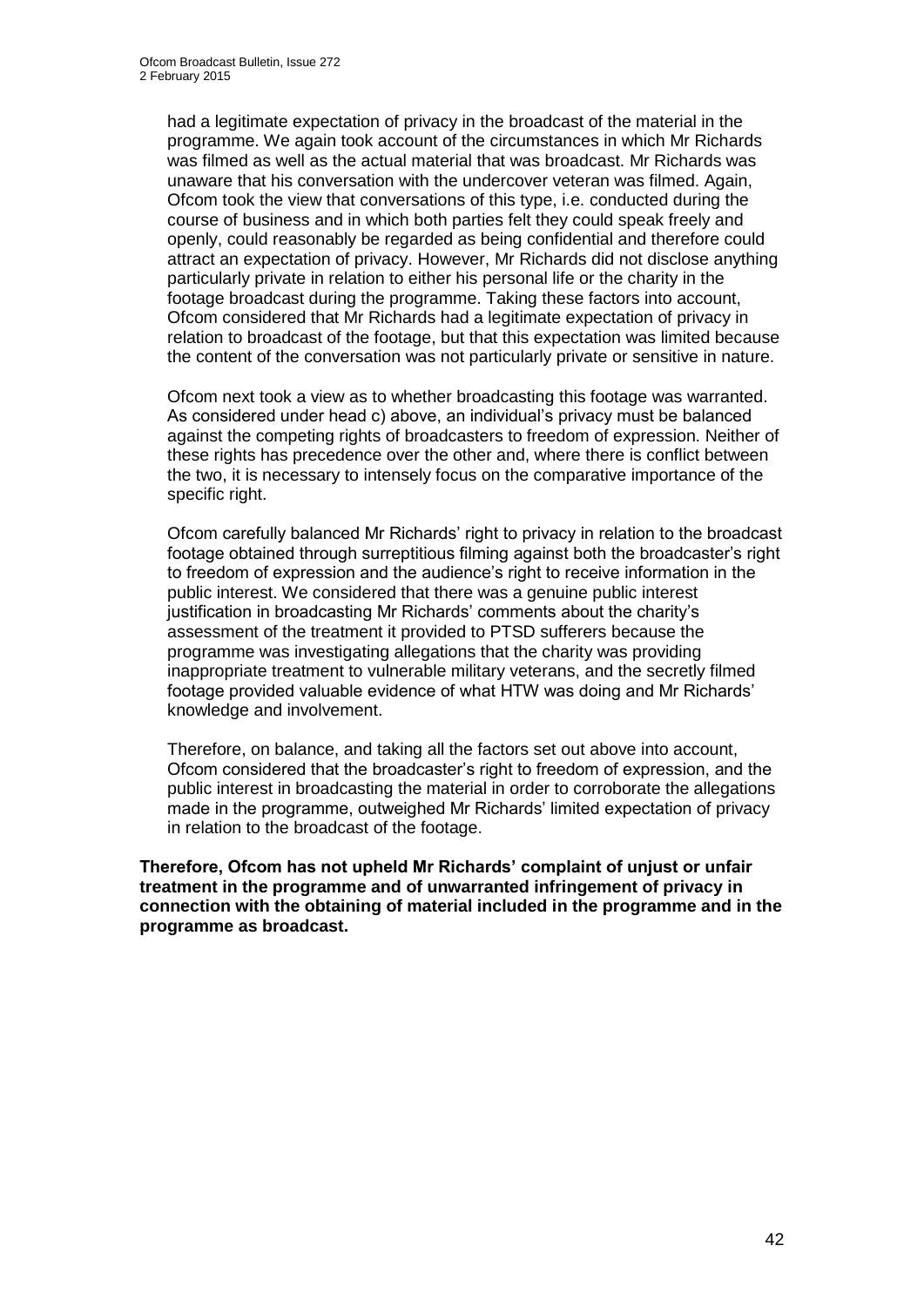had a legitimate expectation of privacy in the broadcast of the material in the programme. We again took account of the circumstances in which Mr Richards was filmed as well as the actual material that was broadcast. Mr Richards was unaware that his conversation with the undercover veteran was filmed. Again, Ofcom took the view that conversations of this type, i.e. conducted during the course of business and in which both parties felt they could speak freely and openly, could reasonably be regarded as being confidential and therefore could attract an expectation of privacy. However, Mr Richards did not disclose anything particularly private in relation to either his personal life or the charity in the footage broadcast during the programme. Taking these factors into account, Ofcom considered that Mr Richards had a legitimate expectation of privacy in relation to broadcast of the footage, but that this expectation was limited because the content of the conversation was not particularly private or sensitive in nature.

Ofcom next took a view as to whether broadcasting this footage was warranted. As considered under head c) above, an individual's privacy must be balanced against the competing rights of broadcasters to freedom of expression. Neither of these rights has precedence over the other and, where there is conflict between the two, it is necessary to intensely focus on the comparative importance of the specific right.

Ofcom carefully balanced Mr Richards' right to privacy in relation to the broadcast footage obtained through surreptitious filming against both the broadcaster's right to freedom of expression and the audience's right to receive information in the public interest. We considered that there was a genuine public interest justification in broadcasting Mr Richards' comments about the charity's assessment of the treatment it provided to PTSD sufferers because the programme was investigating allegations that the charity was providing inappropriate treatment to vulnerable military veterans, and the secretly filmed footage provided valuable evidence of what HTW was doing and Mr Richards' knowledge and involvement.

Therefore, on balance, and taking all the factors set out above into account, Ofcom considered that the broadcaster's right to freedom of expression, and the public interest in broadcasting the material in order to corroborate the allegations made in the programme, outweighed Mr Richards' limited expectation of privacy in relation to the broadcast of the footage.

**Therefore, Ofcom has not upheld Mr Richards' complaint of unjust or unfair treatment in the programme and of unwarranted infringement of privacy in connection with the obtaining of material included in the programme and in the programme as broadcast.**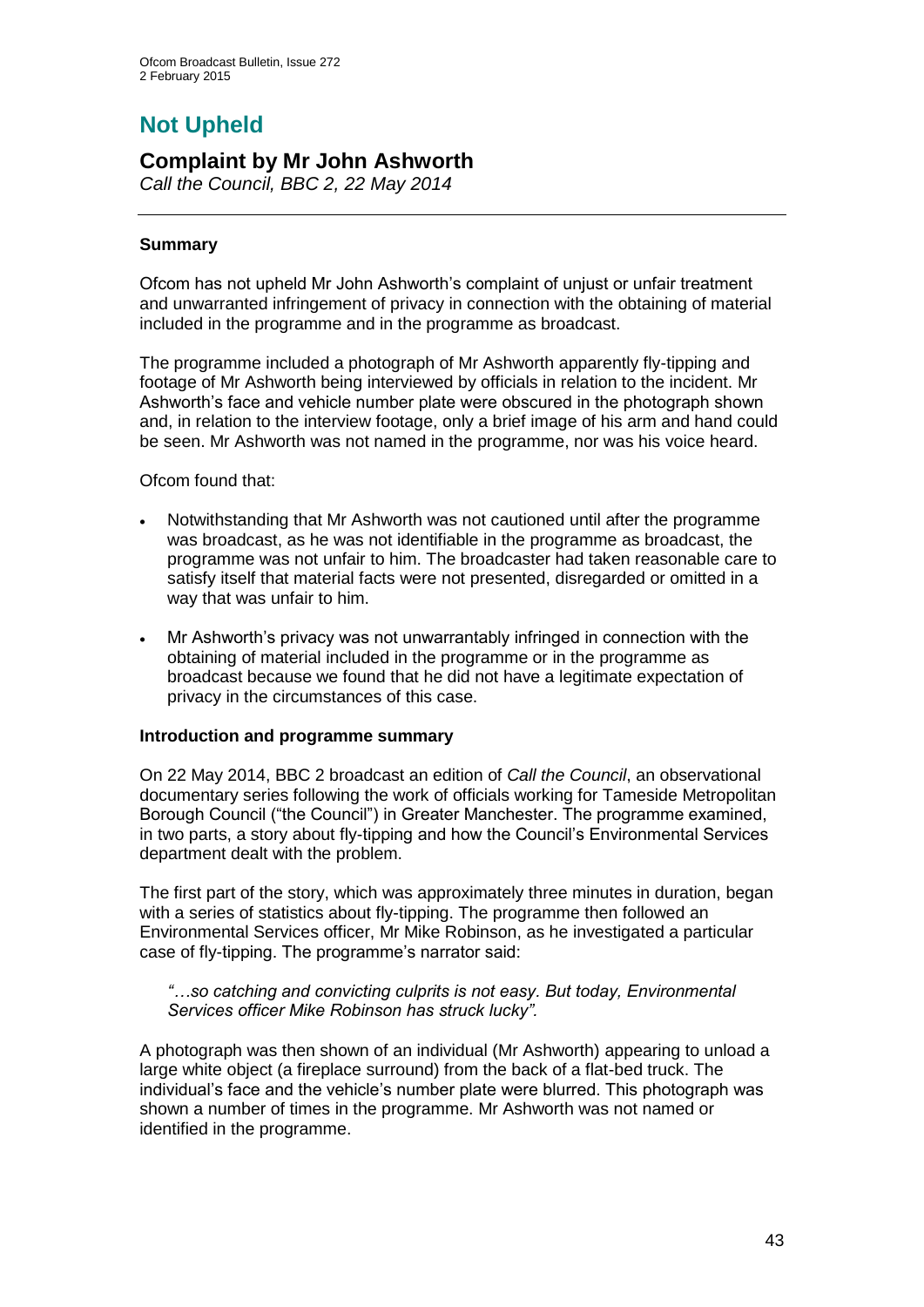# Not Upheld

## Complaint by Mr John Ashworth

*Call the Council, BBC 2, 22 May 2014*

### Summary

Ofcom has not upheld Mr John Ashworth's complaint of unjust or unfair treatment and unwarranted infringement of privacy in connection with the obtaining of material included in the programme and in the programme as broadcast.

The programme included a photograph of Mr Ashworth apparently fly-tipping and footage of Mr Ashworth being interviewed by officials in relation to the incident. Mr Ashworth's face and vehicle number plate were obscured in the photograph shown and, in relation to the interview footage, only a brief image of his arm and hand could be seen. Mr Ashworth was not named in the programme, nor was his voice heard.

Ofcom found that:

- Notwithstanding that Mr Ashworth was not cautioned until after the programme was broadcast, as he was not identifiable in the programme as broadcast, the programme was not unfair to him. The broadcaster had taken reasonable care to satisfy itself that material facts were not presented, disregarded or omitted in a way that was unfair to him.
- Mr Ashworth's privacy was not unwarrantably infringed in connection with the obtaining of material included in the programme or in the programme as broadcast because we found that he did not have a legitimate expectation of privacy in the circumstances of this case.

### Introduction and programme summary

On 22 May 2014, BBC 2 broadcast an edition of *Call the Council*, an observational documentary series following the work of officials working for Tameside Metropolitan Borough Council ("the Council") in Greater Manchester. The programme examined, in two parts, a story about fly-tipping and how the Council's Environmental Services department dealt with the problem.

The first part of the story, which was approximately three minutes in duration, began with a series of statistics about fly-tipping. The programme then followed an Environmental Services officer, Mr Mike Robinson, as he investigated a particular case of fly-tipping. The programme's narrator said:

> *"…so catching and convicting culprits is not easy. But today, Environmental Services officer Mike Robinson has struck lucky".*

A photograph was then shown of an individual (Mr Ashworth) appearing to unload a large white object (a fireplace surround) from the back of a flat-bed truck. The individual's face and the vehicle's number plate were blurred. This photograph was shown a number of times in the programme. Mr Ashworth was not named or identified in the programme.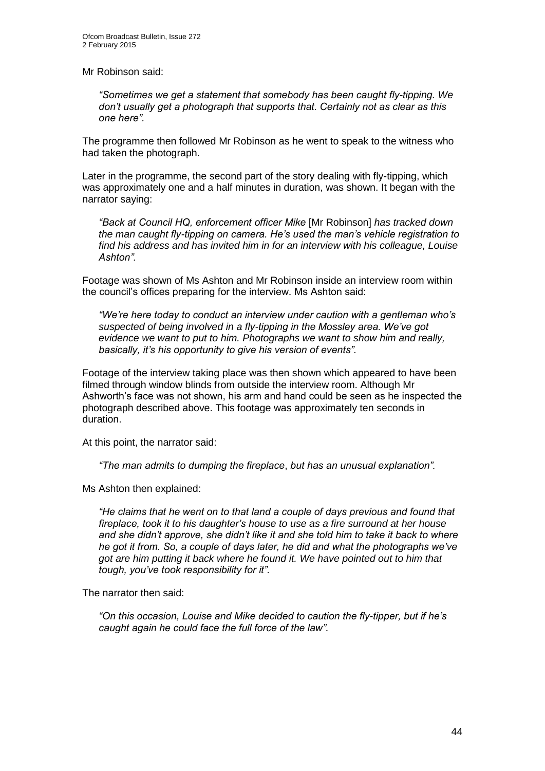Mr Robinson said:

> *"Sometimes we get a statement that somebody has been caught fly-tipping. We don't usually get a photograph that supports that. Certainly not as clear as this one here".*

The programme then followed Mr Robinson as he went to speak to the witness who had taken the photograph.

Later in the programme, the second part of the story dealing with fly-tipping, which was approximately one and a half minutes in duration, was shown. It began with the narrator saying:

> *"Back at Council HQ, enforcement officer Mike* [Mr Robinson] *has tracked down the man caught fly-tipping on camera. He's used the man's vehicle registration to find his address and has invited him in for an interview with his colleague, Louise Ashton".*

Footage was shown of Ms Ashton and Mr Robinson inside an interview room within the council's offices preparing for the interview. Ms Ashton said:

> *"We're here today to conduct an interview under caution with a gentleman who's suspected of being involved in a fly-tipping in the Mossley area. We've got evidence we want to put to him. Photographs we want to show him and really, basically, it's his opportunity to give his version of events".*

Footage of the interview taking place was then shown which appeared to have been filmed through window blinds from outside the interview room. Although Mr Ashworth's face was not shown, his arm and hand could be seen as he inspected the photograph described above. This footage was approximately ten seconds in duration.

At this point, the narrator said:

> *"The man admits to dumping the fireplace, but has an unusual explanation".*

Ms Ashton then explained:

> *"He claims that he went on to that land a couple of days previous and found that fireplace, took it to his daughter's house to use as a fire surround at her house and she didn't approve, she didn't like it and she told him to take it back to where he got it from. So, a couple of days later, he did and what the photographs we've got are him putting it back where he found it. We have pointed out to him that tough, you've took responsibility for it".*

The narrator then said:

> *"On this occasion, Louise and Mike decided to caution the fly-tipper, but if he's caught again he could face the full force of the law".*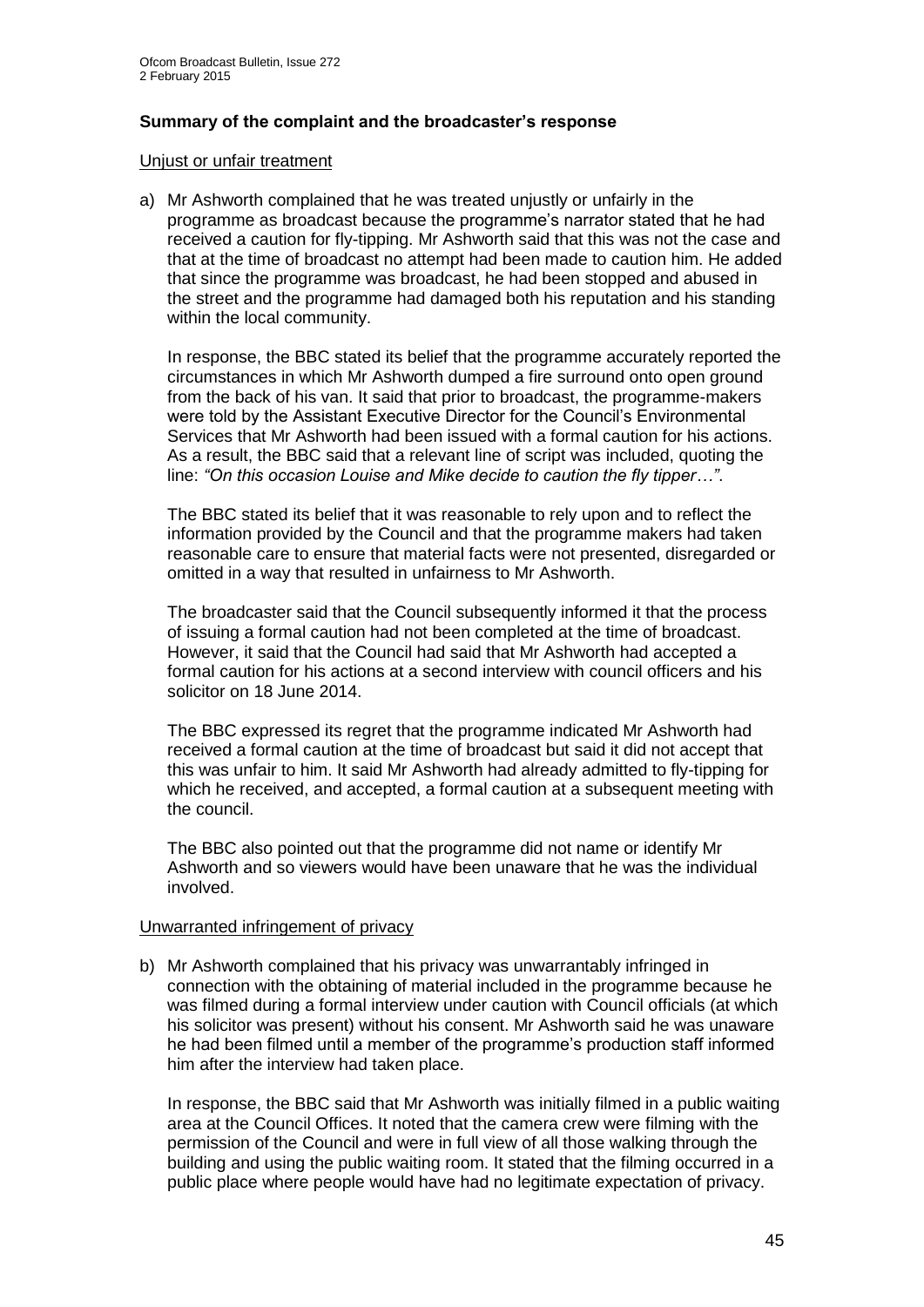## Summary of the complaint and the broadcaster's response

Unjust or unfair treatment

a) Mr Ashworth complained that he was treated unjustly or unfairly in the programme as broadcast because the programme's narrator stated that he had received a caution for fly-tipping. Mr Ashworth said that this was not the case and that at the time of broadcast no attempt had been made to caution him. He added that since the programme was broadcast, he had been stopped and abused in the street and the programme had damaged both his reputation and his standing within the local community.

   In response, the BBC stated its belief that the programme accurately reported the circumstances in which Mr Ashworth dumped a fire surround onto open ground from the back of his van. It said that prior to broadcast, the programme-makers were told by the Assistant Executive Director for the Council's Environmental Services that Mr Ashworth had been issued with a formal caution for his actions. As a result, the BBC said that a relevant line of script was included, quoting the line: *"On this occasion Louise and Mike decide to caution the fly tipper…"*.

   The BBC stated its belief that it was reasonable to rely upon and to reflect the information provided by the Council and that the programme makers had taken reasonable care to ensure that material facts were not presented, disregarded or omitted in a way that resulted in unfairness to Mr Ashworth.

   The broadcaster said that the Council subsequently informed it that the process of issuing a formal caution had not been completed at the time of broadcast. However, it said that the Council had said that Mr Ashworth had accepted a formal caution for his actions at a second interview with council officers and his solicitor on 18 June 2014.

   The BBC expressed its regret that the programme indicated Mr Ashworth had received a formal caution at the time of broadcast but said it did not accept that this was unfair to him. It said Mr Ashworth had already admitted to fly-tipping for which he received, and accepted, a formal caution at a subsequent meeting with the council.

   The BBC also pointed out that the programme did not name or identify Mr Ashworth and so viewers would have been unaware that he was the individual involved.

Unwarranted infringement of privacy

b) Mr Ashworth complained that his privacy was unwarrantably infringed in connection with the obtaining of material included in the programme because he was filmed during a formal interview under caution with Council officials (at which his solicitor was present) without his consent. Mr Ashworth said he was unaware he had been filmed until a member of the programme's production staff informed him after the interview had taken place.

   In response, the BBC said that Mr Ashworth was initially filmed in a public waiting area at the Council Offices. It noted that the camera crew were filming with the permission of the Council and were in full view of all those walking through the building and using the public waiting room. It stated that the filming occurred in a public place where people would have had no legitimate expectation of privacy.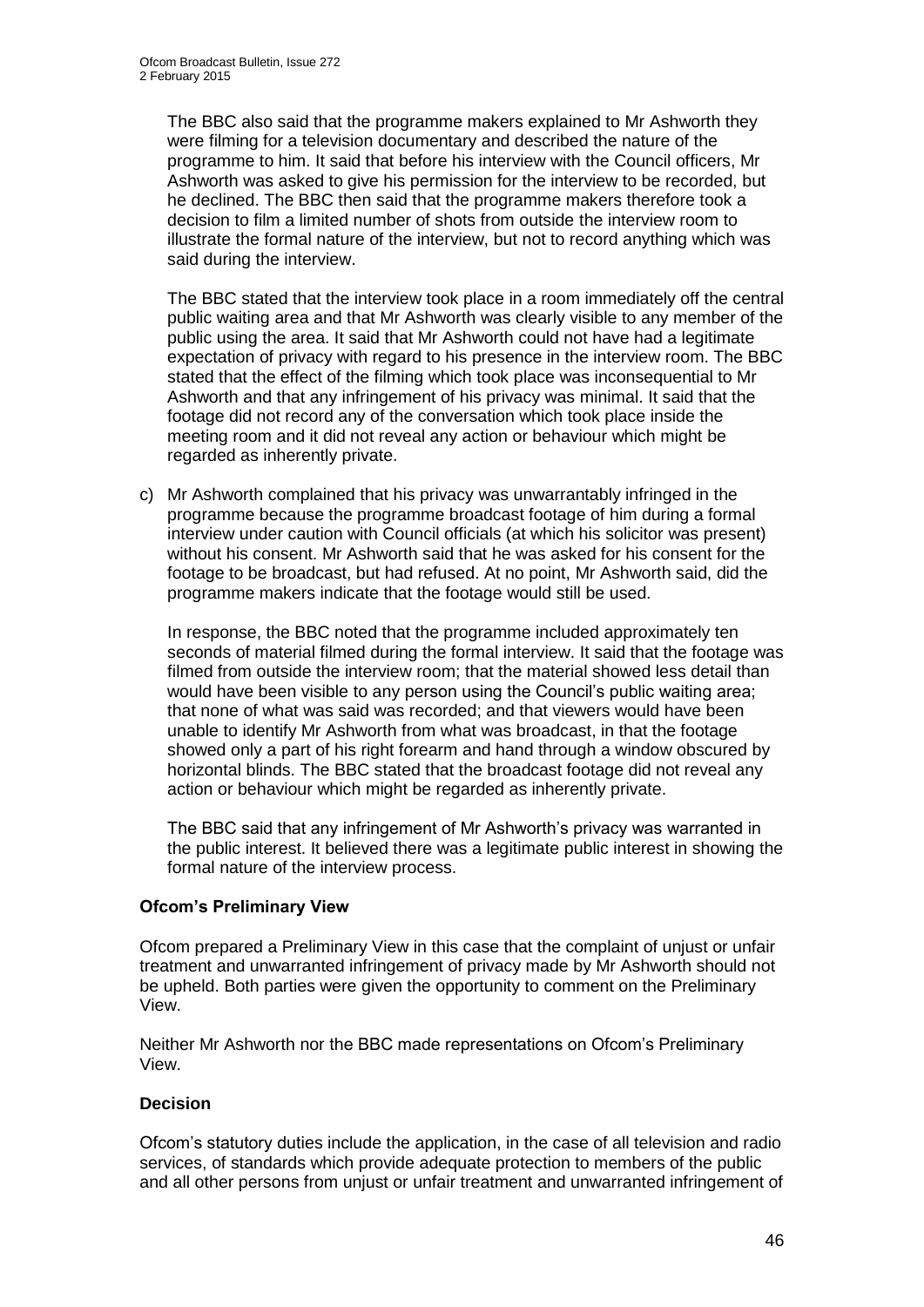The BBC also said that the programme makers explained to Mr Ashworth they were filming for a television documentary and described the nature of the programme to him. It said that before his interview with the Council officers, Mr Ashworth was asked to give his permission for the interview to be recorded, but he declined. The BBC then said that the programme makers therefore took a decision to film a limited number of shots from outside the interview room to illustrate the formal nature of the interview, but not to record anything which was said during the interview.

The BBC stated that the interview took place in a room immediately off the central public waiting area and that Mr Ashworth was clearly visible to any member of the public using the area. It said that Mr Ashworth could not have had a legitimate expectation of privacy with regard to his presence in the interview room. The BBC stated that the effect of the filming which took place was inconsequential to Mr Ashworth and that any infringement of his privacy was minimal. It said that the footage did not record any of the conversation which took place inside the meeting room and it did not reveal any action or behaviour which might be regarded as inherently private.

c) Mr Ashworth complained that his privacy was unwarrantably infringed in the programme because the programme broadcast footage of him during a formal interview under caution with Council officials (at which his solicitor was present) without his consent. Mr Ashworth said that he was asked for his consent for the footage to be broadcast, but had refused. At no point, Mr Ashworth said, did the programme makers indicate that the footage would still be used.

   In response, the BBC noted that the programme included approximately ten seconds of material filmed during the formal interview. It said that the footage was filmed from outside the interview room; that the material showed less detail than would have been visible to any person using the Council's public waiting area; that none of what was said was recorded; and that viewers would have been unable to identify Mr Ashworth from what was broadcast, in that the footage showed only a part of his right forearm and hand through a window obscured by horizontal blinds. The BBC stated that the broadcast footage did not reveal any action or behaviour which might be regarded as inherently private.

   The BBC said that any infringement of Mr Ashworth's privacy was warranted in the public interest. It believed there was a legitimate public interest in showing the formal nature of the interview process.

**Ofcom's Preliminary View**

Ofcom prepared a Preliminary View in this case that the complaint of unjust or unfair treatment and unwarranted infringement of privacy made by Mr Ashworth should not be upheld. Both parties were given the opportunity to comment on the Preliminary View.

Neither Mr Ashworth nor the BBC made representations on Ofcom's Preliminary View.

**Decision**

Ofcom's statutory duties include the application, in the case of all television and radio services, of standards which provide adequate protection to members of the public and all other persons from unjust or unfair treatment and unwarranted infringement of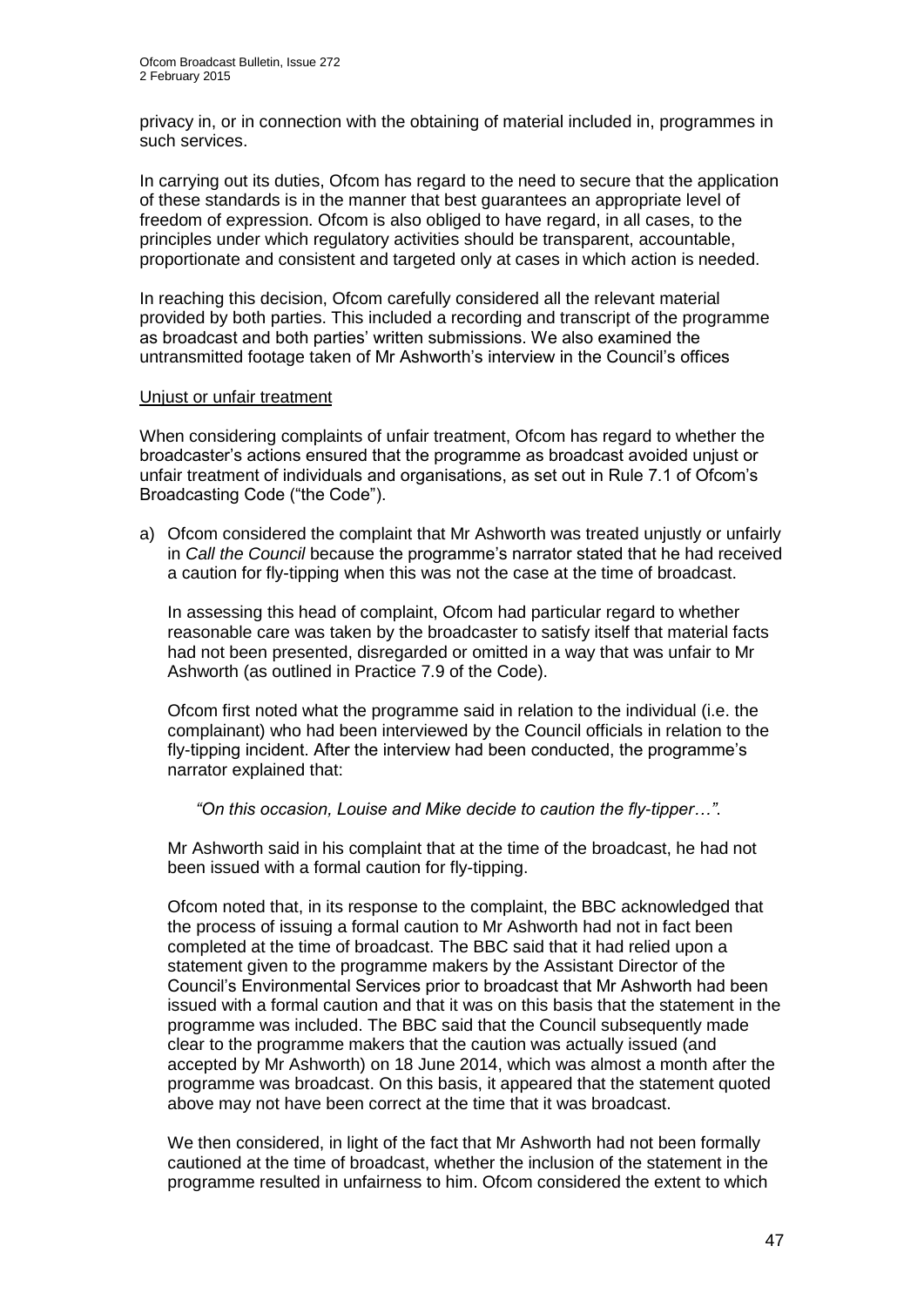privacy in, or in connection with the obtaining of material included in, programmes in such services.

In carrying out its duties, Ofcom has regard to the need to secure that the application of these standards is in the manner that best guarantees an appropriate level of freedom of expression. Ofcom is also obliged to have regard, in all cases, to the principles under which regulatory activities should be transparent, accountable, proportionate and consistent and targeted only at cases in which action is needed.

In reaching this decision, Ofcom carefully considered all the relevant material provided by both parties. This included a recording and transcript of the programme as broadcast and both parties' written submissions. We also examined the untransmitted footage taken of Mr Ashworth's interview in the Council's offices

Unjust or unfair treatment

When considering complaints of unfair treatment, Ofcom has regard to whether the broadcaster's actions ensured that the programme as broadcast avoided unjust or unfair treatment of individuals and organisations, as set out in Rule 7.1 of Ofcom's Broadcasting Code ("the Code").

a) Ofcom considered the complaint that Mr Ashworth was treated unjustly or unfairly in *Call the Council* because the programme's narrator stated that he had received a caution for fly-tipping when this was not the case at the time of broadcast.

   In assessing this head of complaint, Ofcom had particular regard to whether reasonable care was taken by the broadcaster to satisfy itself that material facts had not been presented, disregarded or omitted in a way that was unfair to Mr Ashworth (as outlined in Practice 7.9 of the Code).

   Ofcom first noted what the programme said in relation to the individual (i.e. the complainant) who had been interviewed by the Council officials in relation to the fly-tipping incident. After the interview had been conducted, the programme's narrator explained that:

   *"On this occasion, Louise and Mike decide to caution the fly-tipper…"*.

   Mr Ashworth said in his complaint that at the time of the broadcast, he had not been issued with a formal caution for fly-tipping.

   Ofcom noted that, in its response to the complaint, the BBC acknowledged that the process of issuing a formal caution to Mr Ashworth had not in fact been completed at the time of broadcast. The BBC said that it had relied upon a statement given to the programme makers by the Assistant Director of the Council's Environmental Services prior to broadcast that Mr Ashworth had been issued with a formal caution and that it was on this basis that the statement in the programme was included. The BBC said that the Council subsequently made clear to the programme makers that the caution was actually issued (and accepted by Mr Ashworth) on 18 June 2014, which was almost a month after the programme was broadcast. On this basis, it appeared that the statement quoted above may not have been correct at the time that it was broadcast.

   We then considered, in light of the fact that Mr Ashworth had not been formally cautioned at the time of broadcast, whether the inclusion of the statement in the programme resulted in unfairness to him. Ofcom considered the extent to which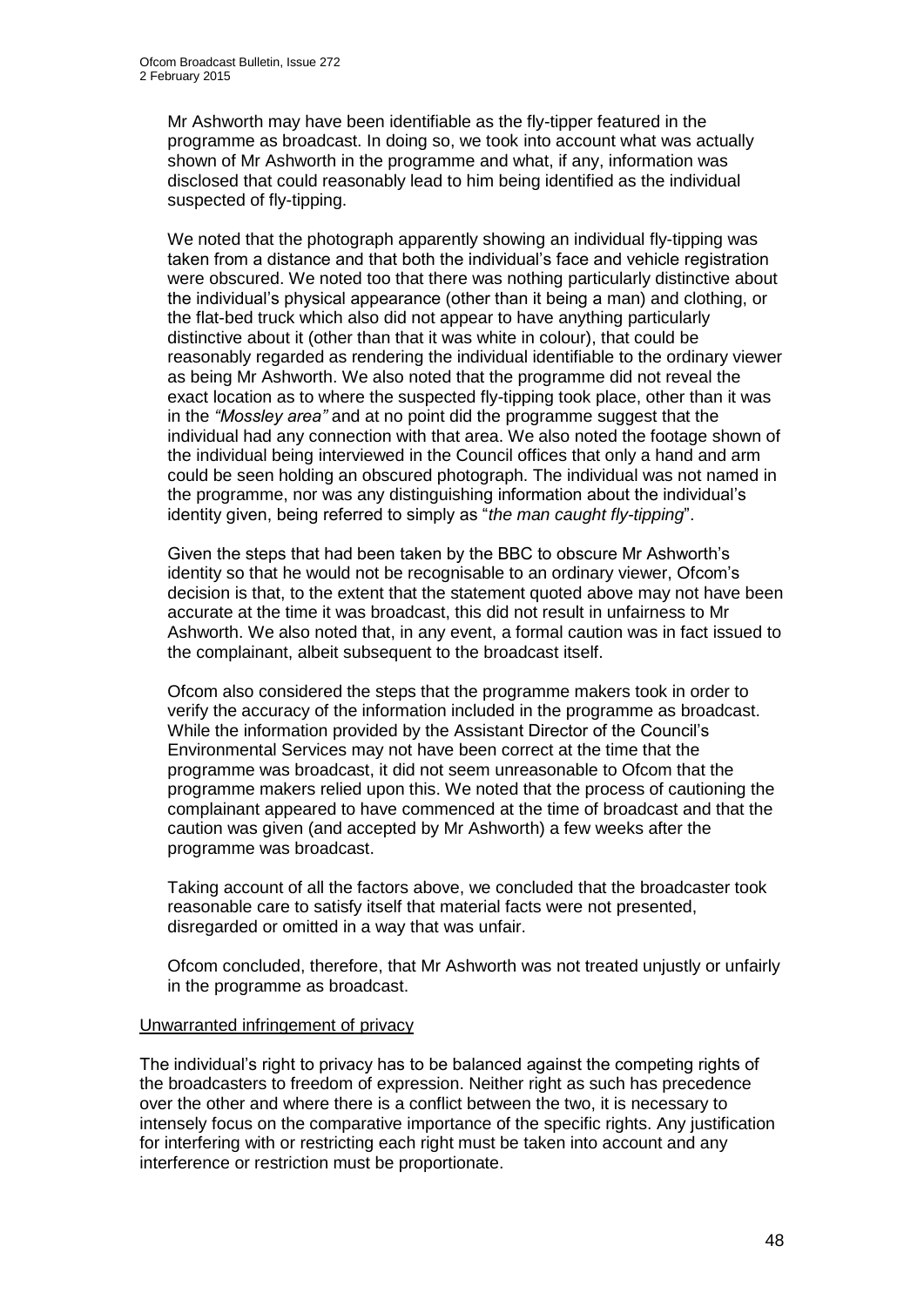Mr Ashworth may have been identifiable as the fly-tipper featured in the programme as broadcast. In doing so, we took into account what was actually shown of Mr Ashworth in the programme and what, if any, information was disclosed that could reasonably lead to him being identified as the individual suspected of fly-tipping.

We noted that the photograph apparently showing an individual fly-tipping was taken from a distance and that both the individual's face and vehicle registration were obscured. We noted too that there was nothing particularly distinctive about the individual's physical appearance (other than it being a man) and clothing, or the flat-bed truck which also did not appear to have anything particularly distinctive about it (other than that it was white in colour), that could be reasonably regarded as rendering the individual identifiable to the ordinary viewer as being Mr Ashworth. We also noted that the programme did not reveal the exact location as to where the suspected fly-tipping took place, other than it was in the *"Mossley area"* and at no point did the programme suggest that the individual had any connection with that area. We also noted the footage shown of the individual being interviewed in the Council offices that only a hand and arm could be seen holding an obscured photograph. The individual was not named in the programme, nor was any distinguishing information about the individual's identity given, being referred to simply as "*the man caught fly-tipping*".

Given the steps that had been taken by the BBC to obscure Mr Ashworth's identity so that he would not be recognisable to an ordinary viewer, Ofcom's decision is that, to the extent that the statement quoted above may not have been accurate at the time it was broadcast, this did not result in unfairness to Mr Ashworth. We also noted that, in any event, a formal caution was in fact issued to the complainant, albeit subsequent to the broadcast itself.

Ofcom also considered the steps that the programme makers took in order to verify the accuracy of the information included in the programme as broadcast. While the information provided by the Assistant Director of the Council's Environmental Services may not have been correct at the time that the programme was broadcast, it did not seem unreasonable to Ofcom that the programme makers relied upon this. We noted that the process of cautioning the complainant appeared to have commenced at the time of broadcast and that the caution was given (and accepted by Mr Ashworth) a few weeks after the programme was broadcast.

Taking account of all the factors above, we concluded that the broadcaster took reasonable care to satisfy itself that material facts were not presented, disregarded or omitted in a way that was unfair.

Ofcom concluded, therefore, that Mr Ashworth was not treated unjustly or unfairly in the programme as broadcast.

<u>Unwarranted infringement of privacy</u>

The individual's right to privacy has to be balanced against the competing rights of the broadcasters to freedom of expression. Neither right as such has precedence over the other and where there is a conflict between the two, it is necessary to intensely focus on the comparative importance of the specific rights. Any justification for interfering with or restricting each right must be taken into account and any interference or restriction must be proportionate.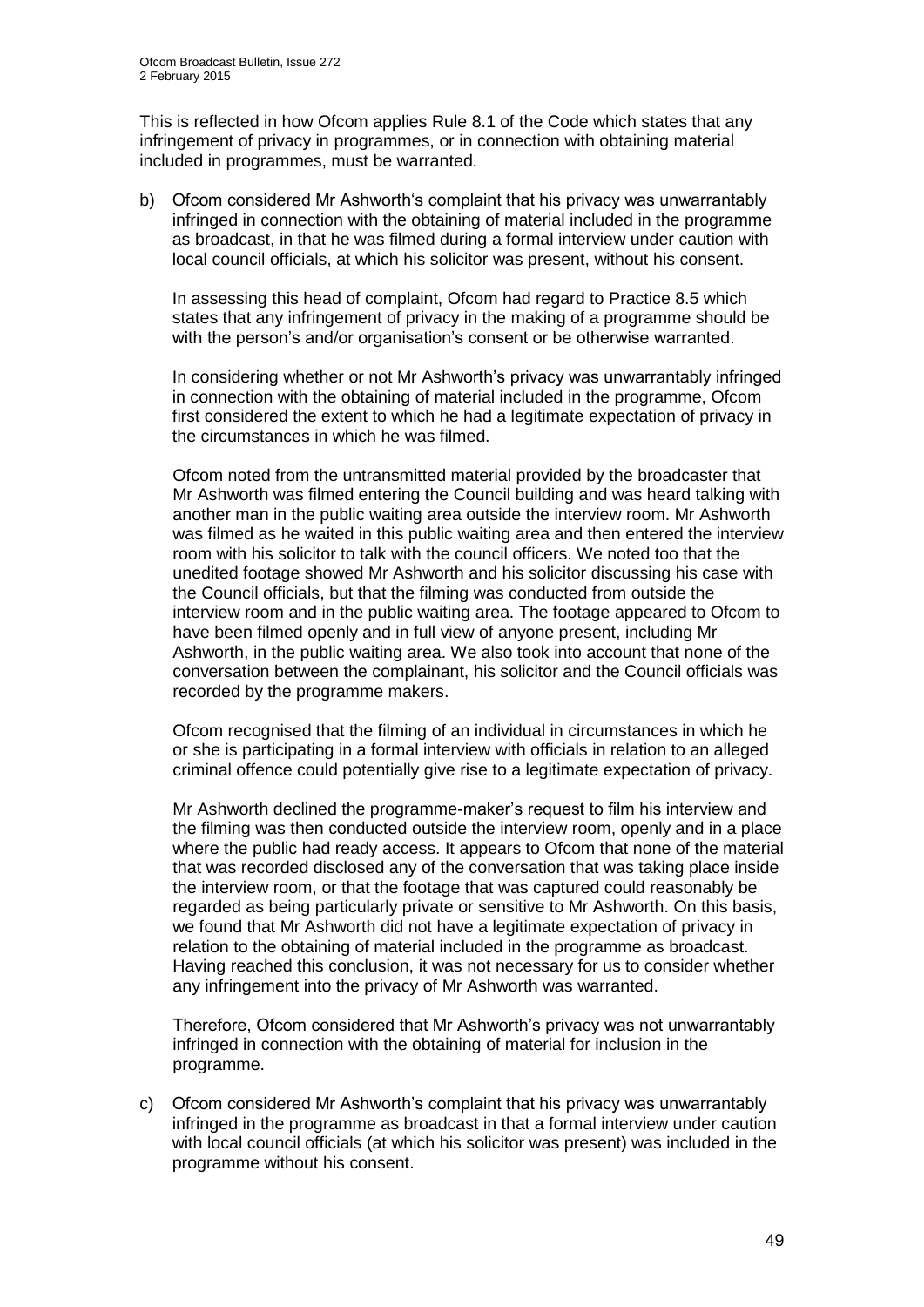This is reflected in how Ofcom applies Rule 8.1 of the Code which states that any infringement of privacy in programmes, or in connection with obtaining material included in programmes, must be warranted.

b) Ofcom considered Mr Ashworth's complaint that his privacy was unwarrantably infringed in connection with the obtaining of material included in the programme as broadcast, in that he was filmed during a formal interview under caution with local council officials, at which his solicitor was present, without his consent.

   In assessing this head of complaint, Ofcom had regard to Practice 8.5 which states that any infringement of privacy in the making of a programme should be with the person's and/or organisation's consent or be otherwise warranted.

   In considering whether or not Mr Ashworth's privacy was unwarrantably infringed in connection with the obtaining of material included in the programme, Ofcom first considered the extent to which he had a legitimate expectation of privacy in the circumstances in which he was filmed.

   Ofcom noted from the untransmitted material provided by the broadcaster that Mr Ashworth was filmed entering the Council building and was heard talking with another man in the public waiting area outside the interview room. Mr Ashworth was filmed as he waited in this public waiting area and then entered the interview room with his solicitor to talk with the council officers. We noted too that the unedited footage showed Mr Ashworth and his solicitor discussing his case with the Council officials, but that the filming was conducted from outside the interview room and in the public waiting area. The footage appeared to Ofcom to have been filmed openly and in full view of anyone present, including Mr Ashworth, in the public waiting area. We also took into account that none of the conversation between the complainant, his solicitor and the Council officials was recorded by the programme makers.

   Ofcom recognised that the filming of an individual in circumstances in which he or she is participating in a formal interview with officials in relation to an alleged criminal offence could potentially give rise to a legitimate expectation of privacy.

   Mr Ashworth declined the programme-maker's request to film his interview and the filming was then conducted outside the interview room, openly and in a place where the public had ready access. It appears to Ofcom that none of the material that was recorded disclosed any of the conversation that was taking place inside the interview room, or that the footage that was captured could reasonably be regarded as being particularly private or sensitive to Mr Ashworth. On this basis, we found that Mr Ashworth did not have a legitimate expectation of privacy in relation to the obtaining of material included in the programme as broadcast. Having reached this conclusion, it was not necessary for us to consider whether any infringement into the privacy of Mr Ashworth was warranted.

   Therefore, Ofcom considered that Mr Ashworth's privacy was not unwarrantably infringed in connection with the obtaining of material for inclusion in the programme.

c) Ofcom considered Mr Ashworth's complaint that his privacy was unwarrantably infringed in the programme as broadcast in that a formal interview under caution with local council officials (at which his solicitor was present) was included in the programme without his consent.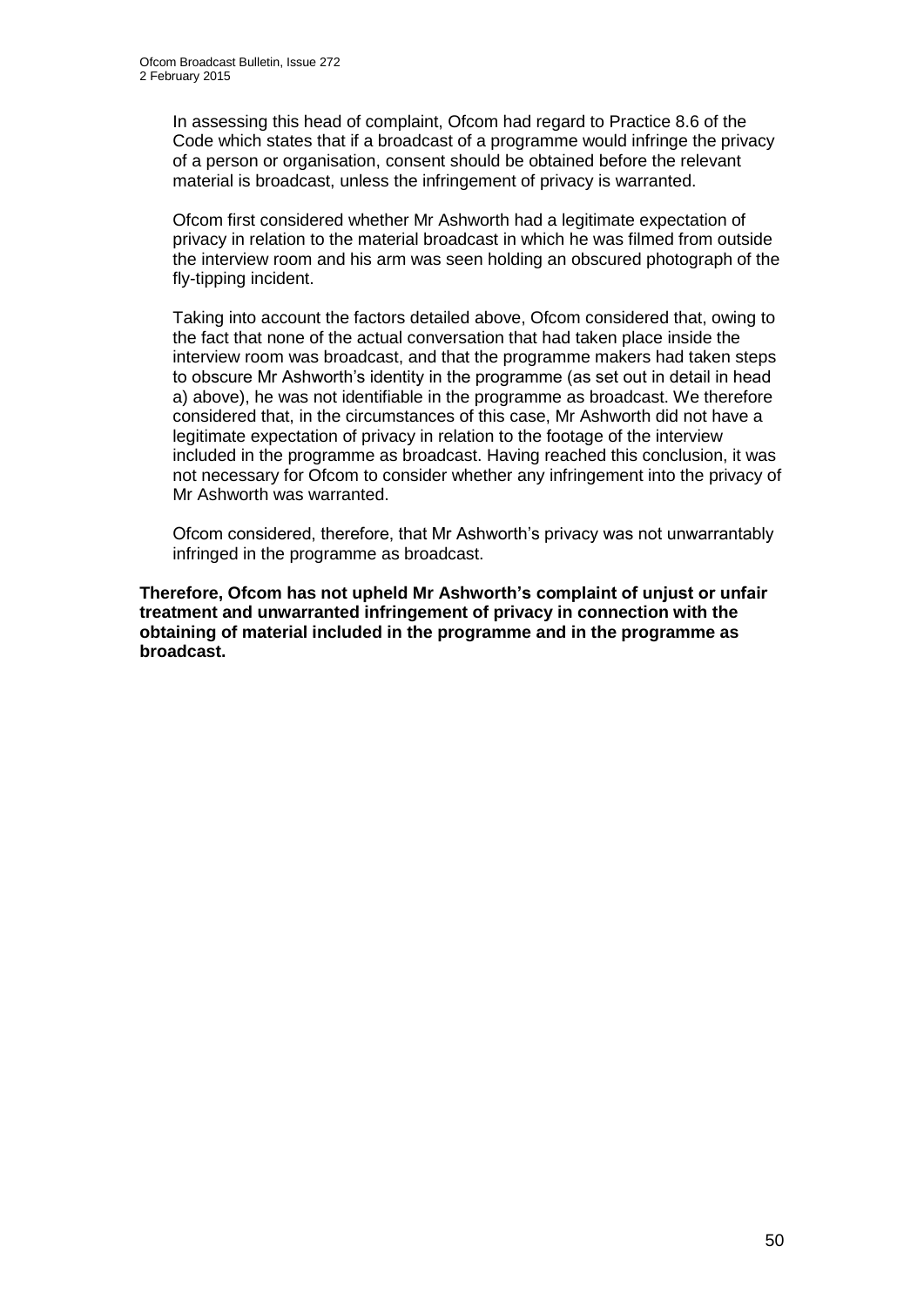In assessing this head of complaint, Ofcom had regard to Practice 8.6 of the Code which states that if a broadcast of a programme would infringe the privacy of a person or organisation, consent should be obtained before the relevant material is broadcast, unless the infringement of privacy is warranted.

Ofcom first considered whether Mr Ashworth had a legitimate expectation of privacy in relation to the material broadcast in which he was filmed from outside the interview room and his arm was seen holding an obscured photograph of the fly-tipping incident.

Taking into account the factors detailed above, Ofcom considered that, owing to the fact that none of the actual conversation that had taken place inside the interview room was broadcast, and that the programme makers had taken steps to obscure Mr Ashworth's identity in the programme (as set out in detail in head a) above), he was not identifiable in the programme as broadcast. We therefore considered that, in the circumstances of this case, Mr Ashworth did not have a legitimate expectation of privacy in relation to the footage of the interview included in the programme as broadcast. Having reached this conclusion, it was not necessary for Ofcom to consider whether any infringement into the privacy of Mr Ashworth was warranted.

Ofcom considered, therefore, that Mr Ashworth's privacy was not unwarrantably infringed in the programme as broadcast.

**Therefore, Ofcom has not upheld Mr Ashworth's complaint of unjust or unfair treatment and unwarranted infringement of privacy in connection with the obtaining of material included in the programme and in the programme as broadcast.**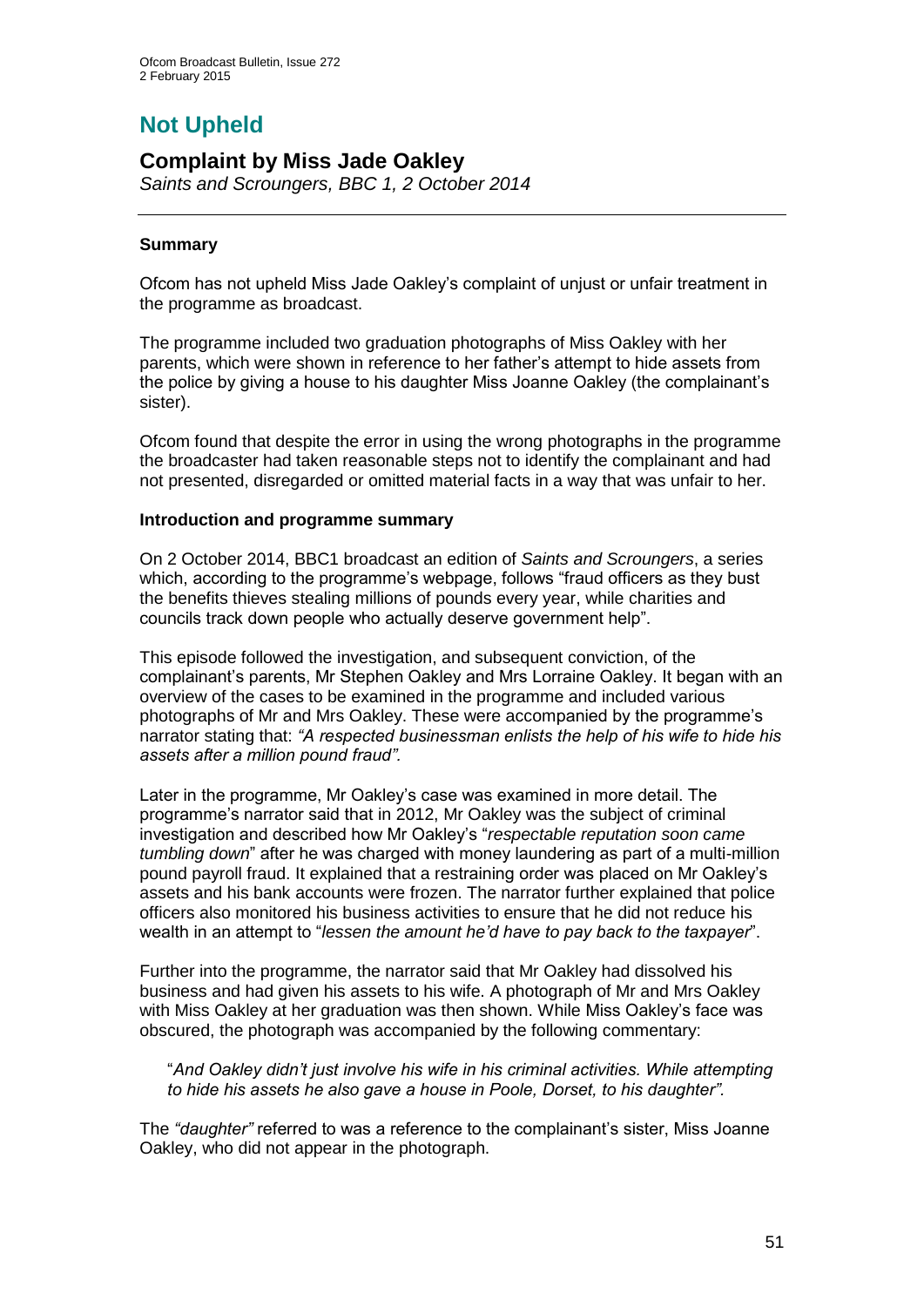# Not Upheld

## Complaint by Miss Jade Oakley

*Saints and Scroungers, BBC 1, 2 October 2014*

### Summary

Ofcom has not upheld Miss Jade Oakley's complaint of unjust or unfair treatment in the programme as broadcast.

The programme included two graduation photographs of Miss Oakley with her parents, which were shown in reference to her father's attempt to hide assets from the police by giving a house to his daughter Miss Joanne Oakley (the complainant's sister).

Ofcom found that despite the error in using the wrong photographs in the programme the broadcaster had taken reasonable steps not to identify the complainant and had not presented, disregarded or omitted material facts in a way that was unfair to her.

### Introduction and programme summary

On 2 October 2014, BBC1 broadcast an edition of *Saints and Scroungers*, a series which, according to the programme's webpage, follows "fraud officers as they bust the benefits thieves stealing millions of pounds every year, while charities and councils track down people who actually deserve government help".

This episode followed the investigation, and subsequent conviction, of the complainant's parents, Mr Stephen Oakley and Mrs Lorraine Oakley. It began with an overview of the cases to be examined in the programme and included various photographs of Mr and Mrs Oakley. These were accompanied by the programme's narrator stating that: *"A respected businessman enlists the help of his wife to hide his assets after a million pound fraud".*

Later in the programme, Mr Oakley's case was examined in more detail. The programme's narrator said that in 2012, Mr Oakley was the subject of criminal investigation and described how Mr Oakley's "*respectable reputation soon came tumbling down*" after he was charged with money laundering as part of a multi-million pound payroll fraud. It explained that a restraining order was placed on Mr Oakley's assets and his bank accounts were frozen. The narrator further explained that police officers also monitored his business activities to ensure that he did not reduce his wealth in an attempt to "*lessen the amount he'd have to pay back to the taxpayer*".

Further into the programme, the narrator said that Mr Oakley had dissolved his business and had given his assets to his wife. A photograph of Mr and Mrs Oakley with Miss Oakley at her graduation was then shown. While Miss Oakley's face was obscured, the photograph was accompanied by the following commentary:

> "*And Oakley didn't just involve his wife in his criminal activities. While attempting to hide his assets he also gave a house in Poole, Dorset, to his daughter".*

The *"daughter"* referred to was a reference to the complainant's sister, Miss Joanne Oakley, who did not appear in the photograph.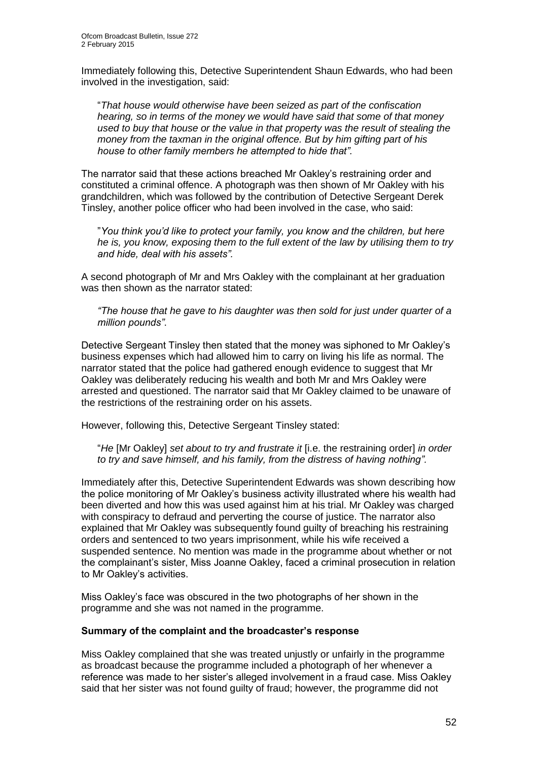Immediately following this, Detective Superintendent Shaun Edwards, who had been involved in the investigation, said:

> "*That house would otherwise have been seized as part of the confiscation hearing, so in terms of the money we would have said that some of that money used to buy that house or the value in that property was the result of stealing the money from the taxman in the original offence. But by him gifting part of his house to other family members he attempted to hide that".*

The narrator said that these actions breached Mr Oakley's restraining order and constituted a criminal offence. A photograph was then shown of Mr Oakley with his grandchildren, which was followed by the contribution of Detective Sergeant Derek Tinsley, another police officer who had been involved in the case, who said:

> "*You think you'd like to protect your family, you know and the children, but here he is, you know, exposing them to the full extent of the law by utilising them to try and hide, deal with his assets".*

A second photograph of Mr and Mrs Oakley with the complainant at her graduation was then shown as the narrator stated:

> *"The house that he gave to his daughter was then sold for just under quarter of a million pounds".*

Detective Sergeant Tinsley then stated that the money was siphoned to Mr Oakley's business expenses which had allowed him to carry on living his life as normal. The narrator stated that the police had gathered enough evidence to suggest that Mr Oakley was deliberately reducing his wealth and both Mr and Mrs Oakley were arrested and questioned. The narrator said that Mr Oakley claimed to be unaware of the restrictions of the restraining order on his assets.

However, following this, Detective Sergeant Tinsley stated:

> "*He* [Mr Oakley] *set about to try and frustrate it* [i.e. the restraining order] *in order to try and save himself, and his family, from the distress of having nothing".*

Immediately after this, Detective Superintendent Edwards was shown describing how the police monitoring of Mr Oakley's business activity illustrated where his wealth had been diverted and how this was used against him at his trial. Mr Oakley was charged with conspiracy to defraud and perverting the course of justice. The narrator also explained that Mr Oakley was subsequently found guilty of breaching his restraining orders and sentenced to two years imprisonment, while his wife received a suspended sentence. No mention was made in the programme about whether or not the complainant's sister, Miss Joanne Oakley, faced a criminal prosecution in relation to Mr Oakley's activities.

Miss Oakley's face was obscured in the two photographs of her shown in the programme and she was not named in the programme.

### Summary of the complaint and the broadcaster's response

Miss Oakley complained that she was treated unjustly or unfairly in the programme as broadcast because the programme included a photograph of her whenever a reference was made to her sister's alleged involvement in a fraud case. Miss Oakley said that her sister was not found guilty of fraud; however, the programme did not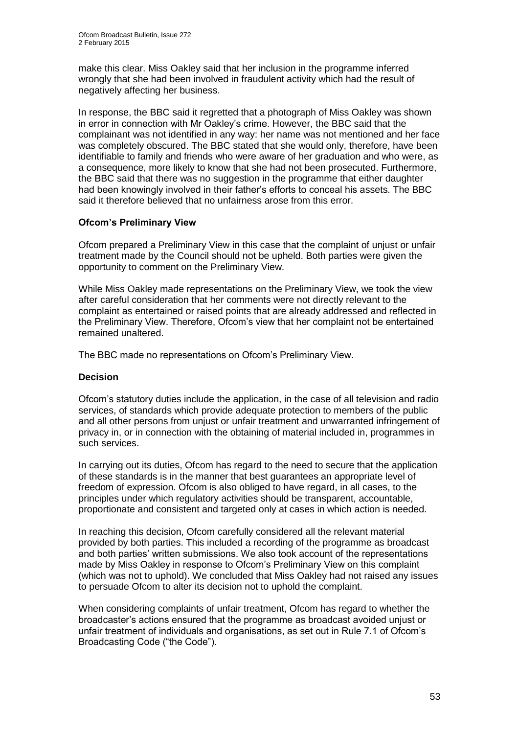make this clear. Miss Oakley said that her inclusion in the programme inferred wrongly that she had been involved in fraudulent activity which had the result of negatively affecting her business.

In response, the BBC said it regretted that a photograph of Miss Oakley was shown in error in connection with Mr Oakley's crime. However, the BBC said that the complainant was not identified in any way: her name was not mentioned and her face was completely obscured. The BBC stated that she would only, therefore, have been identifiable to family and friends who were aware of her graduation and who were, as a consequence, more likely to know that she had not been prosecuted. Furthermore, the BBC said that there was no suggestion in the programme that either daughter had been knowingly involved in their father's efforts to conceal his assets. The BBC said it therefore believed that no unfairness arose from this error.

### Ofcom's Preliminary View

Ofcom prepared a Preliminary View in this case that the complaint of unjust or unfair treatment made by the Council should not be upheld. Both parties were given the opportunity to comment on the Preliminary View.

While Miss Oakley made representations on the Preliminary View, we took the view after careful consideration that her comments were not directly relevant to the complaint as entertained or raised points that are already addressed and reflected in the Preliminary View. Therefore, Ofcom's view that her complaint not be entertained remained unaltered.

The BBC made no representations on Ofcom's Preliminary View.

### Decision

Ofcom's statutory duties include the application, in the case of all television and radio services, of standards which provide adequate protection to members of the public and all other persons from unjust or unfair treatment and unwarranted infringement of privacy in, or in connection with the obtaining of material included in, programmes in such services.

In carrying out its duties, Ofcom has regard to the need to secure that the application of these standards is in the manner that best guarantees an appropriate level of freedom of expression. Ofcom is also obliged to have regard, in all cases, to the principles under which regulatory activities should be transparent, accountable, proportionate and consistent and targeted only at cases in which action is needed.

In reaching this decision, Ofcom carefully considered all the relevant material provided by both parties. This included a recording of the programme as broadcast and both parties' written submissions. We also took account of the representations made by Miss Oakley in response to Ofcom's Preliminary View on this complaint (which was not to uphold). We concluded that Miss Oakley had not raised any issues to persuade Ofcom to alter its decision not to uphold the complaint.

When considering complaints of unfair treatment, Ofcom has regard to whether the broadcaster's actions ensured that the programme as broadcast avoided unjust or unfair treatment of individuals and organisations, as set out in Rule 7.1 of Ofcom's Broadcasting Code ("the Code").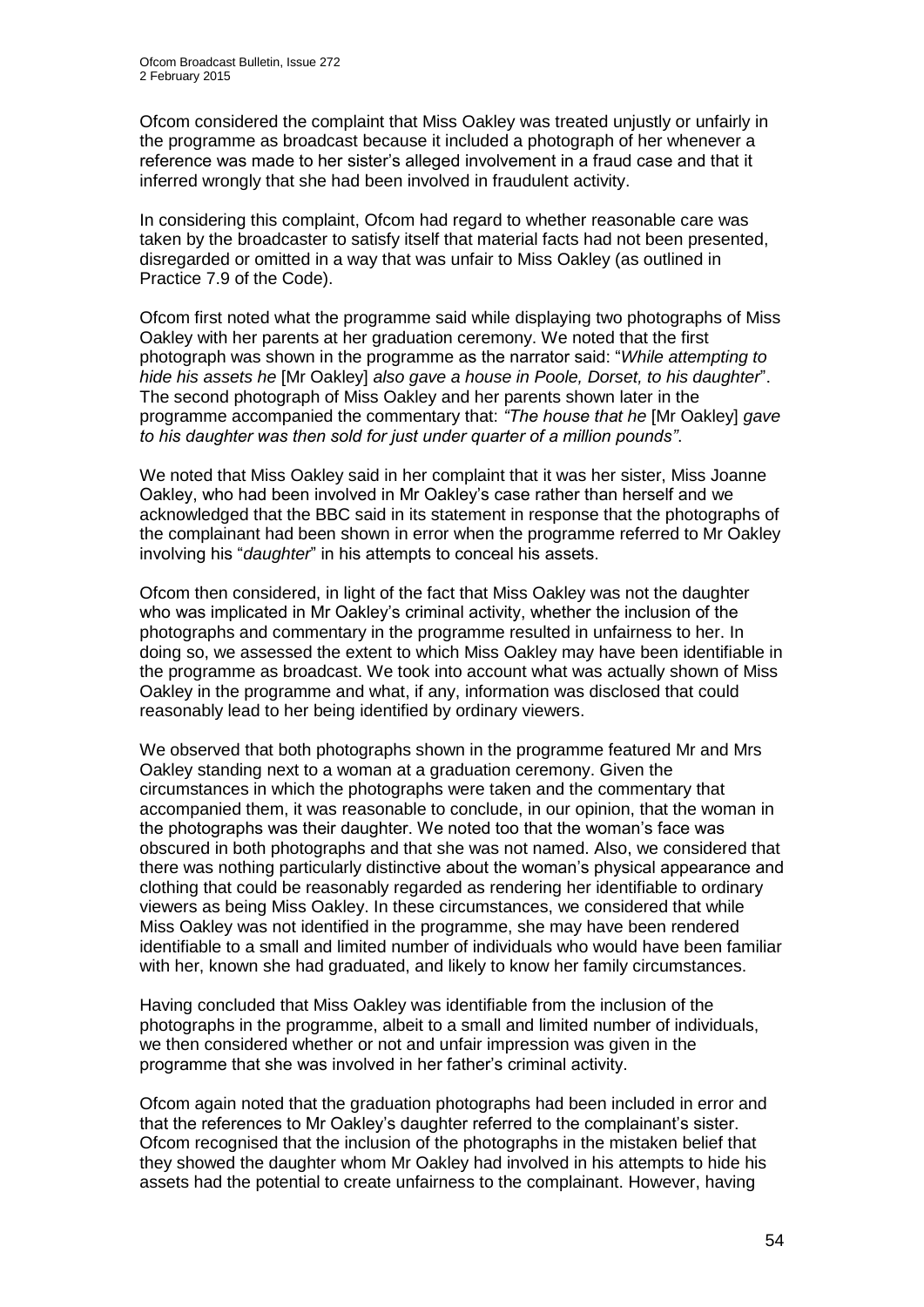Ofcom considered the complaint that Miss Oakley was treated unjustly or unfairly in the programme as broadcast because it included a photograph of her whenever a reference was made to her sister's alleged involvement in a fraud case and that it inferred wrongly that she had been involved in fraudulent activity.

In considering this complaint, Ofcom had regard to whether reasonable care was taken by the broadcaster to satisfy itself that material facts had not been presented, disregarded or omitted in a way that was unfair to Miss Oakley (as outlined in Practice 7.9 of the Code).

Ofcom first noted what the programme said while displaying two photographs of Miss Oakley with her parents at her graduation ceremony. We noted that the first photograph was shown in the programme as the narrator said: "*While attempting to hide his assets he* [Mr Oakley] *also gave a house in Poole, Dorset, to his daughter*". The second photograph of Miss Oakley and her parents shown later in the programme accompanied the commentary that: *"The house that he* [Mr Oakley] *gave to his daughter was then sold for just under quarter of a million pounds".*

We noted that Miss Oakley said in her complaint that it was her sister, Miss Joanne Oakley, who had been involved in Mr Oakley's case rather than herself and we acknowledged that the BBC said in its statement in response that the photographs of the complainant had been shown in error when the programme referred to Mr Oakley involving his "*daughter*" in his attempts to conceal his assets.

Ofcom then considered, in light of the fact that Miss Oakley was not the daughter who was implicated in Mr Oakley's criminal activity, whether the inclusion of the photographs and commentary in the programme resulted in unfairness to her. In doing so, we assessed the extent to which Miss Oakley may have been identifiable in the programme as broadcast. We took into account what was actually shown of Miss Oakley in the programme and what, if any, information was disclosed that could reasonably lead to her being identified by ordinary viewers.

We observed that both photographs shown in the programme featured Mr and Mrs Oakley standing next to a woman at a graduation ceremony. Given the circumstances in which the photographs were taken and the commentary that accompanied them, it was reasonable to conclude, in our opinion, that the woman in the photographs was their daughter. We noted too that the woman's face was obscured in both photographs and that she was not named. Also, we considered that there was nothing particularly distinctive about the woman's physical appearance and clothing that could be reasonably regarded as rendering her identifiable to ordinary viewers as being Miss Oakley. In these circumstances, we considered that while Miss Oakley was not identified in the programme, she may have been rendered identifiable to a small and limited number of individuals who would have been familiar with her, known she had graduated, and likely to know her family circumstances.

Having concluded that Miss Oakley was identifiable from the inclusion of the photographs in the programme, albeit to a small and limited number of individuals, we then considered whether or not and unfair impression was given in the programme that she was involved in her father's criminal activity.

Ofcom again noted that the graduation photographs had been included in error and that the references to Mr Oakley's daughter referred to the complainant's sister. Ofcom recognised that the inclusion of the photographs in the mistaken belief that they showed the daughter whom Mr Oakley had involved in his attempts to hide his assets had the potential to create unfairness to the complainant. However, having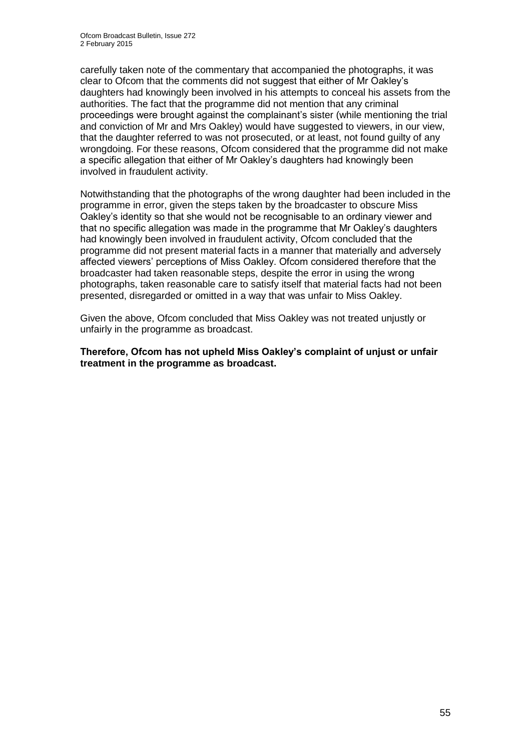carefully taken note of the commentary that accompanied the photographs, it was clear to Ofcom that the comments did not suggest that either of Mr Oakley's daughters had knowingly been involved in his attempts to conceal his assets from the authorities. The fact that the programme did not mention that any criminal proceedings were brought against the complainant's sister (while mentioning the trial and conviction of Mr and Mrs Oakley) would have suggested to viewers, in our view, that the daughter referred to was not prosecuted, or at least, not found guilty of any wrongdoing. For these reasons, Ofcom considered that the programme did not make a specific allegation that either of Mr Oakley's daughters had knowingly been involved in fraudulent activity.

Notwithstanding that the photographs of the wrong daughter had been included in the programme in error, given the steps taken by the broadcaster to obscure Miss Oakley's identity so that she would not be recognisable to an ordinary viewer and that no specific allegation was made in the programme that Mr Oakley's daughters had knowingly been involved in fraudulent activity, Ofcom concluded that the programme did not present material facts in a manner that materially and adversely affected viewers' perceptions of Miss Oakley. Ofcom considered therefore that the broadcaster had taken reasonable steps, despite the error in using the wrong photographs, taken reasonable care to satisfy itself that material facts had not been presented, disregarded or omitted in a way that was unfair to Miss Oakley.

Given the above, Ofcom concluded that Miss Oakley was not treated unjustly or unfairly in the programme as broadcast.

**Therefore, Ofcom has not upheld Miss Oakley's complaint of unjust or unfair treatment in the programme as broadcast.**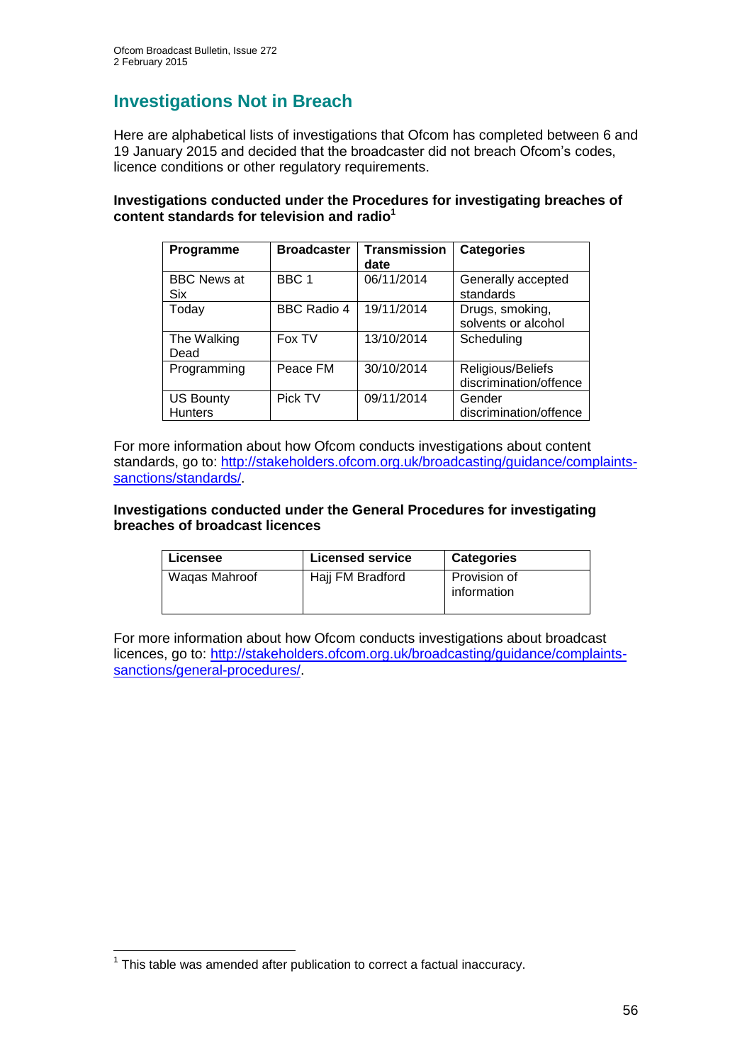## Investigations Not in Breach

Here are alphabetical lists of investigations that Ofcom has completed between 6 and 19 January 2015 and decided that the broadcaster did not breach Ofcom's codes, licence conditions or other regulatory requirements.

**Investigations conducted under the Procedures for investigating breaches of content standards for television and radio[1]**

| Programme | Broadcaster | Transmission date | Categories |
|---|---|---|---|
| BBC News at Six | BBC 1 | 06/11/2014 | Generally accepted standards |
| Today | BBC Radio 4 | 19/11/2014 | Drugs, smoking, solvents or alcohol |
| The Walking Dead | Fox TV | 13/10/2014 | Scheduling |
| Programming | Peace FM | 30/10/2014 | Religious/Beliefs discrimination/offence |
| US Bounty Hunters | Pick TV | 09/11/2014 | Gender discrimination/offence |

For more information about how Ofcom conducts investigations about content standards, go to: http://stakeholders.ofcom.org.uk/broadcasting/guidance/complaints-sanctions/standards/.

**Investigations conducted under the General Procedures for investigating breaches of broadcast licences**

| Licensee | Licensed service | Categories |
|---|---|---|
| Waqas Mahroof | Hajj FM Bradford | Provision of information |

For more information about how Ofcom conducts investigations about broadcast licences, go to: http://stakeholders.ofcom.org.uk/broadcasting/guidance/complaints-sanctions/general-procedures/.

[1] This table was amended after publication to correct a factual inaccuracy.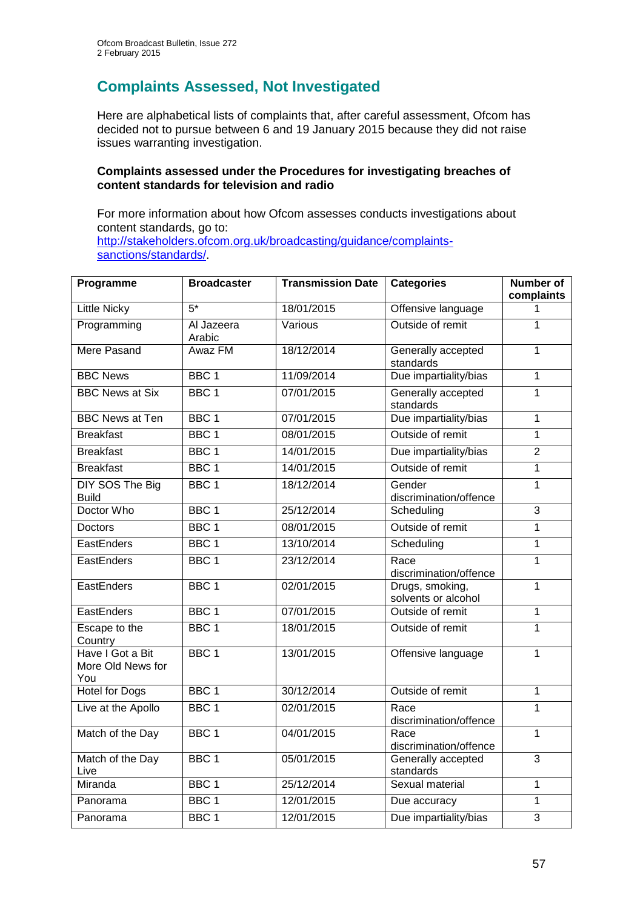## Complaints Assessed, Not Investigated

Here are alphabetical lists of complaints that, after careful assessment, Ofcom has decided not to pursue between 6 and 19 January 2015 because they did not raise issues warranting investigation.

### Complaints assessed under the Procedures for investigating breaches of content standards for television and radio

For more information about how Ofcom assesses conducts investigations about content standards, go to: [http://stakeholders.ofcom.org.uk/broadcasting/guidance/complaints-sanctions/standards/](http://stakeholders.ofcom.org.uk/broadcasting/guidance/complaints-sanctions/standards/).

| Programme | Broadcaster | Transmission Date | Categories | Number of complaints |
|---|---|---|---|---|
| Little Nicky | 5* | 18/01/2015 | Offensive language | 1 |
| Programming | Al Jazeera Arabic | Various | Outside of remit | 1 |
| Mere Pasand | Awaz FM | 18/12/2014 | Generally accepted standards | 1 |
| BBC News | BBC 1 | 11/09/2014 | Due impartiality/bias | 1 |
| BBC News at Six | BBC 1 | 07/01/2015 | Generally accepted standards | 1 |
| BBC News at Ten | BBC 1 | 07/01/2015 | Due impartiality/bias | 1 |
| Breakfast | BBC 1 | 08/01/2015 | Outside of remit | 1 |
| Breakfast | BBC 1 | 14/01/2015 | Due impartiality/bias | 2 |
| Breakfast | BBC 1 | 14/01/2015 | Outside of remit | 1 |
| DIY SOS The Big Build | BBC 1 | 18/12/2014 | Gender discrimination/offence | 1 |
| Doctor Who | BBC 1 | 25/12/2014 | Scheduling | 3 |
| Doctors | BBC 1 | 08/01/2015 | Outside of remit | 1 |
| EastEnders | BBC 1 | 13/10/2014 | Scheduling | 1 |
| EastEnders | BBC 1 | 23/12/2014 | Race discrimination/offence | 1 |
| EastEnders | BBC 1 | 02/01/2015 | Drugs, smoking, solvents or alcohol | 1 |
| EastEnders | BBC 1 | 07/01/2015 | Outside of remit | 1 |
| Escape to the Country | BBC 1 | 18/01/2015 | Outside of remit | 1 |
| Have I Got a Bit More Old News for You | BBC 1 | 13/01/2015 | Offensive language | 1 |
| Hotel for Dogs | BBC 1 | 30/12/2014 | Outside of remit | 1 |
| Live at the Apollo | BBC 1 | 02/01/2015 | Race discrimination/offence | 1 |
| Match of the Day | BBC 1 | 04/01/2015 | Race discrimination/offence | 1 |
| Match of the Day Live | BBC 1 | 05/01/2015 | Generally accepted standards | 3 |
| Miranda | BBC 1 | 25/12/2014 | Sexual material | 1 |
| Panorama | BBC 1 | 12/01/2015 | Due accuracy | 1 |
| Panorama | BBC 1 | 12/01/2015 | Due impartiality/bias | 3 |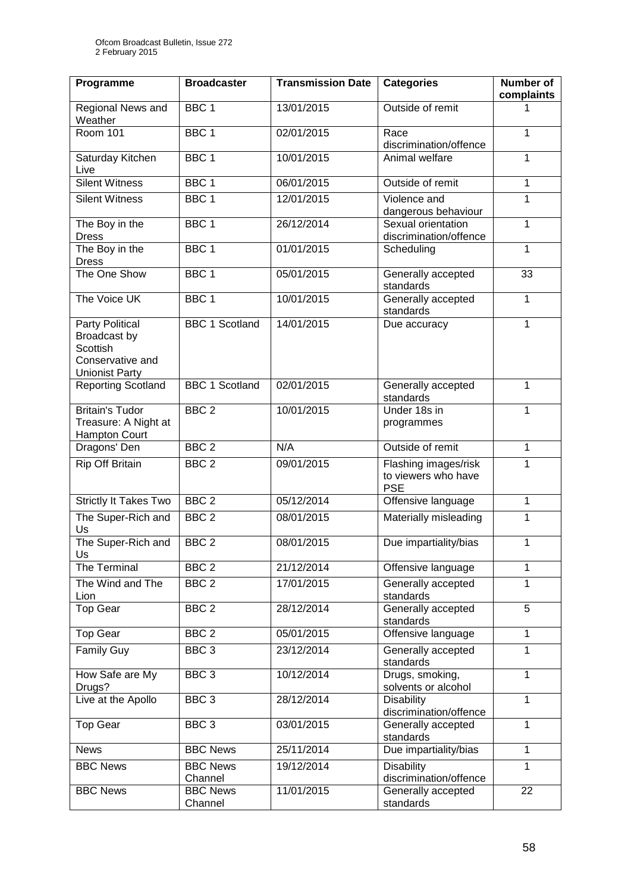| Programme | Broadcaster | Transmission Date | Categories | Number of complaints |
|---|---|---|---|---|
| Regional News and Weather | BBC 1 | 13/01/2015 | Outside of remit | 1 |
| Room 101 | BBC 1 | 02/01/2015 | Race discrimination/offence | 1 |
| Saturday Kitchen Live | BBC 1 | 10/01/2015 | Animal welfare | 1 |
| Silent Witness | BBC 1 | 06/01/2015 | Outside of remit | 1 |
| Silent Witness | BBC 1 | 12/01/2015 | Violence and dangerous behaviour | 1 |
| The Boy in the Dress | BBC 1 | 26/12/2014 | Sexual orientation discrimination/offence | 1 |
| The Boy in the Dress | BBC 1 | 01/01/2015 | Scheduling | 1 |
| The One Show | BBC 1 | 05/01/2015 | Generally accepted standards | 33 |
| The Voice UK | BBC 1 | 10/01/2015 | Generally accepted standards | 1 |
| Party Political Broadcast by Scottish Conservative and Unionist Party | BBC 1 Scotland | 14/01/2015 | Due accuracy | 1 |
| Reporting Scotland | BBC 1 Scotland | 02/01/2015 | Generally accepted standards | 1 |
| Britain's Tudor Treasure: A Night at Hampton Court | BBC 2 | 10/01/2015 | Under 18s in programmes | 1 |
| Dragons' Den | BBC 2 | N/A | Outside of remit | 1 |
| Rip Off Britain | BBC 2 | 09/01/2015 | Flashing images/risk to viewers who have PSE | 1 |
| Strictly It Takes Two | BBC 2 | 05/12/2014 | Offensive language | 1 |
| The Super-Rich and Us | BBC 2 | 08/01/2015 | Materially misleading | 1 |
| The Super-Rich and Us | BBC 2 | 08/01/2015 | Due impartiality/bias | 1 |
| The Terminal | BBC 2 | 21/12/2014 | Offensive language | 1 |
| The Wind and The Lion | BBC 2 | 17/01/2015 | Generally accepted standards | 1 |
| Top Gear | BBC 2 | 28/12/2014 | Generally accepted standards | 5 |
| Top Gear | BBC 2 | 05/01/2015 | Offensive language | 1 |
| Family Guy | BBC 3 | 23/12/2014 | Generally accepted standards | 1 |
| How Safe are My Drugs? | BBC 3 | 10/12/2014 | Drugs, smoking, solvents or alcohol | 1 |
| Live at the Apollo | BBC 3 | 28/12/2014 | Disability discrimination/offence | 1 |
| Top Gear | BBC 3 | 03/01/2015 | Generally accepted standards | 1 |
| News | BBC News | 25/11/2014 | Due impartiality/bias | 1 |
| BBC News | BBC News Channel | 19/12/2014 | Disability discrimination/offence | 1 |
| BBC News | BBC News Channel | 11/01/2015 | Generally accepted standards | 22 |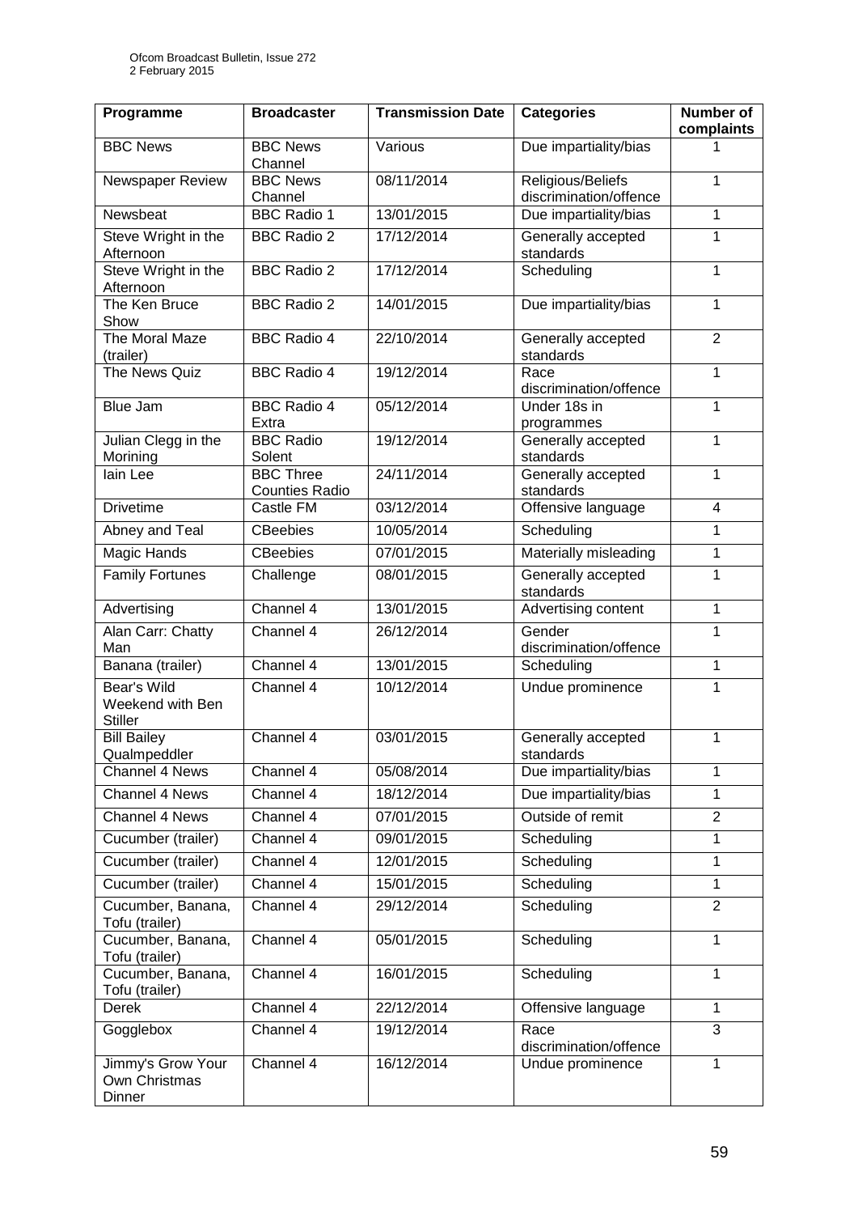| Programme | Broadcaster | Transmission Date | Categories | Number of complaints |
|---|---|---|---|---|
| BBC News | BBC News Channel | Various | Due impartiality/bias | 1 |
| Newspaper Review | BBC News Channel | 08/11/2014 | Religious/Beliefs discrimination/offence | 1 |
| Newsbeat | BBC Radio 1 | 13/01/2015 | Due impartiality/bias | 1 |
| Steve Wright in the Afternoon | BBC Radio 2 | 17/12/2014 | Generally accepted standards | 1 |
| Steve Wright in the Afternoon | BBC Radio 2 | 17/12/2014 | Scheduling | 1 |
| The Ken Bruce Show | BBC Radio 2 | 14/01/2015 | Due impartiality/bias | 1 |
| The Moral Maze (trailer) | BBC Radio 4 | 22/10/2014 | Generally accepted standards | 2 |
| The News Quiz | BBC Radio 4 | 19/12/2014 | Race discrimination/offence | 1 |
| Blue Jam | BBC Radio 4 Extra | 05/12/2014 | Under 18s in programmes | 1 |
| Julian Clegg in the Morining | BBC Radio Solent | 19/12/2014 | Generally accepted standards | 1 |
| Iain Lee | BBC Three Counties Radio | 24/11/2014 | Generally accepted standards | 1 |
| Drivetime | Castle FM | 03/12/2014 | Offensive language | 4 |
| Abney and Teal | CBeebies | 10/05/2014 | Scheduling | 1 |
| Magic Hands | CBeebies | 07/01/2015 | Materially misleading | 1 |
| Family Fortunes | Challenge | 08/01/2015 | Generally accepted standards | 1 |
| Advertising | Channel 4 | 13/01/2015 | Advertising content | 1 |
| Alan Carr: Chatty Man | Channel 4 | 26/12/2014 | Gender discrimination/offence | 1 |
| Banana (trailer) | Channel 4 | 13/01/2015 | Scheduling | 1 |
| Bear's Wild Weekend with Ben Stiller | Channel 4 | 10/12/2014 | Undue prominence | 1 |
| Bill Bailey Qualmpeddler | Channel 4 | 03/01/2015 | Generally accepted standards | 1 |
| Channel 4 News | Channel 4 | 05/08/2014 | Due impartiality/bias | 1 |
| Channel 4 News | Channel 4 | 18/12/2014 | Due impartiality/bias | 1 |
| Channel 4 News | Channel 4 | 07/01/2015 | Outside of remit | 2 |
| Cucumber (trailer) | Channel 4 | 09/01/2015 | Scheduling | 1 |
| Cucumber (trailer) | Channel 4 | 12/01/2015 | Scheduling | 1 |
| Cucumber (trailer) | Channel 4 | 15/01/2015 | Scheduling | 1 |
| Cucumber, Banana, Tofu (trailer) | Channel 4 | 29/12/2014 | Scheduling | 2 |
| Cucumber, Banana, Tofu (trailer) | Channel 4 | 05/01/2015 | Scheduling | 1 |
| Cucumber, Banana, Tofu (trailer) | Channel 4 | 16/01/2015 | Scheduling | 1 |
| Derek | Channel 4 | 22/12/2014 | Offensive language | 1 |
| Gogglebox | Channel 4 | 19/12/2014 | Race discrimination/offence | 3 |
| Jimmy's Grow Your Own Christmas Dinner | Channel 4 | 16/12/2014 | Undue prominence | 1 |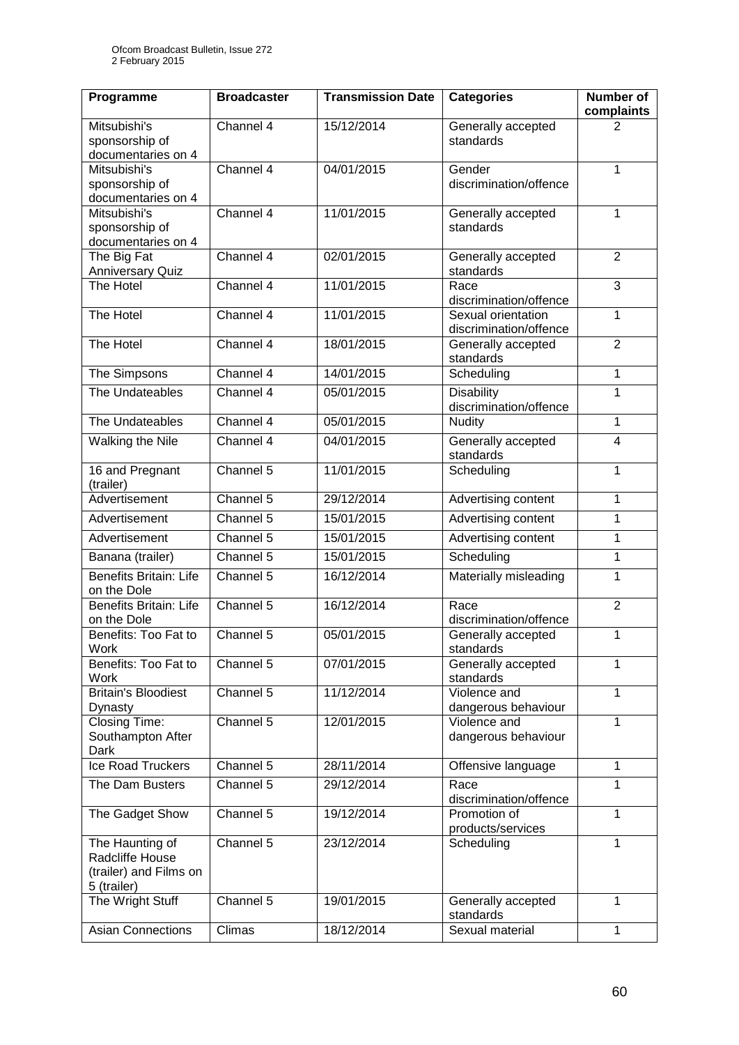| Programme | Broadcaster | Transmission Date | Categories | Number of complaints |
|---|---|---|---|---|
| Mitsubishi's sponsorship of documentaries on 4 | Channel 4 | 15/12/2014 | Generally accepted standards | 2 |
| Mitsubishi's sponsorship of documentaries on 4 | Channel 4 | 04/01/2015 | Gender discrimination/offence | 1 |
| Mitsubishi's sponsorship of documentaries on 4 | Channel 4 | 11/01/2015 | Generally accepted standards | 1 |
| The Big Fat Anniversary Quiz | Channel 4 | 02/01/2015 | Generally accepted standards | 2 |
| The Hotel | Channel 4 | 11/01/2015 | Race discrimination/offence | 3 |
| The Hotel | Channel 4 | 11/01/2015 | Sexual orientation discrimination/offence | 1 |
| The Hotel | Channel 4 | 18/01/2015 | Generally accepted standards | 2 |
| The Simpsons | Channel 4 | 14/01/2015 | Scheduling | 1 |
| The Undateables | Channel 4 | 05/01/2015 | Disability discrimination/offence | 1 |
| The Undateables | Channel 4 | 05/01/2015 | Nudity | 1 |
| Walking the Nile | Channel 4 | 04/01/2015 | Generally accepted standards | 4 |
| 16 and Pregnant (trailer) | Channel 5 | 11/01/2015 | Scheduling | 1 |
| Advertisement | Channel 5 | 29/12/2014 | Advertising content | 1 |
| Advertisement | Channel 5 | 15/01/2015 | Advertising content | 1 |
| Advertisement | Channel 5 | 15/01/2015 | Advertising content | 1 |
| Banana (trailer) | Channel 5 | 15/01/2015 | Scheduling | 1 |
| Benefits Britain: Life on the Dole | Channel 5 | 16/12/2014 | Materially misleading | 1 |
| Benefits Britain: Life on the Dole | Channel 5 | 16/12/2014 | Race discrimination/offence | 2 |
| Benefits: Too Fat to Work | Channel 5 | 05/01/2015 | Generally accepted standards | 1 |
| Benefits: Too Fat to Work | Channel 5 | 07/01/2015 | Generally accepted standards | 1 |
| Britain's Bloodiest Dynasty | Channel 5 | 11/12/2014 | Violence and dangerous behaviour | 1 |
| Closing Time: Southampton After Dark | Channel 5 | 12/01/2015 | Violence and dangerous behaviour | 1 |
| Ice Road Truckers | Channel 5 | 28/11/2014 | Offensive language | 1 |
| The Dam Busters | Channel 5 | 29/12/2014 | Race discrimination/offence | 1 |
| The Gadget Show | Channel 5 | 19/12/2014 | Promotion of products/services | 1 |
| The Haunting of Radcliffe House (trailer) and Films on 5 (trailer) | Channel 5 | 23/12/2014 | Scheduling | 1 |
| The Wright Stuff | Channel 5 | 19/01/2015 | Generally accepted standards | 1 |
| Asian Connections | Climas | 18/12/2014 | Sexual material | 1 |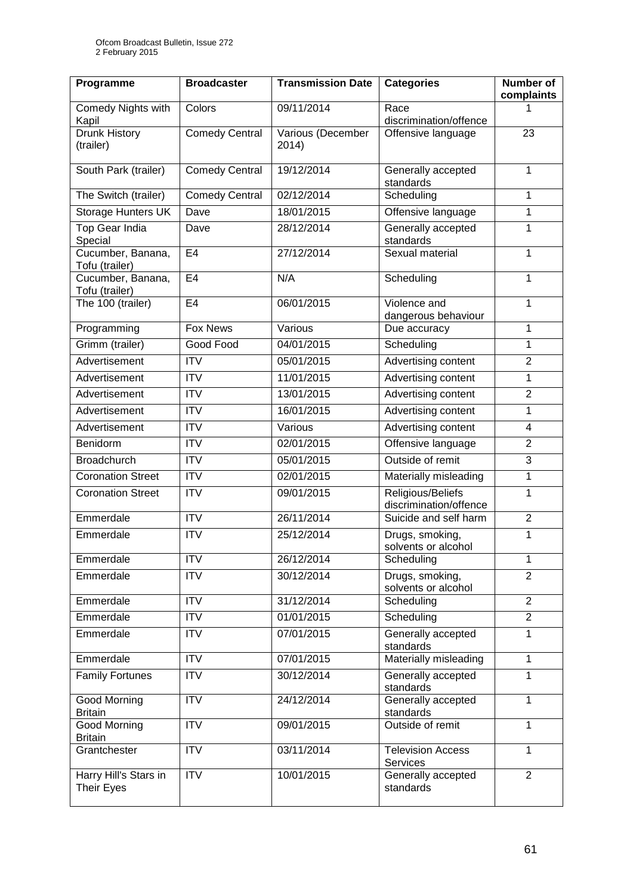| Programme | Broadcaster | Transmission Date | Categories | Number of complaints |
|---|---|---|---|---|
| Comedy Nights with Kapil | Colors | 09/11/2014 | Race discrimination/offence | 1 |
| Drunk History (trailer) | Comedy Central | Various (December 2014) | Offensive language | 23 |
| South Park (trailer) | Comedy Central | 19/12/2014 | Generally accepted standards | 1 |
| The Switch (trailer) | Comedy Central | 02/12/2014 | Scheduling | 1 |
| Storage Hunters UK | Dave | 18/01/2015 | Offensive language | 1 |
| Top Gear India Special | Dave | 28/12/2014 | Generally accepted standards | 1 |
| Cucumber, Banana, Tofu (trailer) | E4 | 27/12/2014 | Sexual material | 1 |
| Cucumber, Banana, Tofu (trailer) | E4 | N/A | Scheduling | 1 |
| The 100 (trailer) | E4 | 06/01/2015 | Violence and dangerous behaviour | 1 |
| Programming | Fox News | Various | Due accuracy | 1 |
| Grimm (trailer) | Good Food | 04/01/2015 | Scheduling | 1 |
| Advertisement | ITV | 05/01/2015 | Advertising content | 2 |
| Advertisement | ITV | 11/01/2015 | Advertising content | 1 |
| Advertisement | ITV | 13/01/2015 | Advertising content | 2 |
| Advertisement | ITV | 16/01/2015 | Advertising content | 1 |
| Advertisement | ITV | Various | Advertising content | 4 |
| Benidorm | ITV | 02/01/2015 | Offensive language | 2 |
| Broadchurch | ITV | 05/01/2015 | Outside of remit | 3 |
| Coronation Street | ITV | 02/01/2015 | Materially misleading | 1 |
| Coronation Street | ITV | 09/01/2015 | Religious/Beliefs discrimination/offence | 1 |
| Emmerdale | ITV | 26/11/2014 | Suicide and self harm | 2 |
| Emmerdale | ITV | 25/12/2014 | Drugs, smoking, solvents or alcohol | 1 |
| Emmerdale | ITV | 26/12/2014 | Scheduling | 1 |
| Emmerdale | ITV | 30/12/2014 | Drugs, smoking, solvents or alcohol | 2 |
| Emmerdale | ITV | 31/12/2014 | Scheduling | 2 |
| Emmerdale | ITV | 01/01/2015 | Scheduling | 2 |
| Emmerdale | ITV | 07/01/2015 | Generally accepted standards | 1 |
| Emmerdale | ITV | 07/01/2015 | Materially misleading | 1 |
| Family Fortunes | ITV | 30/12/2014 | Generally accepted standards | 1 |
| Good Morning Britain | ITV | 24/12/2014 | Generally accepted standards | 1 |
| Good Morning Britain | ITV | 09/01/2015 | Outside of remit | 1 |
| Grantchester | ITV | 03/11/2014 | Television Access Services | 1 |
| Harry Hill's Stars in Their Eyes | ITV | 10/01/2015 | Generally accepted standards | 2 |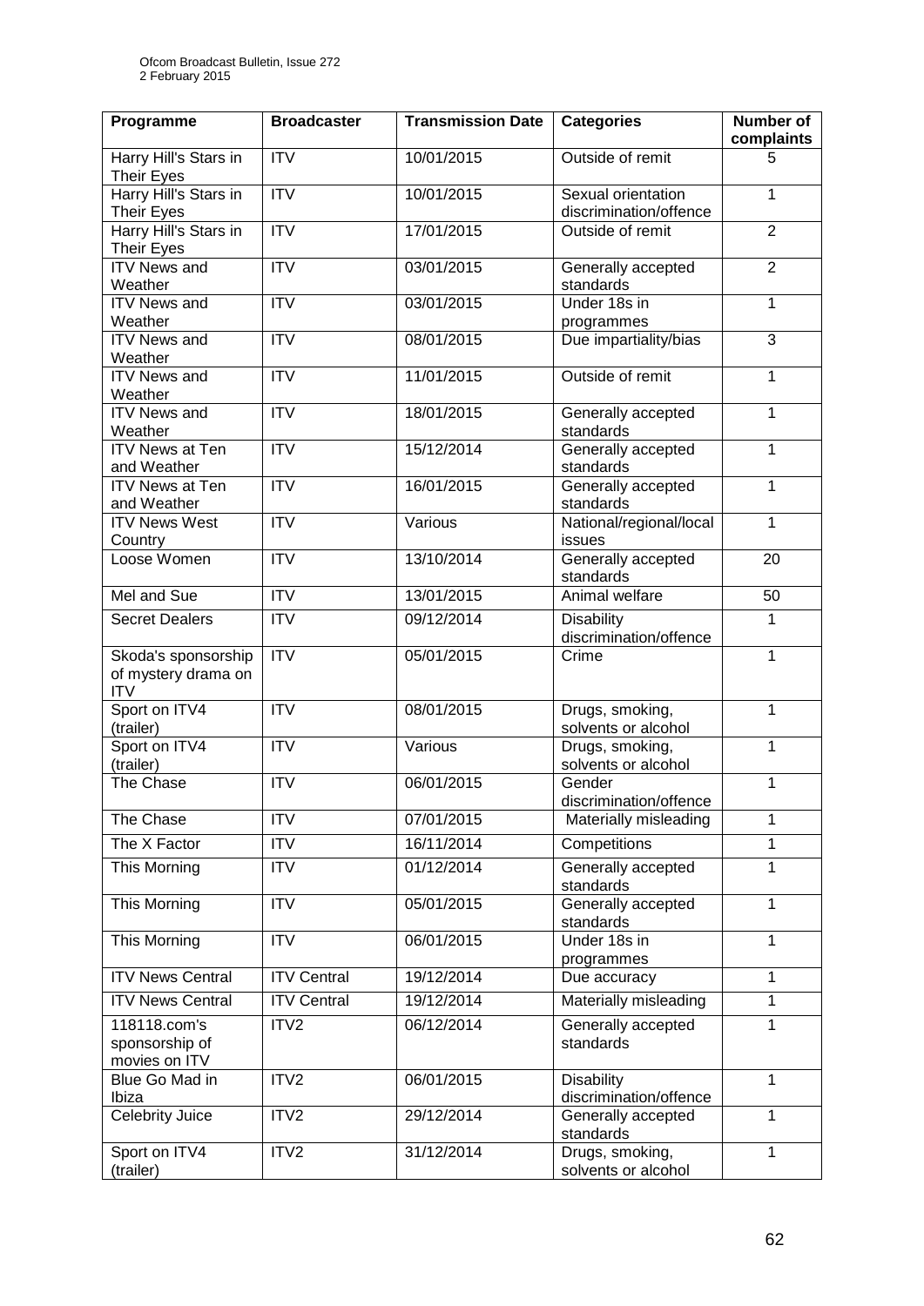| Programme | Broadcaster | Transmission Date | Categories | Number of complaints |
|---|---|---|---|---|
| Harry Hill's Stars in Their Eyes | ITV | 10/01/2015 | Outside of remit | 5 |
| Harry Hill's Stars in Their Eyes | ITV | 10/01/2015 | Sexual orientation discrimination/offence | 1 |
| Harry Hill's Stars in Their Eyes | ITV | 17/01/2015 | Outside of remit | 2 |
| ITV News and Weather | ITV | 03/01/2015 | Generally accepted standards | 2 |
| ITV News and Weather | ITV | 03/01/2015 | Under 18s in programmes | 1 |
| ITV News and Weather | ITV | 08/01/2015 | Due impartiality/bias | 3 |
| ITV News and Weather | ITV | 11/01/2015 | Outside of remit | 1 |
| ITV News and Weather | ITV | 18/01/2015 | Generally accepted standards | 1 |
| ITV News at Ten and Weather | ITV | 15/12/2014 | Generally accepted standards | 1 |
| ITV News at Ten and Weather | ITV | 16/01/2015 | Generally accepted standards | 1 |
| ITV News West Country | ITV | Various | National/regional/local issues | 1 |
| Loose Women | ITV | 13/10/2014 | Generally accepted standards | 20 |
| Mel and Sue | ITV | 13/01/2015 | Animal welfare | 50 |
| Secret Dealers | ITV | 09/12/2014 | Disability discrimination/offence | 1 |
| Skoda's sponsorship of mystery drama on ITV | ITV | 05/01/2015 | Crime | 1 |
| Sport on ITV4 (trailer) | ITV | 08/01/2015 | Drugs, smoking, solvents or alcohol | 1 |
| Sport on ITV4 (trailer) | ITV | Various | Drugs, smoking, solvents or alcohol | 1 |
| The Chase | ITV | 06/01/2015 | Gender discrimination/offence | 1 |
| The Chase | ITV | 07/01/2015 | Materially misleading | 1 |
| The X Factor | ITV | 16/11/2014 | Competitions | 1 |
| This Morning | ITV | 01/12/2014 | Generally accepted standards | 1 |
| This Morning | ITV | 05/01/2015 | Generally accepted standards | 1 |
| This Morning | ITV | 06/01/2015 | Under 18s in programmes | 1 |
| ITV News Central | ITV Central | 19/12/2014 | Due accuracy | 1 |
| ITV News Central | ITV Central | 19/12/2014 | Materially misleading | 1 |
| 118118.com's sponsorship of movies on ITV | ITV2 | 06/12/2014 | Generally accepted standards | 1 |
| Blue Go Mad in Ibiza | ITV2 | 06/01/2015 | Disability discrimination/offence | 1 |
| Celebrity Juice | ITV2 | 29/12/2014 | Generally accepted standards | 1 |
| Sport on ITV4 (trailer) | ITV2 | 31/12/2014 | Drugs, smoking, solvents or alcohol | 1 |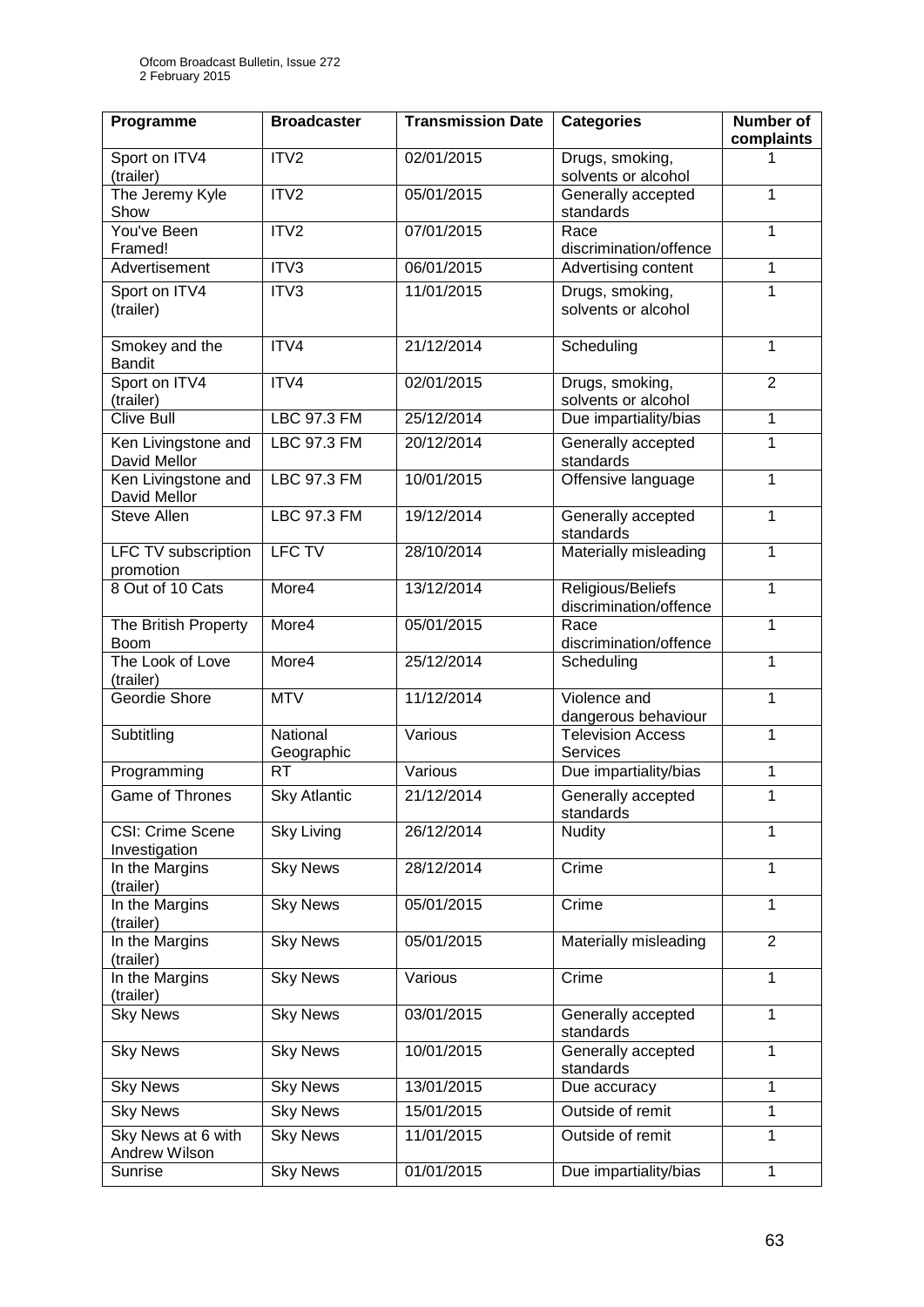| Programme | Broadcaster | Transmission Date | Categories | Number of complaints |
|---|---|---|---|---|
| Sport on ITV4 (trailer) | ITV2 | 02/01/2015 | Drugs, smoking, solvents or alcohol | 1 |
| The Jeremy Kyle Show | ITV2 | 05/01/2015 | Generally accepted standards | 1 |
| You've Been Framed! | ITV2 | 07/01/2015 | Race discrimination/offence | 1 |
| Advertisement | ITV3 | 06/01/2015 | Advertising content | 1 |
| Sport on ITV4 (trailer) | ITV3 | 11/01/2015 | Drugs, smoking, solvents or alcohol | 1 |
| Smokey and the Bandit | ITV4 | 21/12/2014 | Scheduling | 1 |
| Sport on ITV4 (trailer) | ITV4 | 02/01/2015 | Drugs, smoking, solvents or alcohol | 2 |
| Clive Bull | LBC 97.3 FM | 25/12/2014 | Due impartiality/bias | 1 |
| Ken Livingstone and David Mellor | LBC 97.3 FM | 20/12/2014 | Generally accepted standards | 1 |
| Ken Livingstone and David Mellor | LBC 97.3 FM | 10/01/2015 | Offensive language | 1 |
| Steve Allen | LBC 97.3 FM | 19/12/2014 | Generally accepted standards | 1 |
| LFC TV subscription promotion | LFC TV | 28/10/2014 | Materially misleading | 1 |
| 8 Out of 10 Cats | More4 | 13/12/2014 | Religious/Beliefs discrimination/offence | 1 |
| The British Property Boom | More4 | 05/01/2015 | Race discrimination/offence | 1 |
| The Look of Love (trailer) | More4 | 25/12/2014 | Scheduling | 1 |
| Geordie Shore | MTV | 11/12/2014 | Violence and dangerous behaviour | 1 |
| Subtitling | National Geographic | Various | Television Access Services | 1 |
| Programming | RT | Various | Due impartiality/bias | 1 |
| Game of Thrones | Sky Atlantic | 21/12/2014 | Generally accepted standards | 1 |
| CSI: Crime Scene Investigation | Sky Living | 26/12/2014 | Nudity | 1 |
| In the Margins (trailer) | Sky News | 28/12/2014 | Crime | 1 |
| In the Margins (trailer) | Sky News | 05/01/2015 | Crime | 1 |
| In the Margins (trailer) | Sky News | 05/01/2015 | Materially misleading | 2 |
| In the Margins (trailer) | Sky News | Various | Crime | 1 |
| Sky News | Sky News | 03/01/2015 | Generally accepted standards | 1 |
| Sky News | Sky News | 10/01/2015 | Generally accepted standards | 1 |
| Sky News | Sky News | 13/01/2015 | Due accuracy | 1 |
| Sky News | Sky News | 15/01/2015 | Outside of remit | 1 |
| Sky News at 6 with Andrew Wilson | Sky News | 11/01/2015 | Outside of remit | 1 |
| Sunrise | Sky News | 01/01/2015 | Due impartiality/bias | 1 |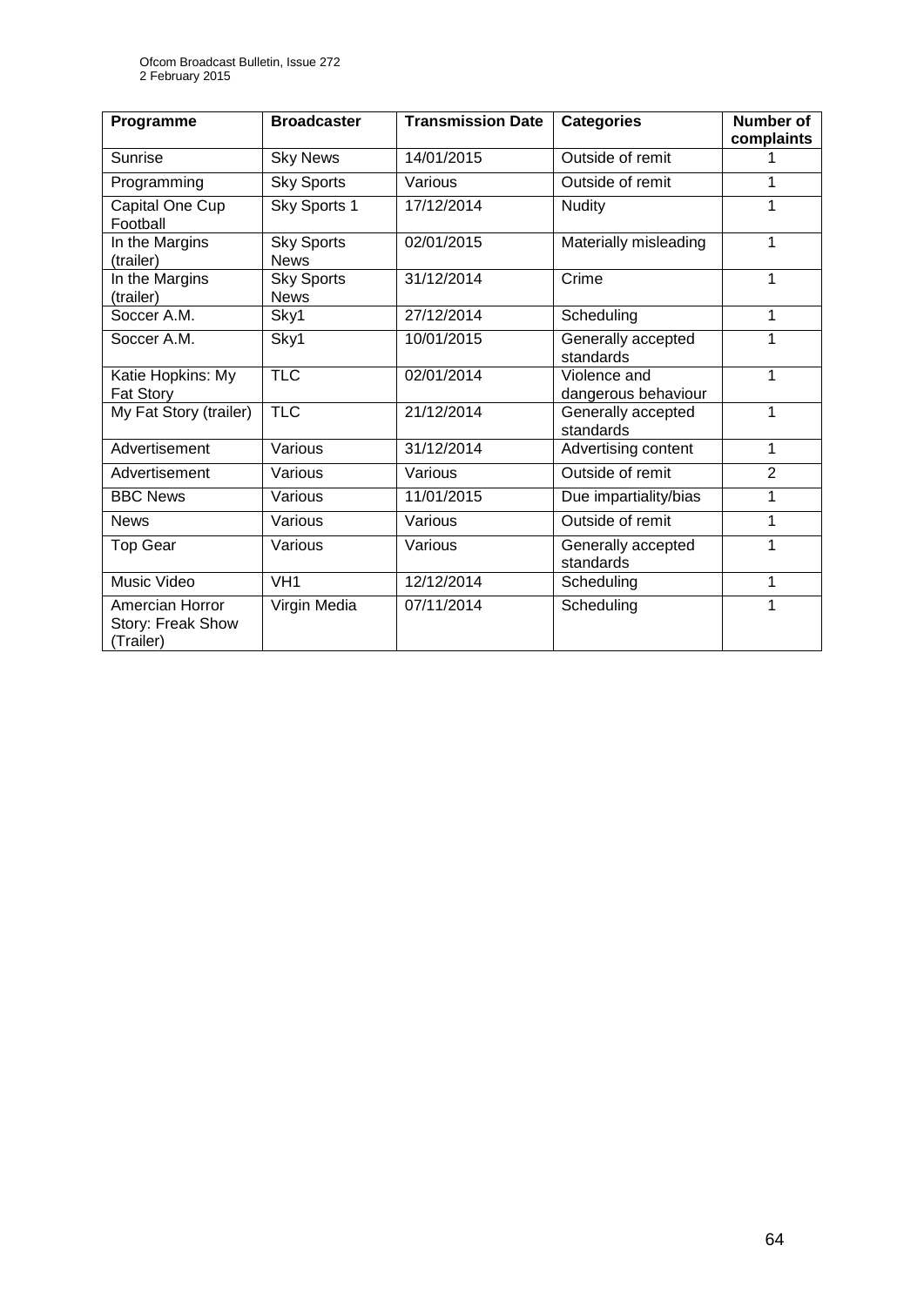| Programme | Broadcaster | Transmission Date | Categories | Number of complaints |
|---|---|---|---|---|
| Sunrise | Sky News | 14/01/2015 | Outside of remit | 1 |
| Programming | Sky Sports | Various | Outside of remit | 1 |
| Capital One Cup Football | Sky Sports 1 | 17/12/2014 | Nudity | 1 |
| In the Margins (trailer) | Sky Sports News | 02/01/2015 | Materially misleading | 1 |
| In the Margins (trailer) | Sky Sports News | 31/12/2014 | Crime | 1 |
| Soccer A.M. | Sky1 | 27/12/2014 | Scheduling | 1 |
| Soccer A.M. | Sky1 | 10/01/2015 | Generally accepted standards | 1 |
| Katie Hopkins: My Fat Story | TLC | 02/01/2014 | Violence and dangerous behaviour | 1 |
| My Fat Story (trailer) | TLC | 21/12/2014 | Generally accepted standards | 1 |
| Advertisement | Various | 31/12/2014 | Advertising content | 1 |
| Advertisement | Various | Various | Outside of remit | 2 |
| BBC News | Various | 11/01/2015 | Due impartiality/bias | 1 |
| News | Various | Various | Outside of remit | 1 |
| Top Gear | Various | Various | Generally accepted standards | 1 |
| Music Video | VH1 | 12/12/2014 | Scheduling | 1 |
| Amercian Horror Story: Freak Show (Trailer) | Virgin Media | 07/11/2014 | Scheduling | 1 |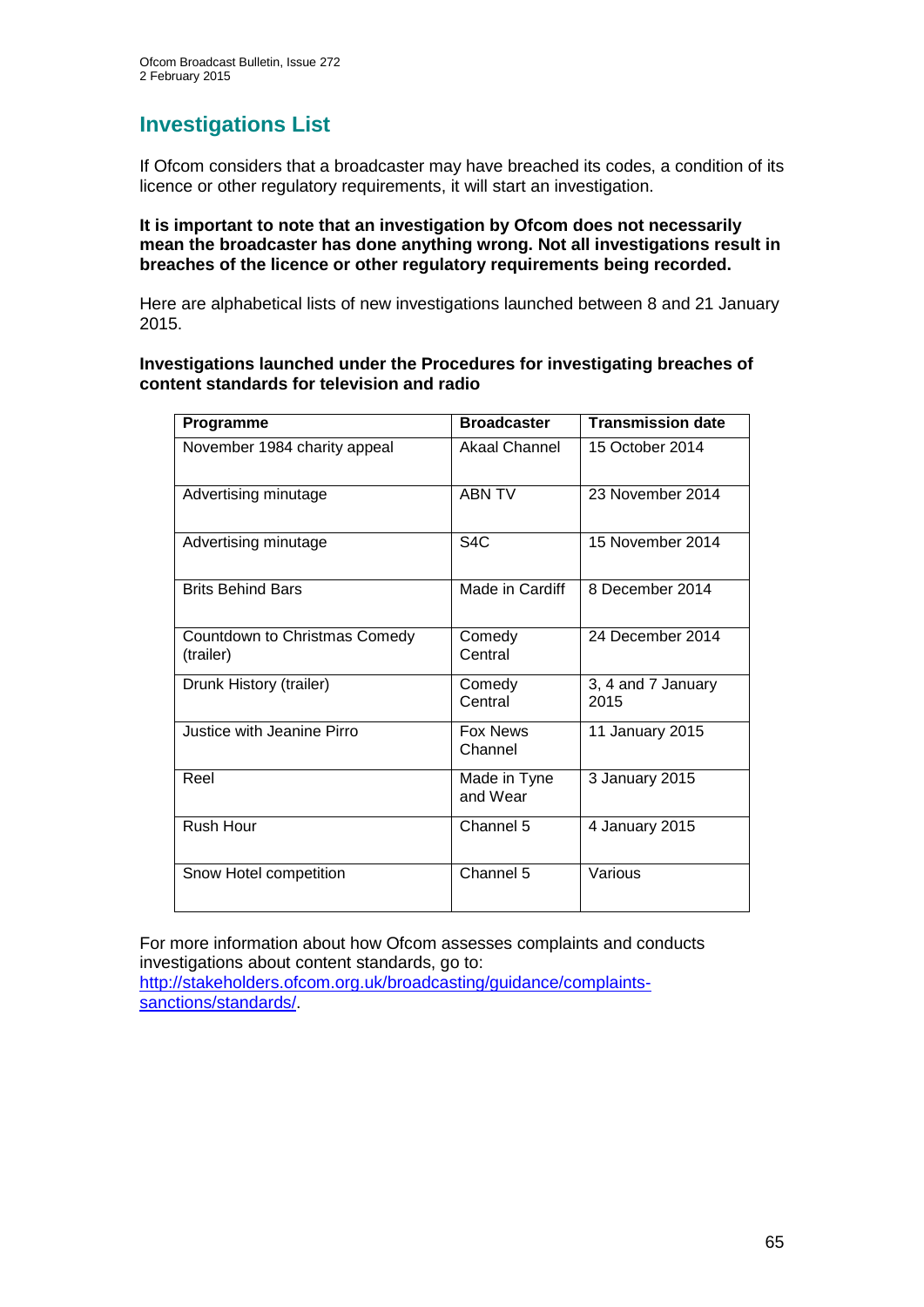## Investigations List

If Ofcom considers that a broadcaster may have breached its codes, a condition of its licence or other regulatory requirements, it will start an investigation.

**It is important to note that an investigation by Ofcom does not necessarily mean the broadcaster has done anything wrong. Not all investigations result in breaches of the licence or other regulatory requirements being recorded.**

Here are alphabetical lists of new investigations launched between 8 and 21 January 2015.

**Investigations launched under the Procedures for investigating breaches of content standards for television and radio**

| Programme | Broadcaster | Transmission date |
|---|---|---|
| November 1984 charity appeal | Akaal Channel | 15 October 2014 |
| Advertising minutage | ABN TV | 23 November 2014 |
| Advertising minutage | S4C | 15 November 2014 |
| Brits Behind Bars | Made in Cardiff | 8 December 2014 |
| Countdown to Christmas Comedy (trailer) | Comedy Central | 24 December 2014 |
| Drunk History (trailer) | Comedy Central | 3, 4 and 7 January 2015 |
| Justice with Jeanine Pirro | Fox News Channel | 11 January 2015 |
| Reel | Made in Tyne and Wear | 3 January 2015 |
| Rush Hour | Channel 5 | 4 January 2015 |
| Snow Hotel competition | Channel 5 | Various |

For more information about how Ofcom assesses complaints and conducts investigations about content standards, go to: http://stakeholders.ofcom.org.uk/broadcasting/guidance/complaints-sanctions/standards/.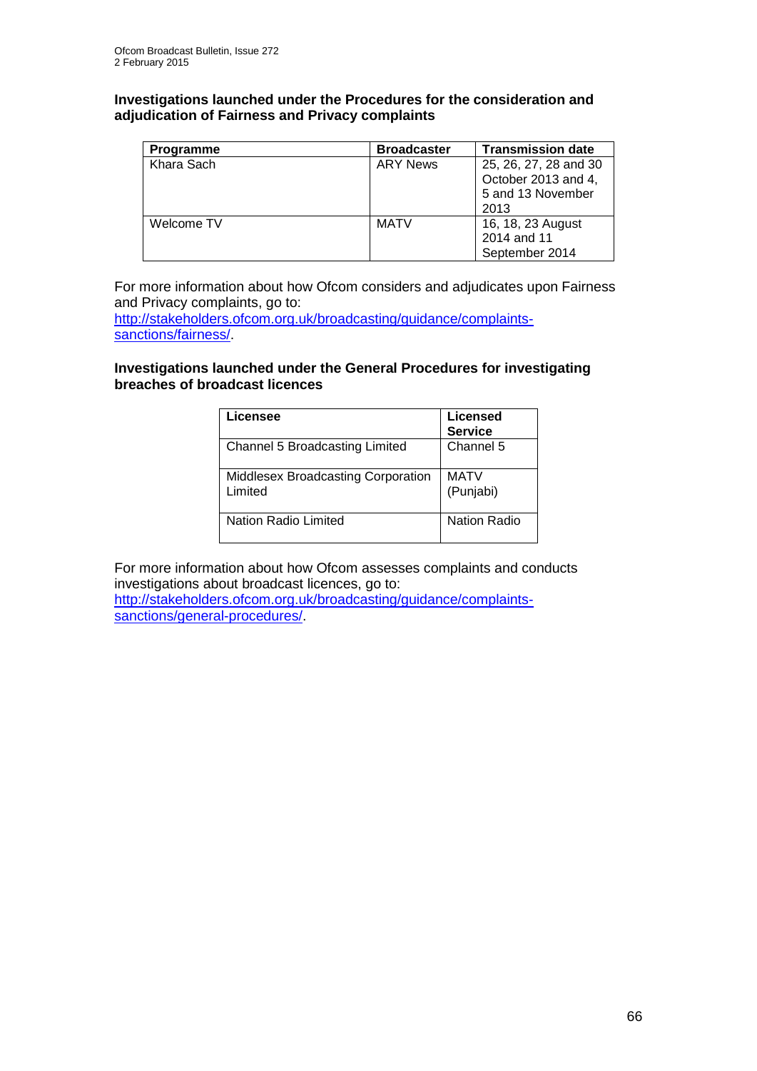### Investigations launched under the Procedures for the consideration and adjudication of Fairness and Privacy complaints

| Programme | Broadcaster | Transmission date |
|---|---|---|
| Khara Sach | ARY News | 25, 26, 27, 28 and 30 October 2013 and 4, 5 and 13 November 2013 |
| Welcome TV | MATV | 16, 18, 23 August 2014 and 11 September 2014 |

For more information about how Ofcom considers and adjudicates upon Fairness and Privacy complaints, go to:
[http://stakeholders.ofcom.org.uk/broadcasting/guidance/complaints-sanctions/fairness/](http://stakeholders.ofcom.org.uk/broadcasting/guidance/complaints-sanctions/fairness/).

### Investigations launched under the General Procedures for investigating breaches of broadcast licences

| Licensee | Licensed Service |
|---|---|
| Channel 5 Broadcasting Limited | Channel 5 |
| Middlesex Broadcasting Corporation Limited | MATV (Punjabi) |
| Nation Radio Limited | Nation Radio |

For more information about how Ofcom assesses complaints and conducts investigations about broadcast licences, go to:
[http://stakeholders.ofcom.org.uk/broadcasting/guidance/complaints-sanctions/general-procedures/](http://stakeholders.ofcom.org.uk/broadcasting/guidance/complaints-sanctions/general-procedures/).